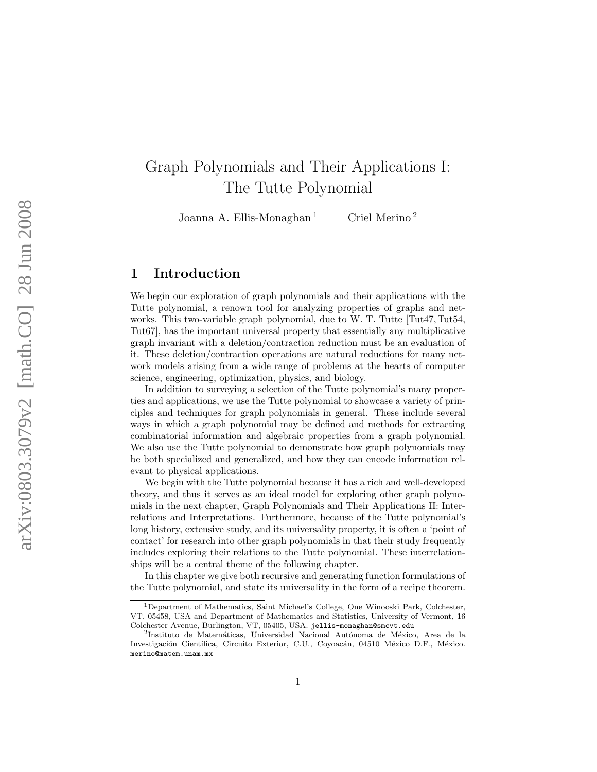# Graph Polynomials and Their Applications I: The Tutte Polynomial

Joanna A. Ellis-Monaghan [1] Criel Merino [2]

## 1 Introduction

We begin our exploration of graph polynomials and their applications with the Tutte polynomial, a renown tool for analyzing properties of graphs and networks. This two-variable graph polynomial, due to W. T. Tutte [Tut47, Tut54, Tut67], has the important universal property that essentially any multiplicative graph invariant with a deletion/contraction reduction must be an evaluation of it. These deletion/contraction operations are natural reductions for many network models arising from a wide range of problems at the hearts of computer science, engineering, optimization, physics, and biology.

In addition to surveying a selection of the Tutte polynomial's many properties and applications, we use the Tutte polynomial to showcase a variety of principles and techniques for graph polynomials in general. These include several ways in which a graph polynomial may be defined and methods for extracting combinatorial information and algebraic properties from a graph polynomial. We also use the Tutte polynomial to demonstrate how graph polynomials may be both specialized and generalized, and how they can encode information relevant to physical applications.

We begin with the Tutte polynomial because it has a rich and well-developed theory, and thus it serves as an ideal model for exploring other graph polynomials in the next chapter, Graph Polynomials and Their Applications II: Interrelations and Interpretations. Furthermore, because of the Tutte polynomial's long history, extensive study, and its universality property, it is often a 'point of contact' for research into other graph polynomials in that their study frequently includes exploring their relations to the Tutte polynomial. These interrelationships will be a central theme of the following chapter.

In this chapter we give both recursive and generating function formulations of the Tutte polynomial, and state its universality in the form of a recipe theorem.

---

[1] Department of Mathematics, Saint Michael's College, One Winooski Park, Colchester, VT, 05458, USA and Department of Mathematics and Statistics, University of Vermont, 16 Colchester Avenue, Burlington, VT, 05405, USA. jellis-monaghan@smcvt.edu

[2] Instituto de Matemáticas, Universidad Nacional Autónoma de México, Area de la Investigación Científica, Circuito Exterior, C.U., Coyoacán, 04510 México D.F., México. merino@matem.unam.mx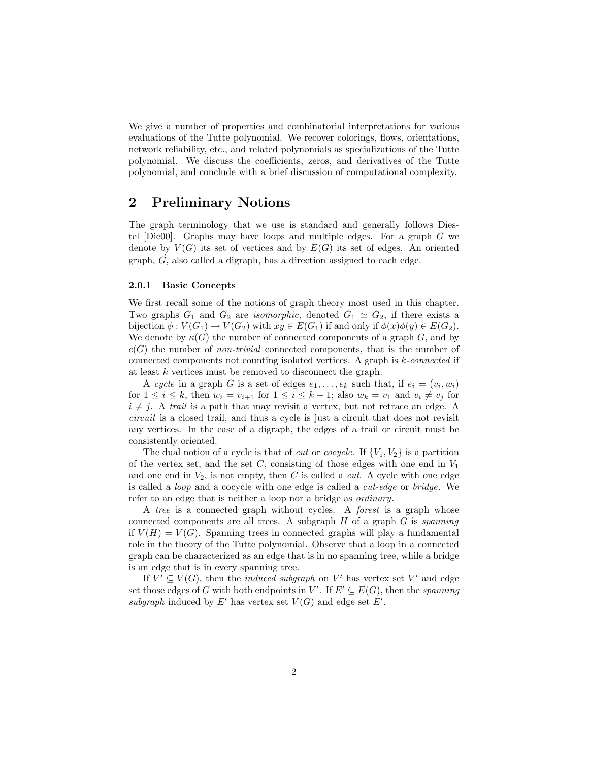We give a number of properties and combinatorial interpretations for various evaluations of the Tutte polynomial. We recover colorings, flows, orientations, network reliability, etc., and related polynomials as specializations of the Tutte polynomial. We discuss the coefficients, zeros, and derivatives of the Tutte polynomial, and conclude with a brief discussion of computational complexity.

## 2 Preliminary Notions

The graph terminology that we use is standard and generally follows Diestel [Die00]. Graphs may have loops and multiple edges. For a graph $G$ we denote by $V(G)$ its set of vertices and by $E(G)$ its set of edges. An oriented graph, $\vec{G}$, also called a digraph, has a direction assigned to each edge.

#### 2.0.1 Basic Concepts

We first recall some of the notions of graph theory most used in this chapter. Two graphs $G_1$ and $G_2$ are *isomorphic*, denoted $G_1 \simeq G_2$, if there exists a bijection $\phi : V(G_1) \to V(G_2)$ with $xy \in E(G_1)$ if and only if $\phi(x)\phi(y) \in E(G_2)$. We denote by $\kappa(G)$ the number of connected components of a graph $G$, and by $c(G)$ the number of *non-trivial* connected components, that is the number of connected components not counting isolated vertices. A graph is *k-connected* if at least $k$ vertices must be removed to disconnect the graph.

A *cycle* in a graph $G$ is a set of edges $e_1, \ldots, e_k$ such that, if $e_i = (v_i, w_i)$ for $1 \leq i \leq k$, then $w_i = v_{i+1}$ for $1 \leq i \leq k-1$; also $w_k = v_1$ and $v_i \neq v_j$ for $i \neq j$. A *trail* is a path that may revisit a vertex, but not retrace an edge. A *circuit* is a closed trail, and thus a cycle is just a circuit that does not revisit any vertices. In the case of a digraph, the edges of a trail or circuit must be consistently oriented.

The dual notion of a cycle is that of *cut* or *cocycle*. If $\{V_1, V_2\}$ is a partition of the vertex set, and the set $C$, consisting of those edges with one end in $V_1$ and one end in $V_2$, is not empty, then $C$ is called a *cut*. A cycle with one edge is called a *loop* and a cocycle with one edge is called a *cut-edge* or *bridge*. We refer to an edge that is neither a loop nor a bridge as *ordinary*.

A *tree* is a connected graph without cycles. A *forest* is a graph whose connected components are all trees. A subgraph $H$ of a graph $G$ is *spanning* if $V(H) = V(G)$. Spanning trees in connected graphs will play a fundamental role in the theory of the Tutte polynomial. Observe that a loop in a connected graph can be characterized as an edge that is in no spanning tree, while a bridge is an edge that is in every spanning tree.

If $V' \subseteq V(G)$, then the *induced subgraph* on $V'$ has vertex set $V'$ and edge set those edges of $G$ with both endpoints in $V'$. If $E' \subseteq E(G)$, then the *spanning subgraph* induced by $E'$ has vertex set $V(G)$ and edge set $E'$.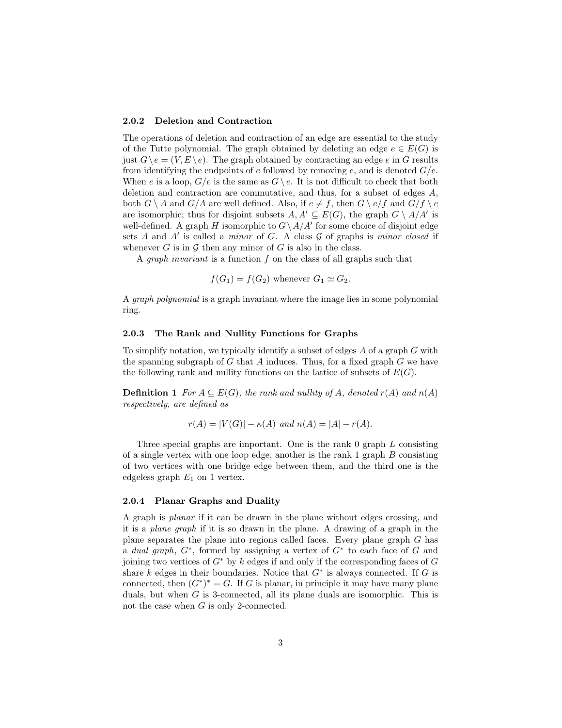#### 2.0.2 Deletion and Contraction

The operations of deletion and contraction of an edge are essential to the study of the Tutte polynomial. The graph obtained by deleting an edge $e \in E(G)$ is just $G \setminus e = (V, E \setminus e)$. The graph obtained by contracting an edge $e$ in $G$ results from identifying the endpoints of $e$ followed by removing $e$, and is denoted $G/e$. When $e$ is a loop, $G/e$ is the same as $G \setminus e$. It is not difficult to check that both deletion and contraction are commutative, and thus, for a subset of edges $A$, both $G \setminus A$ and $G/A$ are well defined. Also, if $e \neq f$, then $G \setminus e/f$ and $G/f \setminus e$ are isomorphic; thus for disjoint subsets $A, A' \subseteq E(G)$, the graph $G \setminus A/A'$ is well-defined. A graph $H$ isomorphic to $G \setminus A/A'$ for some choice of disjoint edge sets $A$ and $A'$ is called a *minor* of $G$. A class $\mathcal{G}$ of graphs is *minor closed* if whenever $G$ is in $\mathcal{G}$ then any minor of $G$ is also in the class.

A *graph invariant* is a function $f$ on the class of all graphs such that

$$f(G_1) = f(G_2) \text{ whenever } G_1 \simeq G_2.$$

A *graph polynomial* is a graph invariant where the image lies in some polynomial ring.

#### 2.0.3 The Rank and Nullity Functions for Graphs

To simplify notation, we typically identify a subset of edges $A$ of a graph $G$ with the spanning subgraph of $G$ that $A$ induces. Thus, for a fixed graph $G$ we have the following rank and nullity functions on the lattice of subsets of $E(G)$.

**Definition 1** *For $A \subseteq E(G)$, the rank and nullity of $A$, denoted $r(A)$ and $n(A)$ respectively, are defined as*

$$r(A) = |V(G)| - \kappa(A) \text{ and } n(A) = |A| - r(A).$$

Three special graphs are important. One is the rank 0 graph $L$ consisting of a single vertex with one loop edge, another is the rank 1 graph $B$ consisting of two vertices with one bridge edge between them, and the third one is the edgeless graph $E_1$ on 1 vertex.

#### 2.0.4 Planar Graphs and Duality

A graph is *planar* if it can be drawn in the plane without edges crossing, and it is a *plane graph* if it is so drawn in the plane. A drawing of a graph in the plane separates the plane into regions called faces. Every plane graph $G$ has a *dual graph*, $G^*$, formed by assigning a vertex of $G^*$ to each face of $G$ and joining two vertices of $G^*$ by $k$ edges if and only if the corresponding faces of $G$ share $k$ edges in their boundaries. Notice that $G^*$ is always connected. If $G$ is connected, then $(G^*)^* = G$. If $G$ is planar, in principle it may have many plane duals, but when $G$ is 3-connected, all its plane duals are isomorphic. This is not the case when $G$ is only 2-connected.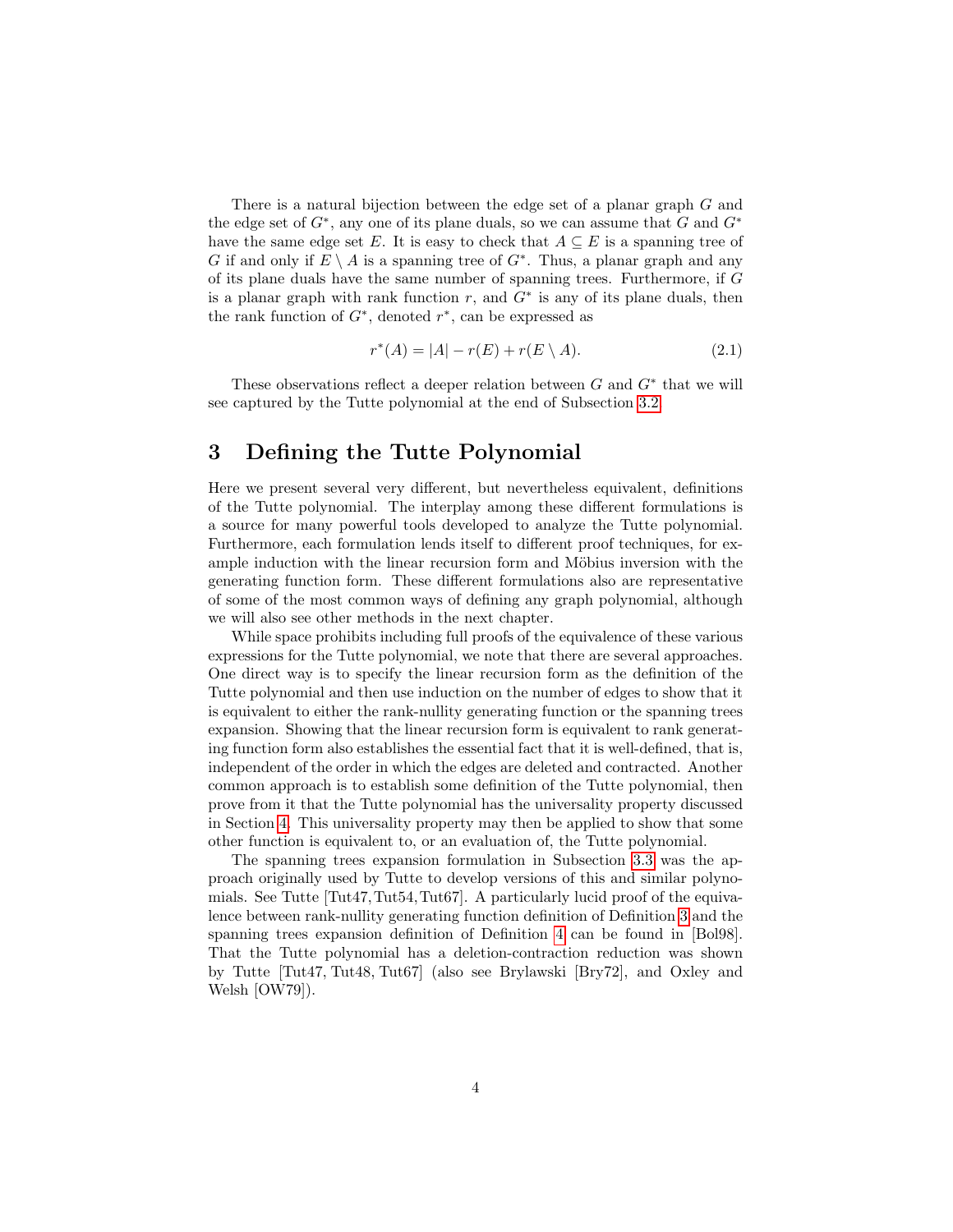There is a natural bijection between the edge set of a planar graph $G$ and the edge set of $G^*$, any one of its plane duals, so we can assume that $G$ and $G^*$ have the same edge set $E$. It is easy to check that $A \subseteq E$ is a spanning tree of $G$ if and only if $E \setminus A$ is a spanning tree of $G^*$. Thus, a planar graph and any of its plane duals have the same number of spanning trees. Furthermore, if $G$ is a planar graph with rank function $r$, and $G^*$ is any of its plane duals, then the rank function of $G^*$, denoted $r^*$, can be expressed as

$$r^*(A) = |A| - r(E) + r(E \setminus A). \tag{2.1}$$

These observations reflect a deeper relation between $G$ and $G^*$ that we will see captured by the Tutte polynomial at the end of Subsection 3.2.

## 3 Defining the Tutte Polynomial

Here we present several very different, but nevertheless equivalent, definitions of the Tutte polynomial. The interplay among these different formulations is a source for many powerful tools developed to analyze the Tutte polynomial. Furthermore, each formulation lends itself to different proof techniques, for example induction with the linear recursion form and Möbius inversion with the generating function form. These different formulations also are representative of some of the most common ways of defining any graph polynomial, although we will also see other methods in the next chapter.

While space prohibits including full proofs of the equivalence of these various expressions for the Tutte polynomial, we note that there are several approaches. One direct way is to specify the linear recursion form as the definition of the Tutte polynomial and then use induction on the number of edges to show that it is equivalent to either the rank-nullity generating function or the spanning trees expansion. Showing that the linear recursion form is equivalent to rank generating function form also establishes the essential fact that it is well-defined, that is, independent of the order in which the edges are deleted and contracted. Another common approach is to establish some definition of the Tutte polynomial, then prove from it that the Tutte polynomial has the universality property discussed in Section 4. This universality property may then be applied to show that some other function is equivalent to, or an evaluation of, the Tutte polynomial.

The spanning trees expansion formulation in Subsection 3.3 was the approach originally used by Tutte to develop versions of this and similar polynomials. See Tutte [Tut47, Tut54, Tut67]. A particularly lucid proof of the equivalence between rank-nullity generating function definition of Definition 3 and the spanning trees expansion definition of Definition 4 can be found in [Bol98]. That the Tutte polynomial has a deletion-contraction reduction was shown by Tutte [Tut47, Tut48, Tut67] (also see Brylawski [Bry72], and Oxley and Welsh [OW79]).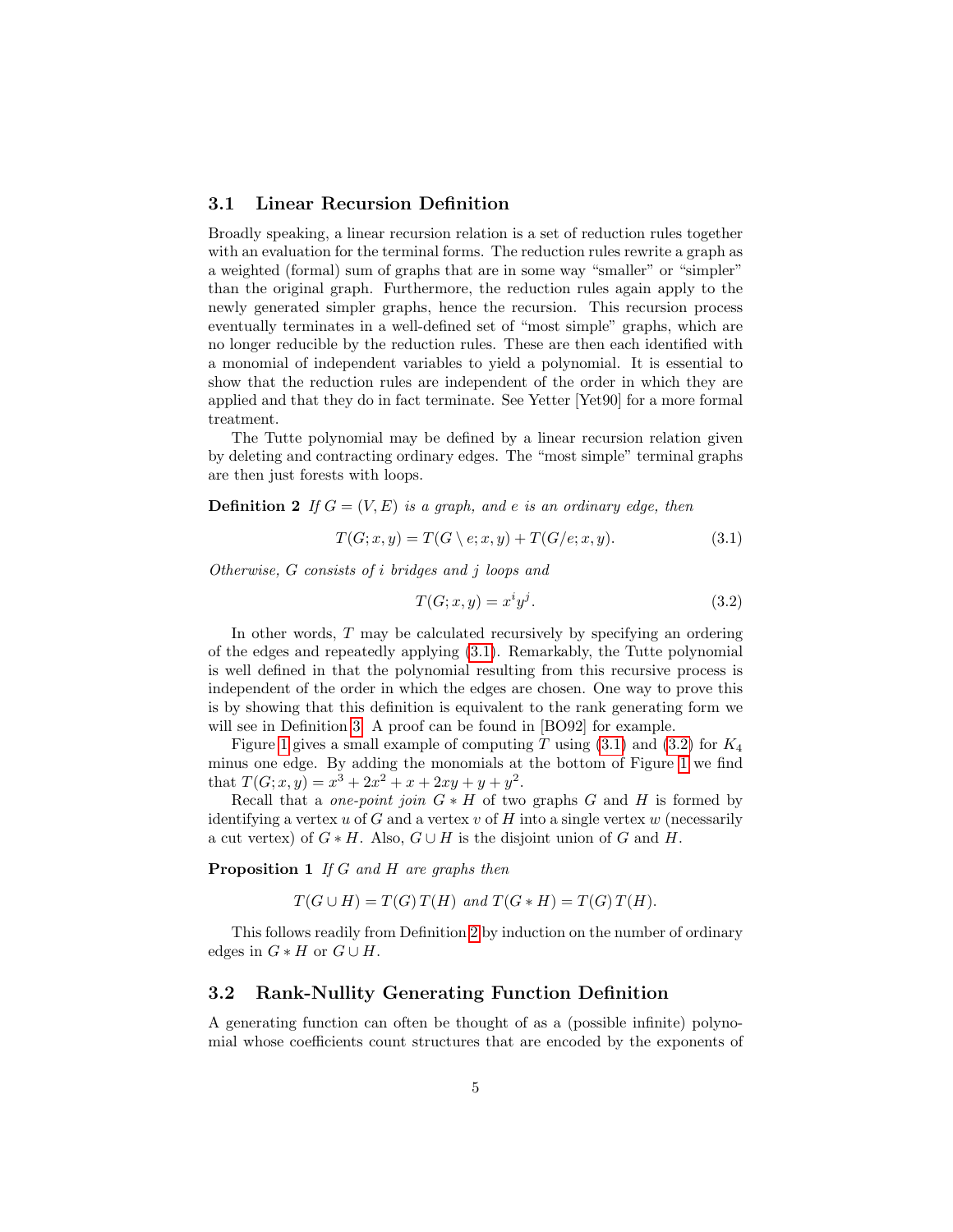### 3.1 Linear Recursion Definition

Broadly speaking, a linear recursion relation is a set of reduction rules together with an evaluation for the terminal forms. The reduction rules rewrite a graph as a weighted (formal) sum of graphs that are in some way "smaller" or "simpler" than the original graph. Furthermore, the reduction rules again apply to the newly generated simpler graphs, hence the recursion. This recursion process eventually terminates in a well-defined set of "most simple" graphs, which are no longer reducible by the reduction rules. These are then each identified with a monomial of independent variables to yield a polynomial. It is essential to show that the reduction rules are independent of the order in which they are applied and that they do in fact terminate. See Yetter [Yet90] for a more formal treatment.

The Tutte polynomial may be defined by a linear recursion relation given by deleting and contracting ordinary edges. The "most simple" terminal graphs are then just forests with loops.

**Definition 2** *If $G = (V, E)$ is a graph, and $e$ is an ordinary edge, then*

$$T(G; x, y) = T(G \setminus e; x, y) + T(G/e; x, y). \tag{3.1}$$

*Otherwise, $G$ consists of $i$ bridges and $j$ loops and*

$$T(G; x, y) = x^i y^j. \tag{3.2}$$

In other words, $T$ may be calculated recursively by specifying an ordering of the edges and repeatedly applying (3.1). Remarkably, the Tutte polynomial is well defined in that the polynomial resulting from this recursive process is independent of the order in which the edges are chosen. One way to prove this is by showing that this definition is equivalent to the rank generating form we will see in Definition 3. A proof can be found in [BO92] for example.

Figure 1 gives a small example of computing $T$ using (3.1) and (3.2) for $K_4$ minus one edge. By adding the monomials at the bottom of Figure 1 we find that $T(G; x, y) = x^3 + 2x^2 + x + 2xy + y + y^2$.

Recall that a *one-point join* $G * H$ of two graphs $G$ and $H$ is formed by identifying a vertex $u$ of $G$ and a vertex $v$ of $H$ into a single vertex $w$ (necessarily a cut vertex) of $G * H$. Also, $G \cup H$ is the disjoint union of $G$ and $H$.

**Proposition 1** *If $G$ and $H$ are graphs then*

$$T(G \cup H) = T(G)\, T(H) \text{ and } T(G * H) = T(G)\, T(H).$$

This follows readily from Definition 2 by induction on the number of ordinary edges in $G * H$ or $G \cup H$.

### 3.2 Rank-Nullity Generating Function Definition

A generating function can often be thought of as a (possible infinite) polynomial whose coefficients count structures that are encoded by the exponents of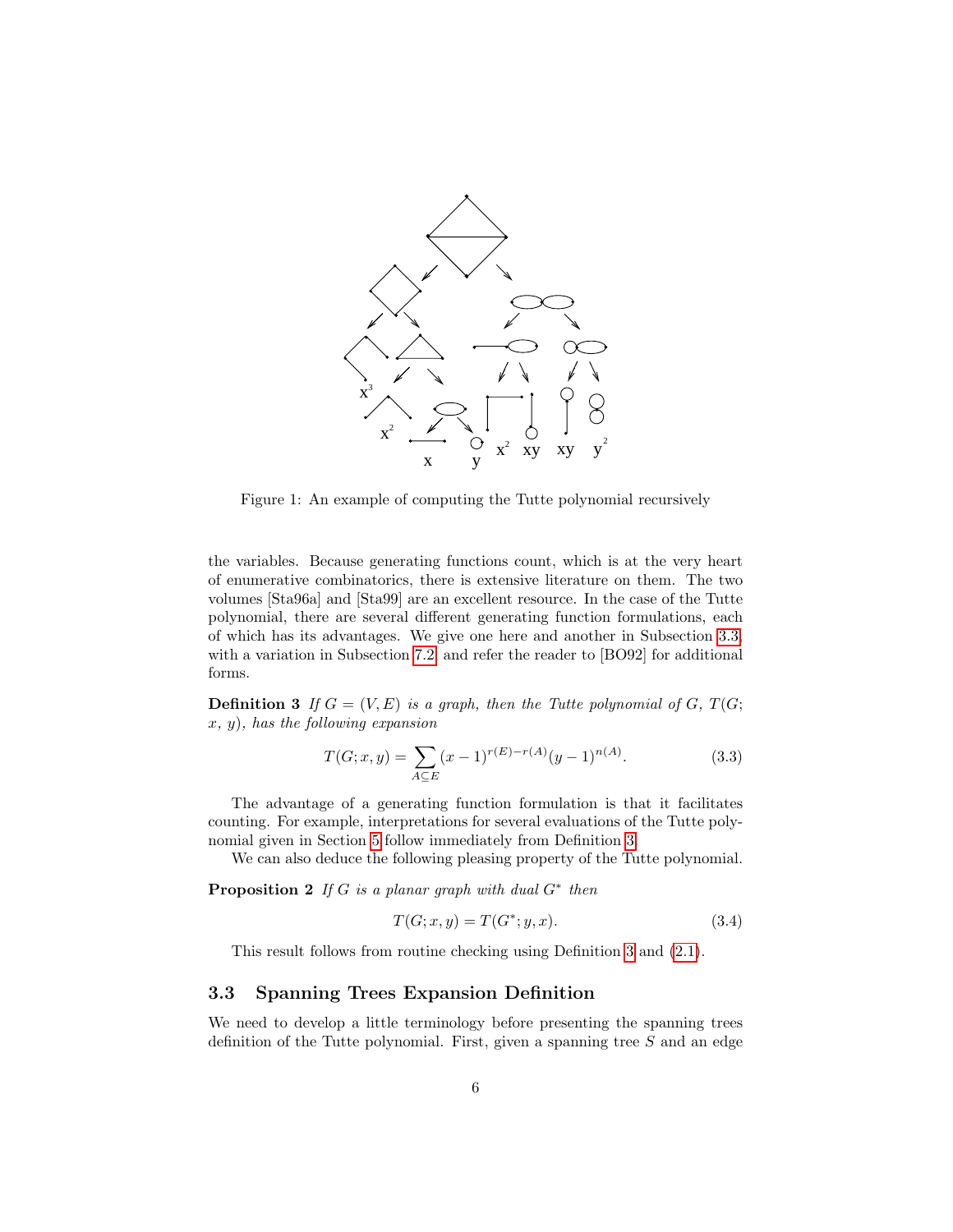Figure 1: An example of computing the Tutte polynomial recursively

the variables. Because generating functions count, which is at the very heart of enumerative combinatorics, there is extensive literature on them. The two volumes [Sta96a] and [Sta99] are an excellent resource. In the case of the Tutte polynomial, there are several different generating function formulations, each of which has its advantages. We give one here and another in Subsection 3.3, with a variation in Subsection 7.2, and refer the reader to [BO92] for additional forms.

**Definition 3** *If $G = (V, E)$ is a graph, then the Tutte polynomial of $G$, $T(G; x, y)$, has the following expansion*

$$T(G; x, y) = \sum_{A \subseteq E} (x-1)^{r(E)-r(A)}(y-1)^{n(A)}. \tag{3.3}$$

The advantage of a generating function formulation is that it facilitates counting. For example, interpretations for several evaluations of the Tutte polynomial given in Section 5 follow immediately from Definition 3.

We can also deduce the following pleasing property of the Tutte polynomial.

**Proposition 2** *If $G$ is a planar graph with dual $G^*$ then*

$$T(G; x, y) = T(G^*; y, x). \tag{3.4}$$

This result follows from routine checking using Definition 3 and (2.1).

### 3.3 Spanning Trees Expansion Definition

We need to develop a little terminology before presenting the spanning trees definition of the Tutte polynomial. First, given a spanning tree $S$ and an edge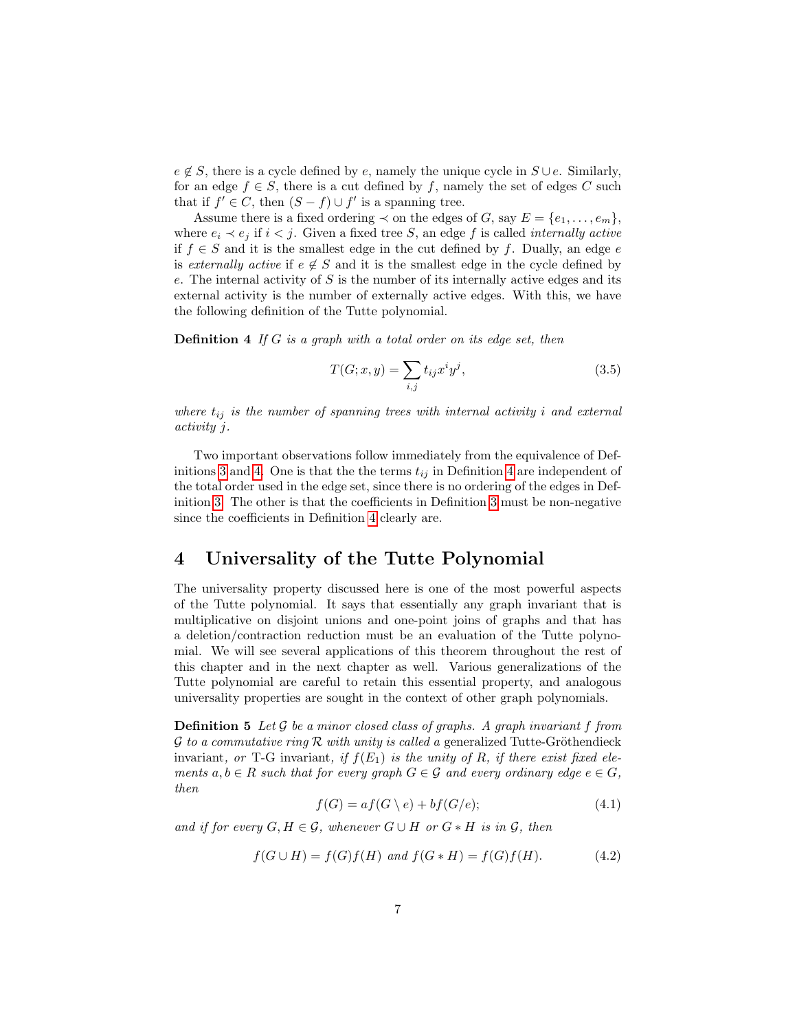$e \notin S$, there is a cycle defined by $e$, namely the unique cycle in $S \cup e$. Similarly, for an edge $f \in S$, there is a cut defined by $f$, namely the set of edges $C$ such that if $f' \in C$, then $(S - f) \cup f'$ is a spanning tree.

Assume there is a fixed ordering $\prec$ on the edges of $G$, say $E = \{e_1, \ldots, e_m\}$, where $e_i \prec e_j$ if $i < j$. Given a fixed tree $S$, an edge $f$ is called *internally active* if $f \in S$ and it is the smallest edge in the cut defined by $f$. Dually, an edge $e$ is *externally active* if $e \notin S$ and it is the smallest edge in the cycle defined by $e$. The internal activity of $S$ is the number of its internally active edges and its external activity is the number of externally active edges. With this, we have the following definition of the Tutte polynomial.

**Definition 4** *If $G$ is a graph with a total order on its edge set, then*

$$T(G; x, y) = \sum_{i,j} t_{ij} x^i y^j, \tag{3.5}$$

*where $t_{ij}$ is the number of spanning trees with internal activity $i$ and external activity $j$.*

Two important observations follow immediately from the equivalence of Definitions 3 and 4. One is that the the terms $t_{ij}$ in Definition 4 are independent of the total order used in the edge set, since there is no ordering of the edges in Definition 3. The other is that the coefficients in Definition 3 must be non-negative since the coefficients in Definition 4 clearly are.

# 4 Universality of the Tutte Polynomial

The universality property discussed here is one of the most powerful aspects of the Tutte polynomial. It says that essentially any graph invariant that is multiplicative on disjoint unions and one-point joins of graphs and that has a deletion/contraction reduction must be an evaluation of the Tutte polynomial. We will see several applications of this theorem throughout the rest of this chapter and in the next chapter as well. Various generalizations of the Tutte polynomial are careful to retain this essential property, and analogous universality properties are sought in the context of other graph polynomials.

**Definition 5** *Let $\mathcal{G}$ be a minor closed class of graphs. A graph invariant $f$ from $\mathcal{G}$ to a commutative ring $\mathcal{R}$ with unity is called a* generalized Tutte-Gröthendieck invariant*, or* T-G invariant*, if $f(E_1)$ is the unity of $R$, if there exist fixed elements $a, b \in R$ such that for every graph $G \in \mathcal{G}$ and every ordinary edge $e \in G$, then*

$$f(G) = af(G \setminus e) + bf(G/e); \tag{4.1}$$

*and if for every $G, H \in \mathcal{G}$, whenever $G \cup H$ or $G * H$ is in $\mathcal{G}$, then*

$$f(G \cup H) = f(G)f(H) \text{ and } f(G * H) = f(G)f(H). \tag{4.2}$$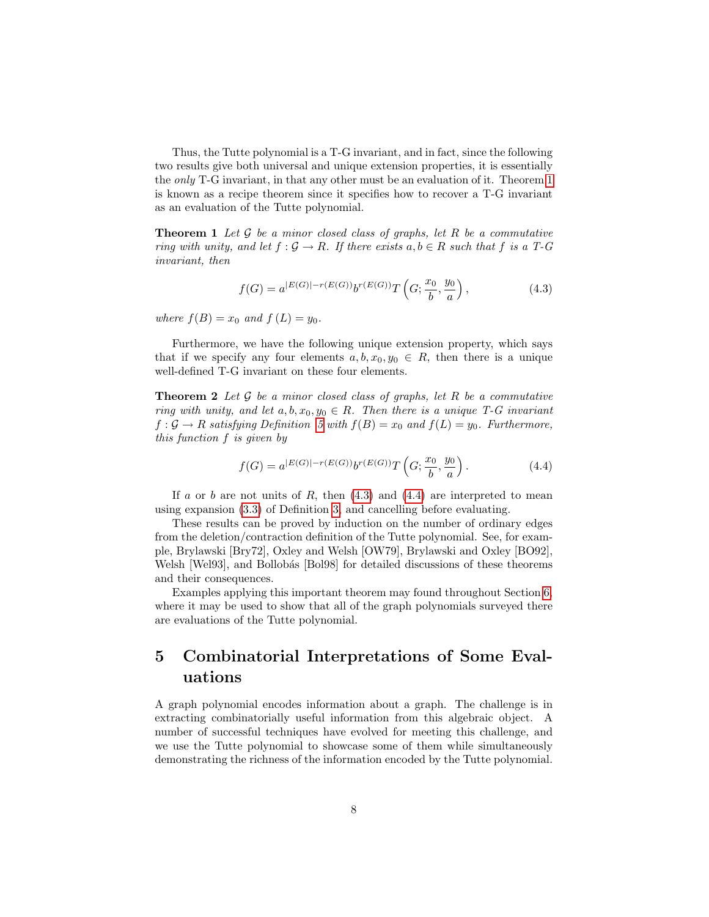Thus, the Tutte polynomial is a T-G invariant, and in fact, since the following two results give both universal and unique extension properties, it is essentially the *only* T-G invariant, in that any other must be an evaluation of it. Theorem 1 is known as a recipe theorem since it specifies how to recover a T-G invariant as an evaluation of the Tutte polynomial.

**Theorem 1** *Let $\mathcal{G}$ be a minor closed class of graphs, let $R$ be a commutative ring with unity, and let $f : \mathcal{G} \to R$. If there exists $a, b \in R$ such that $f$ is a T-G invariant, then*

$$f(G) = a^{|E(G)|-r(E(G))} b^{r(E(G))} T\left(G; \frac{x_0}{b}, \frac{y_0}{a}\right), \tag{4.3}$$

*where $f(B) = x_0$ and $f(L) = y_0$.*

Furthermore, we have the following unique extension property, which says that if we specify any four elements $a, b, x_0, y_0 \in R$, then there is a unique well-defined T-G invariant on these four elements.

**Theorem 2** *Let $\mathcal{G}$ be a minor closed class of graphs, let $R$ be a commutative ring with unity, and let $a, b, x_0, y_0 \in R$. Then there is a unique T-G invariant $f : \mathcal{G} \to R$ satisfying Definition 5 with $f(B) = x_0$ and $f(L) = y_0$. Furthermore, this function $f$ is given by*

$$f(G) = a^{|E(G)|-r(E(G))} b^{r(E(G))} T\left(G; \frac{x_0}{b}, \frac{y_0}{a}\right). \tag{4.4}$$

If $a$ or $b$ are not units of $R$, then (4.3) and (4.4) are interpreted to mean using expansion (3.3) of Definition 3, and cancelling before evaluating.

These results can be proved by induction on the number of ordinary edges from the deletion/contraction definition of the Tutte polynomial. See, for example, Brylawski [Bry72], Oxley and Welsh [OW79], Brylawski and Oxley [BO92], Welsh [Wel93], and Bollobás [Bol98] for detailed discussions of these theorems and their consequences.

Examples applying this important theorem may found throughout Section 6, where it may be used to show that all of the graph polynomials surveyed there are evaluations of the Tutte polynomial.

# 5 Combinatorial Interpretations of Some Evaluations

A graph polynomial encodes information about a graph. The challenge is in extracting combinatorially useful information from this algebraic object. A number of successful techniques have evolved for meeting this challenge, and we use the Tutte polynomial to showcase some of them while simultaneously demonstrating the richness of the information encoded by the Tutte polynomial.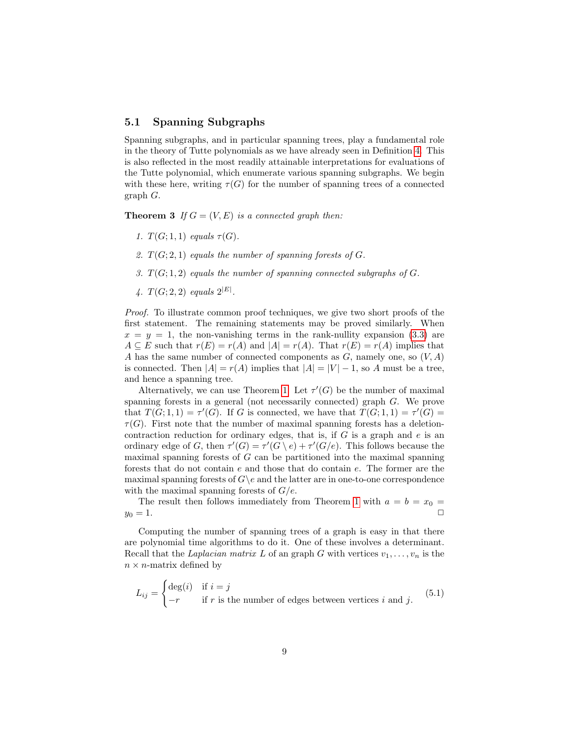### 5.1 Spanning Subgraphs

Spanning subgraphs, and in particular spanning trees, play a fundamental role in the theory of Tutte polynomials as we have already seen in Definition 4. This is also reflected in the most readily attainable interpretations for evaluations of the Tutte polynomial, which enumerate various spanning subgraphs. We begin with these here, writing $\tau(G)$ for the number of spanning trees of a connected graph $G$.

**Theorem 3** *If $G = (V, E)$ is a connected graph then:*

1. *$T(G; 1, 1)$ equals $\tau(G)$.*
2. *$T(G; 2, 1)$ equals the number of spanning forests of $G$.*
3. *$T(G; 1, 2)$ equals the number of spanning connected subgraphs of $G$.*
4. *$T(G; 2, 2)$ equals $2^{|E|}$.*

*Proof.* To illustrate common proof techniques, we give two short proofs of the first statement. The remaining statements may be proved similarly. When $x = y = 1$, the non-vanishing terms in the rank-nullity expansion (3.3) are $A \subseteq E$ such that $r(E) = r(A)$ and $|A| = r(A)$. That $r(E) = r(A)$ implies that $A$ has the same number of connected components as $G$, namely one, so $(V, A)$ is connected. Then $|A| = r(A)$ implies that $|A| = |V| - 1$, so $A$ must be a tree, and hence a spanning tree.

Alternatively, we can use Theorem 1. Let $\tau'(G)$ be the number of maximal spanning forests in a general (not necessarily connected) graph $G$. We prove that $T(G; 1, 1) = \tau'(G)$. If $G$ is connected, we have that $T(G; 1, 1) = \tau'(G) = \tau(G)$. First note that the number of maximal spanning forests has a deletion-contraction reduction for ordinary edges, that is, if $G$ is a graph and $e$ is an ordinary edge of $G$, then $\tau'(G) = \tau'(G \setminus e) + \tau'(G/e)$. This follows because the maximal spanning forests of $G$ can be partitioned into the maximal spanning forests that do not contain $e$ and those that do contain $e$. The former are the maximal spanning forests of $G \backslash e$ and the latter are in one-to-one correspondence with the maximal spanning forests of $G/e$.

The result then follows immediately from Theorem 1 with $a = b = x_0 = y_0 = 1$. □

Computing the number of spanning trees of a graph is easy in that there are polynomial time algorithms to do it. One of these involves a determinant. Recall that the *Laplacian matrix* $L$ of an graph $G$ with vertices $v_1, \ldots, v_n$ is the $n \times n$-matrix defined by

$$L_{ij} = \begin{cases} \deg(i) & \text{if } i = j \\ -r & \text{if } r \text{ is the number of edges between vertices } i \text{ and } j. \end{cases} \tag{5.1}$$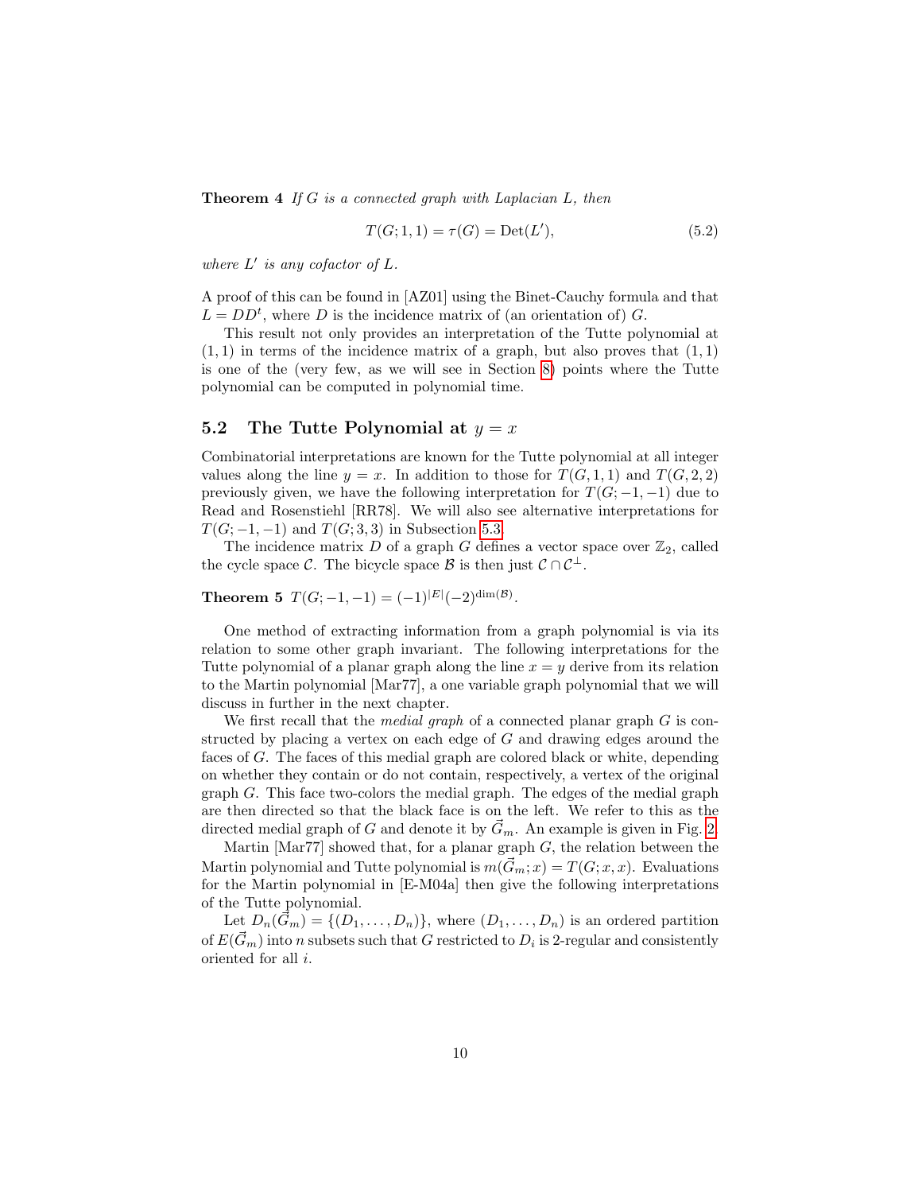**Theorem 4** *If $G$ is a connected graph with Laplacian $L$, then*

$$T(G;1,1) = \tau(G) = \mathrm{Det}(L'), \tag{5.2}$$

*where $L'$ is any cofactor of $L$.*

A proof of this can be found in [AZ01] using the Binet-Cauchy formula and that $L = DD^t$, where $D$ is the incidence matrix of (an orientation of) $G$.

This result not only provides an interpretation of the Tutte polynomial at $(1,1)$ in terms of the incidence matrix of a graph, but also proves that $(1,1)$ is one of the (very few, as we will see in Section 8) points where the Tutte polynomial can be computed in polynomial time.

## 5.2 The Tutte Polynomial at $y = x$

Combinatorial interpretations are known for the Tutte polynomial at all integer values along the line $y = x$. In addition to those for $T(G,1,1)$ and $T(G,2,2)$ previously given, we have the following interpretation for $T(G;-1,-1)$ due to Read and Rosenstiehl [RR78]. We will also see alternative interpretations for $T(G;-1,-1)$ and $T(G;3,3)$ in Subsection 5.3.

The incidence matrix $D$ of a graph $G$ defines a vector space over $\mathbb{Z}_2$, called the cycle space $\mathcal{C}$. The bicycle space $\mathcal{B}$ is then just $\mathcal{C} \cap \mathcal{C}^{\perp}$.

**Theorem 5** $T(G;-1,-1) = (-1)^{|E|}(-2)^{\dim(\mathcal{B})}$.

One method of extracting information from a graph polynomial is via its relation to some other graph invariant. The following interpretations for the Tutte polynomial of a planar graph along the line $x = y$ derive from its relation to the Martin polynomial [Mar77], a one variable graph polynomial that we will discuss in further in the next chapter.

We first recall that the *medial graph* of a connected planar graph $G$ is constructed by placing a vertex on each edge of $G$ and drawing edges around the faces of $G$. The faces of this medial graph are colored black or white, depending on whether they contain or do not contain, respectively, a vertex of the original graph $G$. This face two-colors the medial graph. The edges of the medial graph are then directed so that the black face is on the left. We refer to this as the directed medial graph of $G$ and denote it by $\vec{G}_m$. An example is given in Fig. 2.

Martin [Mar77] showed that, for a planar graph $G$, the relation between the Martin polynomial and Tutte polynomial is $m(\vec{G}_m; x) = T(G; x, x)$. Evaluations for the Martin polynomial in [E-M04a] then give the following interpretations of the Tutte polynomial.

Let $D_n(\vec{G}_m) = \{(D_1, \ldots, D_n)\}$, where $(D_1, \ldots, D_n)$ is an ordered partition of $E(\vec{G}_m)$ into $n$ subsets such that $G$ restricted to $D_i$ is 2-regular and consistently oriented for all $i$.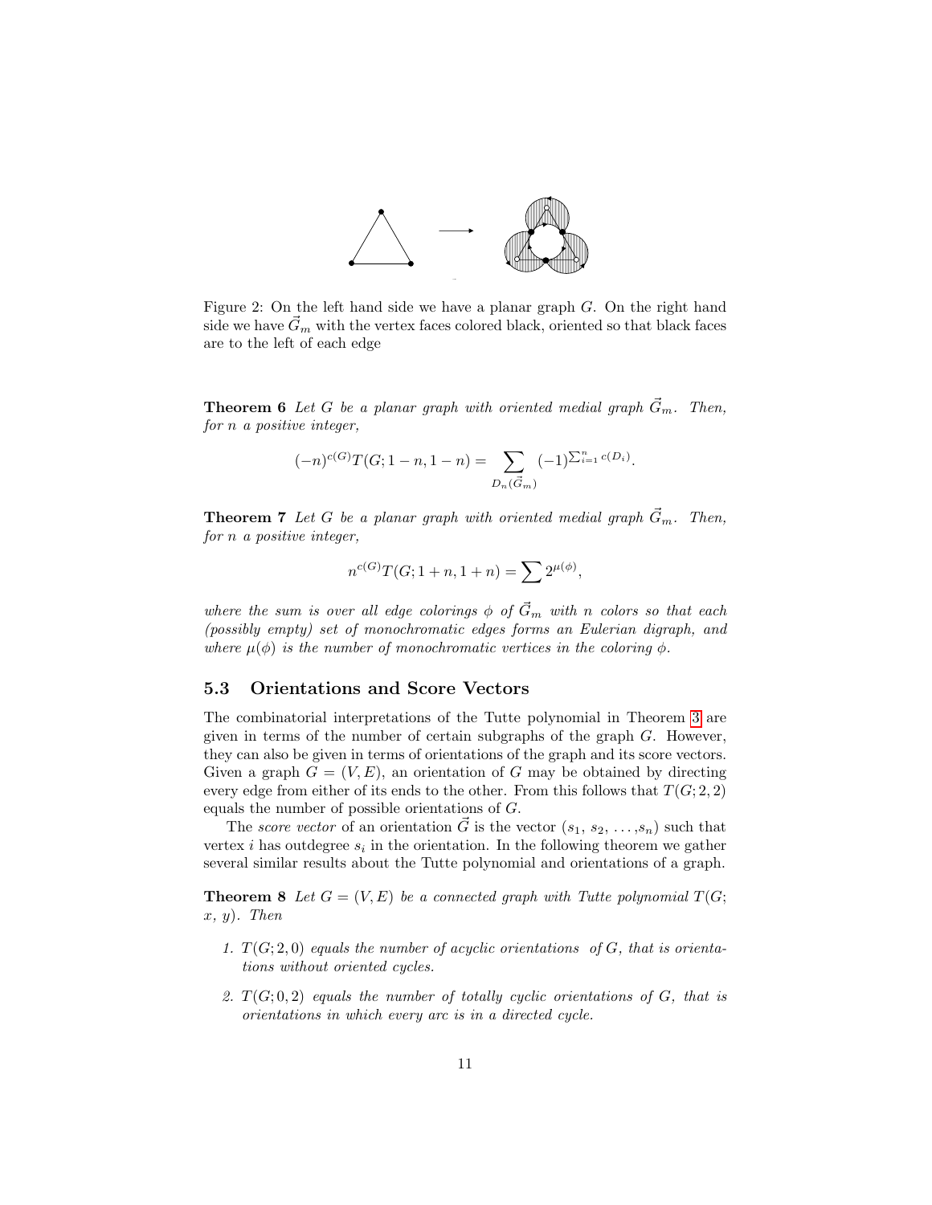Figure 2: On the left hand side we have a planar graph $G$. On the right hand side we have $\vec{G}_m$ with the vertex faces colored black, oriented so that black faces are to the left of each edge

**Theorem 6** *Let $G$ be a planar graph with oriented medial graph $\vec{G}_m$. Then, for $n$ a positive integer,*

$$(-n)^{c(G)} T(G; 1-n, 1-n) = \sum_{D_n(\vec{G}_m)} (-1)^{\sum_{i=1}^{n} c(D_i)}.$$

**Theorem 7** *Let $G$ be a planar graph with oriented medial graph $\vec{G}_m$. Then, for $n$ a positive integer,*

$$n^{c(G)} T(G; 1+n, 1+n) = \sum 2^{\mu(\phi)},$$

*where the sum is over all edge colorings $\phi$ of $\vec{G}_m$ with $n$ colors so that each (possibly empty) set of monochromatic edges forms an Eulerian digraph, and where $\mu(\phi)$ is the number of monochromatic vertices in the coloring $\phi$.*

### 5.3 Orientations and Score Vectors

The combinatorial interpretations of the Tutte polynomial in Theorem 3 are given in terms of the number of certain subgraphs of the graph $G$. However, they can also be given in terms of orientations of the graph and its score vectors. Given a graph $G = (V, E)$, an orientation of $G$ may be obtained by directing every edge from either of its ends to the other. From this follows that $T(G; 2, 2)$ equals the number of possible orientations of $G$.

The *score vector* of an orientation $\vec{G}$ is the vector $(s_1, s_2, \ldots, s_n)$ such that vertex $i$ has outdegree $s_i$ in the orientation. In the following theorem we gather several similar results about the Tutte polynomial and orientations of a graph.

**Theorem 8** *Let $G = (V, E)$ be a connected graph with Tutte polynomial $T(G; x, y)$. Then*

1. *$T(G; 2, 0)$ equals the number of acyclic orientations of $G$, that is orientations without oriented cycles.*

2. *$T(G; 0, 2)$ equals the number of totally cyclic orientations of $G$, that is orientations in which every arc is in a directed cycle.*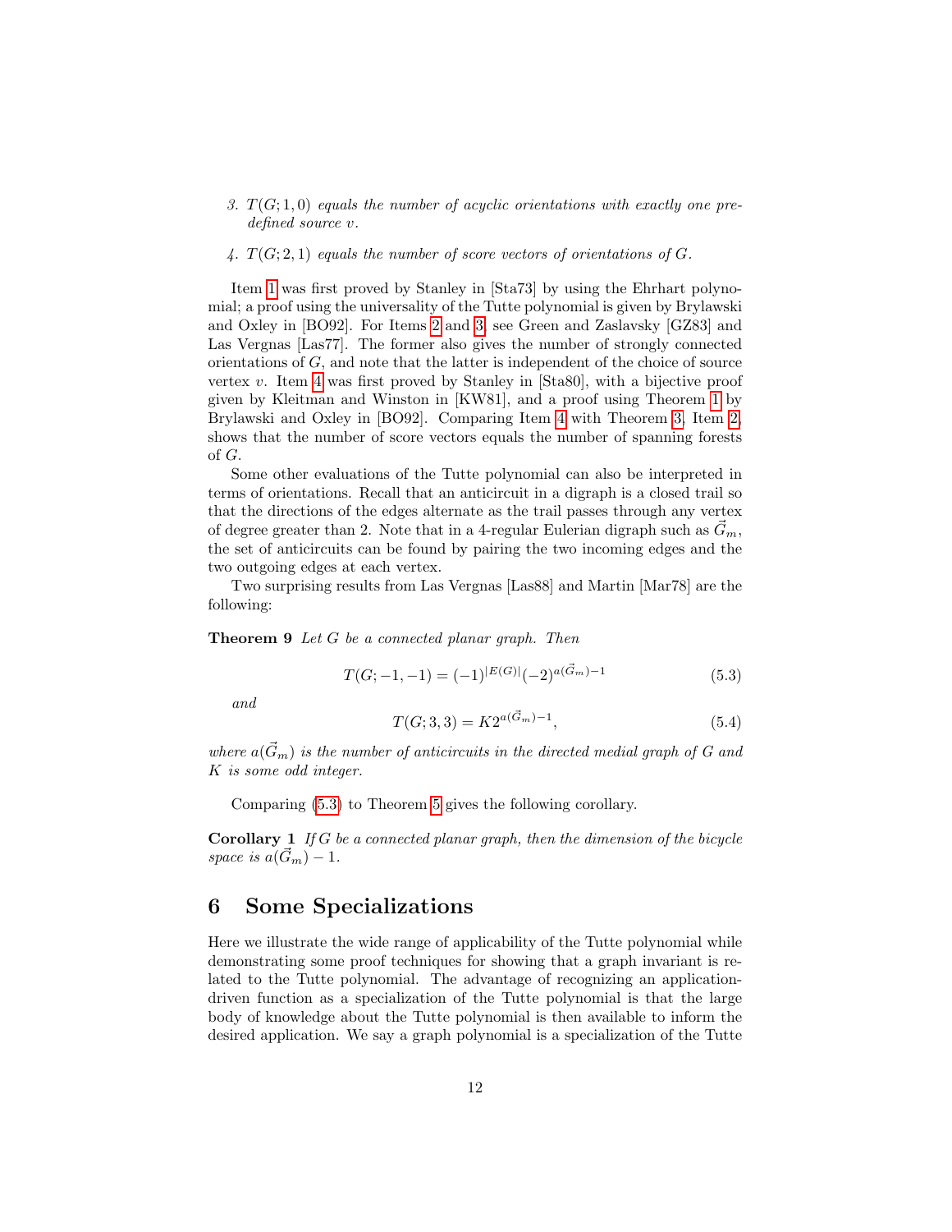3. $T(G;1,0)$ *equals the number of acyclic orientations with exactly one predefined source* $v$.

4. $T(G;2,1)$ *equals the number of score vectors of orientations of* $G$.

Item 1 was first proved by Stanley in [Sta73] by using the Ehrhart polynomial; a proof using the universality of the Tutte polynomial is given by Brylawski and Oxley in [BO92]. For Items 2 and 3, see Green and Zaslavsky [GZ83] and Las Vergnas [Las77]. The former also gives the number of strongly connected orientations of $G$, and note that the latter is independent of the choice of source vertex $v$. Item 4 was first proved by Stanley in [Sta80], with a bijective proof given by Kleitman and Winston in [KW81], and a proof using Theorem 1 by Brylawski and Oxley in [BO92]. Comparing Item 4 with Theorem 3, Item 2, shows that the number of score vectors equals the number of spanning forests of $G$.

Some other evaluations of the Tutte polynomial can also be interpreted in terms of orientations. Recall that an anticircuit in a digraph is a closed trail so that the directions of the edges alternate as the trail passes through any vertex of degree greater than 2. Note that in a 4-regular Eulerian digraph such as $\vec{G}_m$, the set of anticircuits can be found by pairing the two incoming edges and the two outgoing edges at each vertex.

Two surprising results from Las Vergnas [Las88] and Martin [Mar78] are the following:

**Theorem 9** *Let* $G$ *be a connected planar graph. Then*

$$T(G;-1,-1) = (-1)^{|E(G)|}(-2)^{a(\vec{G}_m)-1} \tag{5.3}$$

*and*

$$T(G;3,3) = K2^{a(\vec{G}_m)-1}, \tag{5.4}$$

*where* $a(\vec{G}_m)$ *is the number of anticircuits in the directed medial graph of* $G$ *and* $K$ *is some odd integer.*

Comparing (5.3) to Theorem 5 gives the following corollary.

**Corollary 1** *If* $G$ *be a connected planar graph, then the dimension of the bicycle space is* $a(\vec{G}_m)-1$.

## 6 Some Specializations

Here we illustrate the wide range of applicability of the Tutte polynomial while demonstrating some proof techniques for showing that a graph invariant is related to the Tutte polynomial. The advantage of recognizing an application-driven function as a specialization of the Tutte polynomial is that the large body of knowledge about the Tutte polynomial is then available to inform the desired application. We say a graph polynomial is a specialization of the Tutte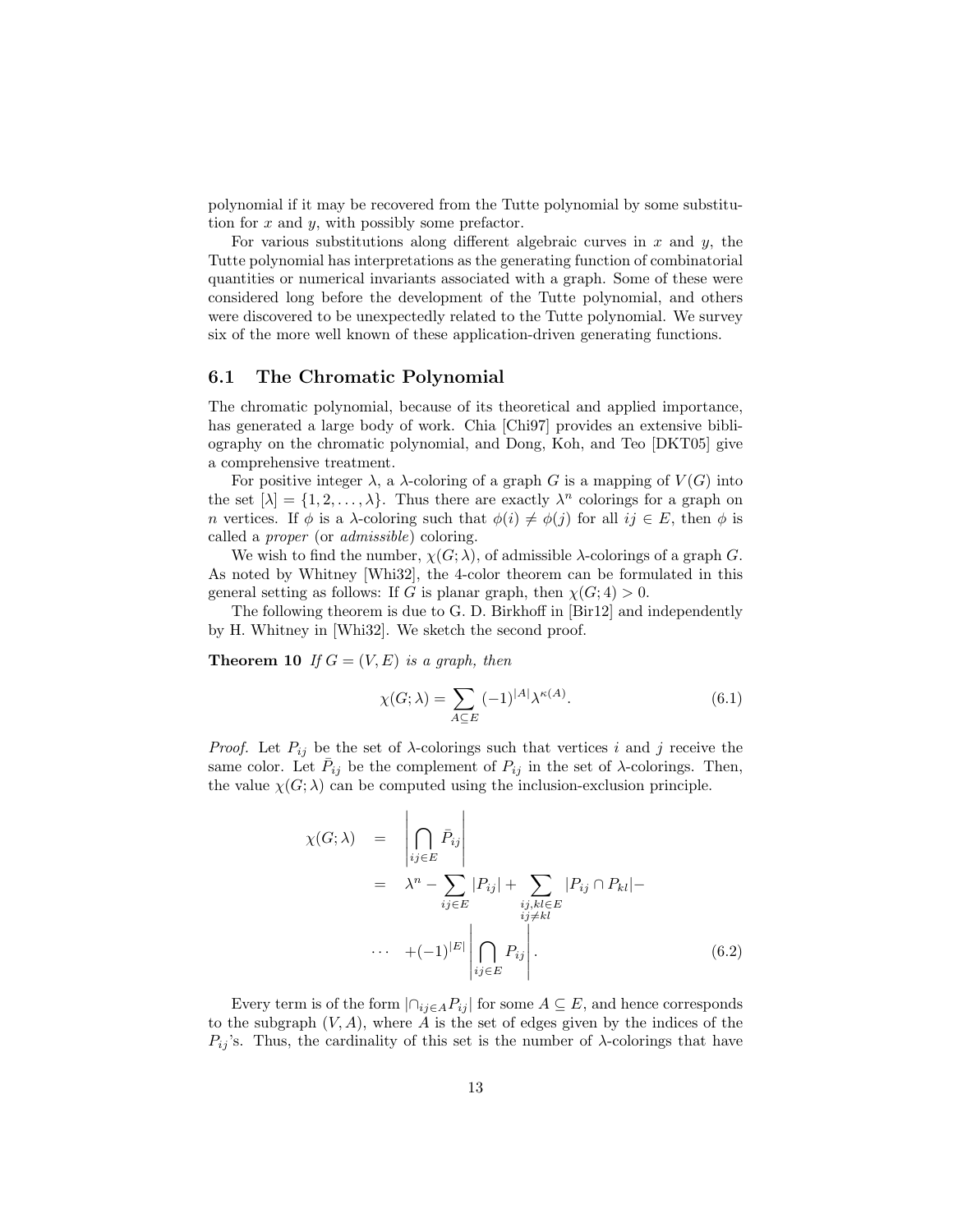polynomial if it may be recovered from the Tutte polynomial by some substitution for $x$ and $y$, with possibly some prefactor.

For various substitutions along different algebraic curves in $x$ and $y$, the Tutte polynomial has interpretations as the generating function of combinatorial quantities or numerical invariants associated with a graph. Some of these were considered long before the development of the Tutte polynomial, and others were discovered to be unexpectedly related to the Tutte polynomial. We survey six of the more well known of these application-driven generating functions.

## 6.1 The Chromatic Polynomial

The chromatic polynomial, because of its theoretical and applied importance, has generated a large body of work. Chia [Chi97] provides an extensive bibliography on the chromatic polynomial, and Dong, Koh, and Teo [DKT05] give a comprehensive treatment.

For positive integer $\lambda$, a $\lambda$-coloring of a graph $G$ is a mapping of $V(G)$ into the set $[\lambda] = \{1, 2, \ldots, \lambda\}$. Thus there are exactly $\lambda^n$ colorings for a graph on $n$ vertices. If $\phi$ is a $\lambda$-coloring such that $\phi(i) \neq \phi(j)$ for all $ij \in E$, then $\phi$ is called a *proper* (or *admissible*) coloring.

We wish to find the number, $\chi(G; \lambda)$, of admissible $\lambda$-colorings of a graph $G$. As noted by Whitney [Whi32], the 4-color theorem can be formulated in this general setting as follows: If $G$ is planar graph, then $\chi(G; 4) > 0$.

The following theorem is due to G. D. Birkhoff in [Bir12] and independently by H. Whitney in [Whi32]. We sketch the second proof.

**Theorem 10** *If $G = (V, E)$ is a graph, then*

$$\chi(G; \lambda) = \sum_{A \subseteq E} (-1)^{|A|} \lambda^{\kappa(A)}. \tag{6.1}$$

*Proof.* Let $P_{ij}$ be the set of $\lambda$-colorings such that vertices $i$ and $j$ receive the same color. Let $\bar{P}_{ij}$ be the complement of $P_{ij}$ in the set of $\lambda$-colorings. Then, the value $\chi(G; \lambda)$ can be computed using the inclusion-exclusion principle.

$$\begin{aligned} \chi(G; \lambda) &= \left| \bigcap_{ij \in E} \bar{P}_{ij} \right| \\ &= \lambda^n - \sum_{ij \in E} |P_{ij}| + \sum_{\substack{ij, kl \in E \\ ij \neq kl}} |P_{ij} \cap P_{kl}| - \\ &\cdots \quad + (-1)^{|E|} \left| \bigcap_{ij \in E} P_{ij} \right|. \end{aligned} \tag{6.2}$$

Every term is of the form $|\cap_{ij \in A} P_{ij}|$ for some $A \subseteq E$, and hence corresponds to the subgraph $(V, A)$, where $A$ is the set of edges given by the indices of the $P_{ij}$'s. Thus, the cardinality of this set is the number of $\lambda$-colorings that have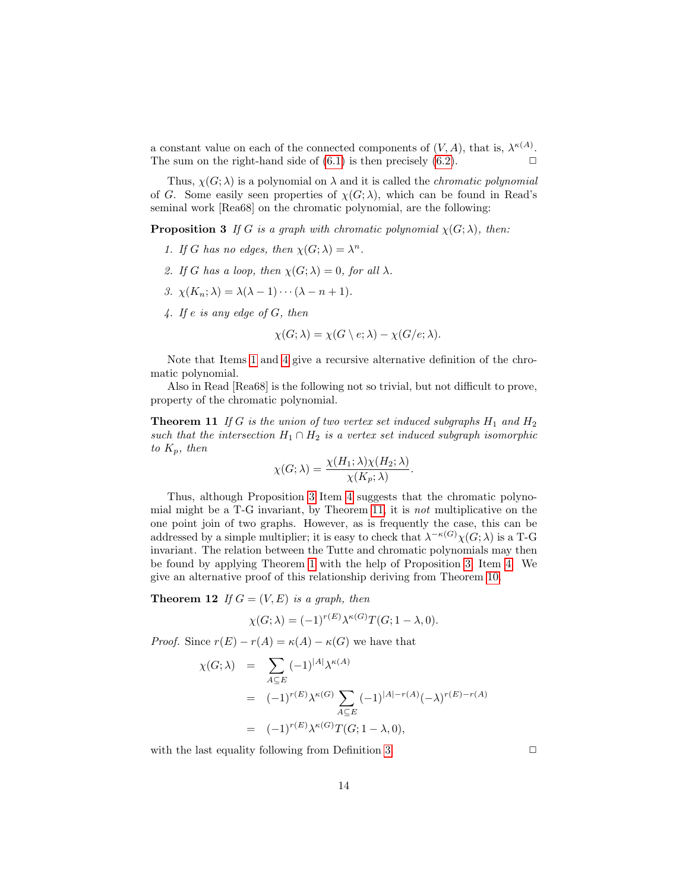a constant value on each of the connected components of $(V, A)$, that is, $\lambda^{\kappa(A)}$. The sum on the right-hand side of (6.1) is then precisely (6.2). □

Thus, $\chi(G; \lambda)$ is a polynomial on $\lambda$ and it is called the *chromatic polynomial* of $G$. Some easily seen properties of $\chi(G; \lambda)$, which can be found in Read's seminal work [Rea68] on the chromatic polynomial, are the following:

**Proposition 3** *If $G$ is a graph with chromatic polynomial $\chi(G; \lambda)$, then:*

1. *If $G$ has no edges, then $\chi(G; \lambda) = \lambda^n$.*
2. *If $G$ has a loop, then $\chi(G; \lambda) = 0$, for all $\lambda$.*
3. *$\chi(K_n; \lambda) = \lambda(\lambda - 1) \cdots (\lambda - n + 1)$.*
4. *If $e$ is any edge of $G$, then*

$$\chi(G; \lambda) = \chi(G \setminus e; \lambda) - \chi(G/e; \lambda).$$

Note that Items 1 and 4 give a recursive alternative definition of the chromatic polynomial.

Also in Read [Rea68] is the following not so trivial, but not difficult to prove, property of the chromatic polynomial.

**Theorem 11** *If $G$ is the union of two vertex set induced subgraphs $H_1$ and $H_2$ such that the intersection $H_1 \cap H_2$ is a vertex set induced subgraph isomorphic to $K_p$, then*

$$\chi(G; \lambda) = \frac{\chi(H_1; \lambda)\chi(H_2; \lambda)}{\chi(K_p; \lambda)}.$$

Thus, although Proposition 3 Item 4 suggests that the chromatic polynomial might be a T-G invariant, by Theorem 11, it is *not* multiplicative on the one point join of two graphs. However, as is frequently the case, this can be addressed by a simple multiplier; it is easy to check that $\lambda^{-\kappa(G)}\chi(G; \lambda)$ is a T-G invariant. The relation between the Tutte and chromatic polynomials may then be found by applying Theorem 1 with the help of Proposition 3, Item 4. We give an alternative proof of this relationship deriving from Theorem 10.

**Theorem 12** *If $G = (V, E)$ is a graph, then*

$$\chi(G; \lambda) = (-1)^{r(E)}\lambda^{\kappa(G)}T(G; 1 - \lambda, 0).$$

*Proof.* Since $r(E) - r(A) = \kappa(A) - \kappa(G)$ we have that

$$\begin{aligned}
\chi(G; \lambda) &= \sum_{A \subseteq E} (-1)^{|A|}\lambda^{\kappa(A)} \\
&= (-1)^{r(E)}\lambda^{\kappa(G)} \sum_{A \subseteq E} (-1)^{|A| - r(A)}(-\lambda)^{r(E) - r(A)} \\
&= (-1)^{r(E)}\lambda^{\kappa(G)}T(G; 1 - \lambda, 0),
\end{aligned}$$

with the last equality following from Definition 3. □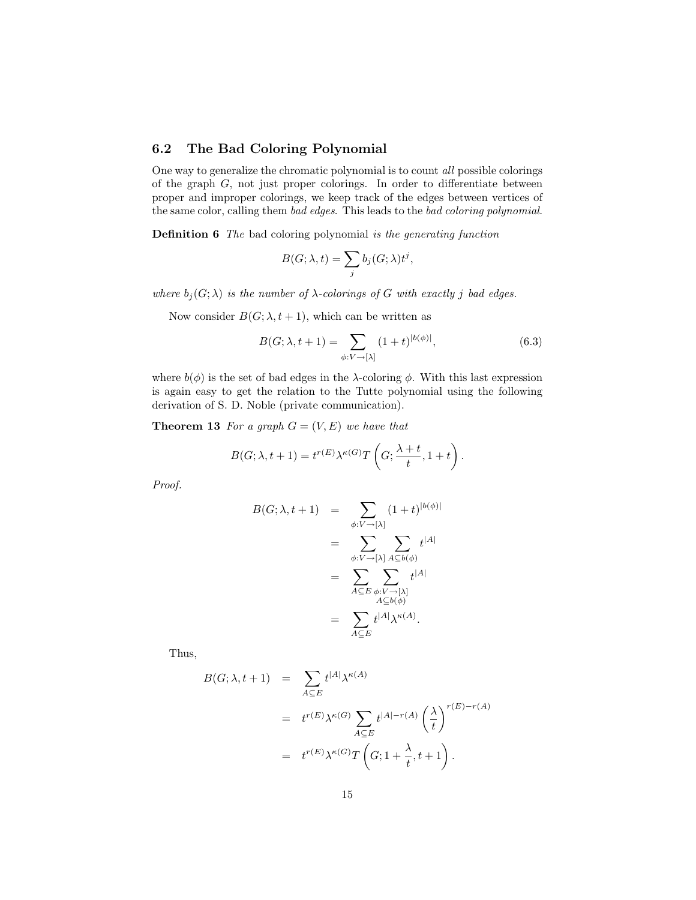## 6.2 The Bad Coloring Polynomial

One way to generalize the chromatic polynomial is to count *all* possible colorings of the graph $G$, not just proper colorings. In order to differentiate between proper and improper colorings, we keep track of the edges between vertices of the same color, calling them *bad edges*. This leads to the *bad coloring polynomial*.

**Definition 6** *The* bad coloring polynomial *is the generating function*

$$B(G;\lambda,t) = \sum_j b_j(G;\lambda)t^j,$$

*where $b_j(G;\lambda)$ is the number of $\lambda$-colorings of $G$ with exactly $j$ bad edges.*

Now consider $B(G;\lambda,t+1)$, which can be written as

$$B(G;\lambda,t+1) = \sum_{\phi:V\to[\lambda]} (1+t)^{|b(\phi)|}, \tag{6.3}$$

where $b(\phi)$ is the set of bad edges in the $\lambda$-coloring $\phi$. With this last expression is again easy to get the relation to the Tutte polynomial using the following derivation of S. D. Noble (private communication).

**Theorem 13** *For a graph $G=(V,E)$ we have that*

$$B(G;\lambda,t+1) = t^{r(E)}\lambda^{\kappa(G)}T\left(G;\frac{\lambda+t}{t},1+t\right).$$

*Proof.*

$$\begin{aligned}
B(G;\lambda,t+1) &= \sum_{\phi:V\to[\lambda]} (1+t)^{|b(\phi)|} \\
&= \sum_{\phi:V\to[\lambda]} \sum_{A\subseteq b(\phi)} t^{|A|} \\
&= \sum_{A\subseteq E} \sum_{\substack{\phi:V\to[\lambda] \\ A\subseteq b(\phi)}} t^{|A|} \\
&= \sum_{A\subseteq E} t^{|A|}\lambda^{\kappa(A)}.
\end{aligned}$$

Thus,

$$\begin{aligned}
B(G;\lambda,t+1) &= \sum_{A\subseteq E} t^{|A|}\lambda^{\kappa(A)} \\
&= t^{r(E)}\lambda^{\kappa(G)} \sum_{A\subseteq E} t^{|A|-r(A)}\left(\frac{\lambda}{t}\right)^{r(E)-r(A)} \\
&= t^{r(E)}\lambda^{\kappa(G)}T\left(G;1+\frac{\lambda}{t},t+1\right).
\end{aligned}$$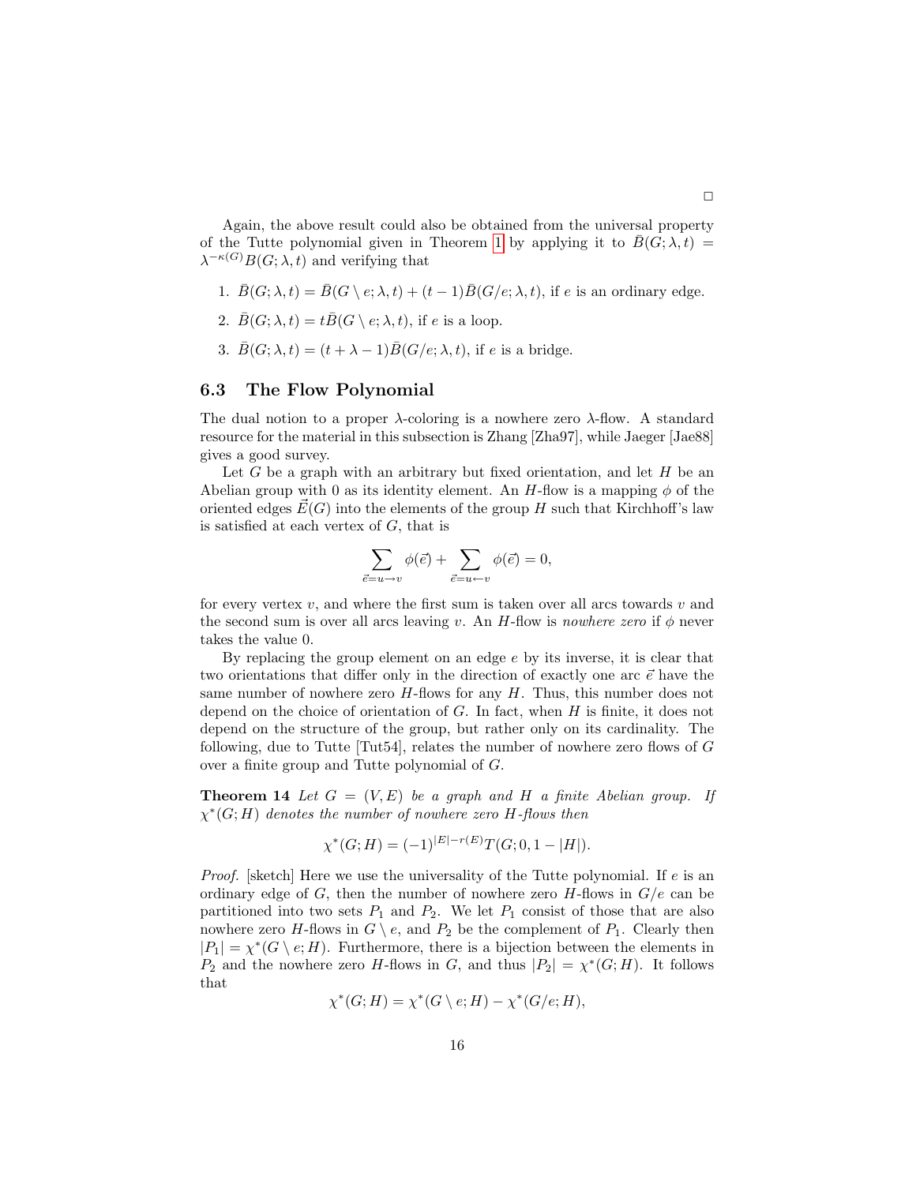□

Again, the above result could also be obtained from the universal property of the Tutte polynomial given in Theorem 1 by applying it to $\bar{B}(G;\lambda,t) = \lambda^{-\kappa(G)}B(G;\lambda,t)$ and verifying that

1. $\bar{B}(G;\lambda,t) = \bar{B}(G\setminus e;\lambda,t) + (t-1)\bar{B}(G/e;\lambda,t)$, if $e$ is an ordinary edge.
2. $\bar{B}(G;\lambda,t) = t\bar{B}(G\setminus e;\lambda,t)$, if $e$ is a loop.
3. $\bar{B}(G;\lambda,t) = (t+\lambda-1)\bar{B}(G/e;\lambda,t)$, if $e$ is a bridge.

### 6.3 The Flow Polynomial

The dual notion to a proper $\lambda$-coloring is a nowhere zero $\lambda$-flow. A standard resource for the material in this subsection is Zhang [Zha97], while Jaeger [Jae88] gives a good survey.

Let $G$ be a graph with an arbitrary but fixed orientation, and let $H$ be an Abelian group with 0 as its identity element. An $H$-flow is a mapping $\phi$ of the oriented edges $\vec{E}(G)$ into the elements of the group $H$ such that Kirchhoff's law is satisfied at each vertex of $G$, that is

$$\sum_{\vec{e}=u\to v}\phi(\vec{e}) + \sum_{\vec{e}=u\leftarrow v}\phi(\vec{e}) = 0,$$

for every vertex $v$, and where the first sum is taken over all arcs towards $v$ and the second sum is over all arcs leaving $v$. An $H$-flow is *nowhere zero* if $\phi$ never takes the value 0.

By replacing the group element on an edge $e$ by its inverse, it is clear that two orientations that differ only in the direction of exactly one arc $\vec{e}$ have the same number of nowhere zero $H$-flows for any $H$. Thus, this number does not depend on the choice of orientation of $G$. In fact, when $H$ is finite, it does not depend on the structure of the group, but rather only on its cardinality. The following, due to Tutte [Tut54], relates the number of nowhere zero flows of $G$ over a finite group and Tutte polynomial of $G$.

**Theorem 14** *Let $G = (V,E)$ be a graph and $H$ a finite Abelian group. If $\chi^*(G;H)$ denotes the number of nowhere zero $H$-flows then*

$$\chi^*(G;H) = (-1)^{|E|-r(E)}T(G;0,1-|H|).$$

*Proof.* [sketch] Here we use the universality of the Tutte polynomial. If $e$ is an ordinary edge of $G$, then the number of nowhere zero $H$-flows in $G/e$ can be partitioned into two sets $P_1$ and $P_2$. We let $P_1$ consist of those that are also nowhere zero $H$-flows in $G\setminus e$, and $P_2$ be the complement of $P_1$. Clearly then $|P_1| = \chi^*(G\setminus e;H)$. Furthermore, there is a bijection between the elements in $P_2$ and the nowhere zero $H$-flows in $G$, and thus $|P_2| = \chi^*(G;H)$. It follows that

$$\chi^*(G;H) = \chi^*(G\setminus e;H) - \chi^*(G/e;H),$$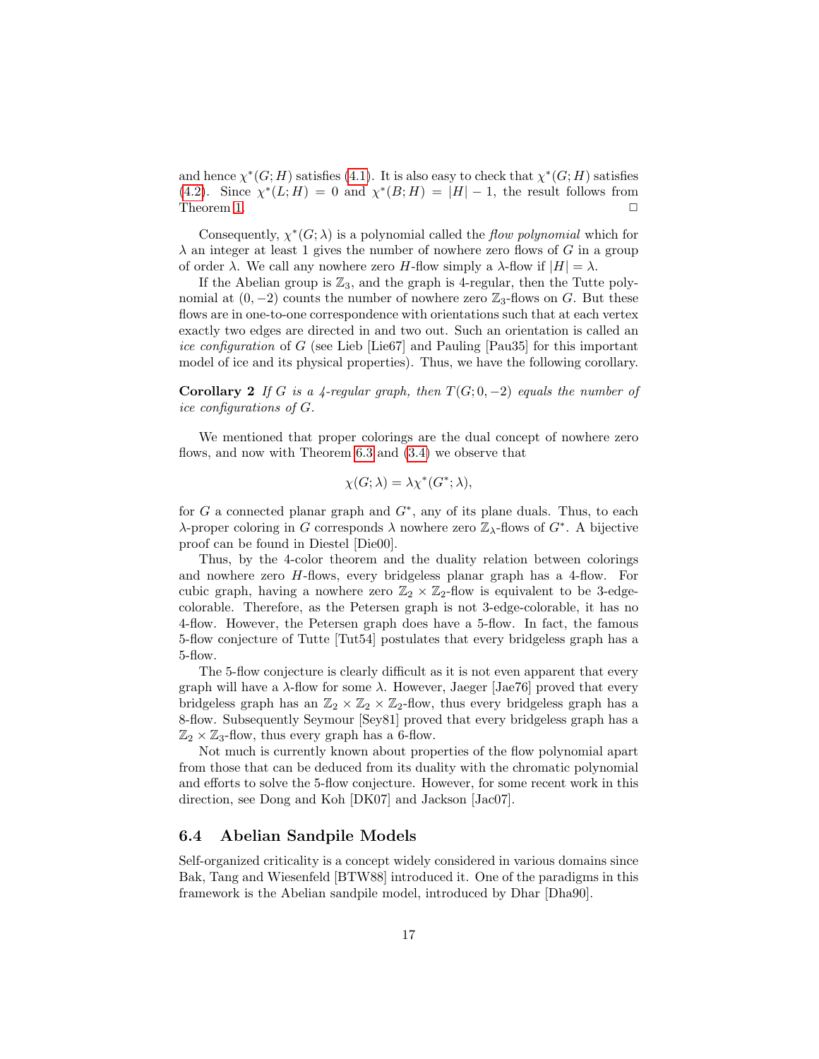and hence $\chi^*(G;H)$ satisfies (4.1). It is also easy to check that $\chi^*(G;H)$ satisfies (4.2). Since $\chi^*(L;H) = 0$ and $\chi^*(B;H) = |H| - 1$, the result follows from Theorem 1. $\Box$

Consequently, $\chi^*(G;\lambda)$ is a polynomial called the *flow polynomial* which for $\lambda$ an integer at least 1 gives the number of nowhere zero flows of $G$ in a group of order $\lambda$. We call any nowhere zero $H$-flow simply a $\lambda$-flow if $|H| = \lambda$.

If the Abelian group is $\mathbb{Z}_3$, and the graph is 4-regular, then the Tutte polynomial at $(0,-2)$ counts the number of nowhere zero $\mathbb{Z}_3$-flows on $G$. But these flows are in one-to-one correspondence with orientations such that at each vertex exactly two edges are directed in and two out. Such an orientation is called an *ice configuration* of $G$ (see Lieb [Lie67] and Pauling [Pau35] for this important model of ice and its physical properties). Thus, we have the following corollary.

**Corollary 2** *If $G$ is a 4-regular graph, then $T(G;0,-2)$ equals the number of ice configurations of $G$.*

We mentioned that proper colorings are the dual concept of nowhere zero flows, and now with Theorem 6.3 and (3.4) we observe that

$$\chi(G;\lambda) = \lambda\chi^*(G^*;\lambda),$$

for $G$ a connected planar graph and $G^*$, any of its plane duals. Thus, to each $\lambda$-proper coloring in $G$ corresponds $\lambda$ nowhere zero $\mathbb{Z}_\lambda$-flows of $G^*$. A bijective proof can be found in Diestel [Die00].

Thus, by the 4-color theorem and the duality relation between colorings and nowhere zero $H$-flows, every bridgeless planar graph has a 4-flow. For cubic graph, having a nowhere zero $\mathbb{Z}_2 \times \mathbb{Z}_2$-flow is equivalent to be 3-edge-colorable. Therefore, as the Petersen graph is not 3-edge-colorable, it has no 4-flow. However, the Petersen graph does have a 5-flow. In fact, the famous 5-flow conjecture of Tutte [Tut54] postulates that every bridgeless graph has a 5-flow.

The 5-flow conjecture is clearly difficult as it is not even apparent that every graph will have a $\lambda$-flow for some $\lambda$. However, Jaeger [Jae76] proved that every bridgeless graph has an $\mathbb{Z}_2 \times \mathbb{Z}_2 \times \mathbb{Z}_2$-flow, thus every bridgeless graph has a 8-flow. Subsequently Seymour [Sey81] proved that every bridgeless graph has a $\mathbb{Z}_2 \times \mathbb{Z}_3$-flow, thus every graph has a 6-flow.

Not much is currently known about properties of the flow polynomial apart from those that can be deduced from its duality with the chromatic polynomial and efforts to solve the 5-flow conjecture. However, for some recent work in this direction, see Dong and Koh [DK07] and Jackson [Jac07].

### 6.4 Abelian Sandpile Models

Self-organized criticality is a concept widely considered in various domains since Bak, Tang and Wiesenfeld [BTW88] introduced it. One of the paradigms in this framework is the Abelian sandpile model, introduced by Dhar [Dha90].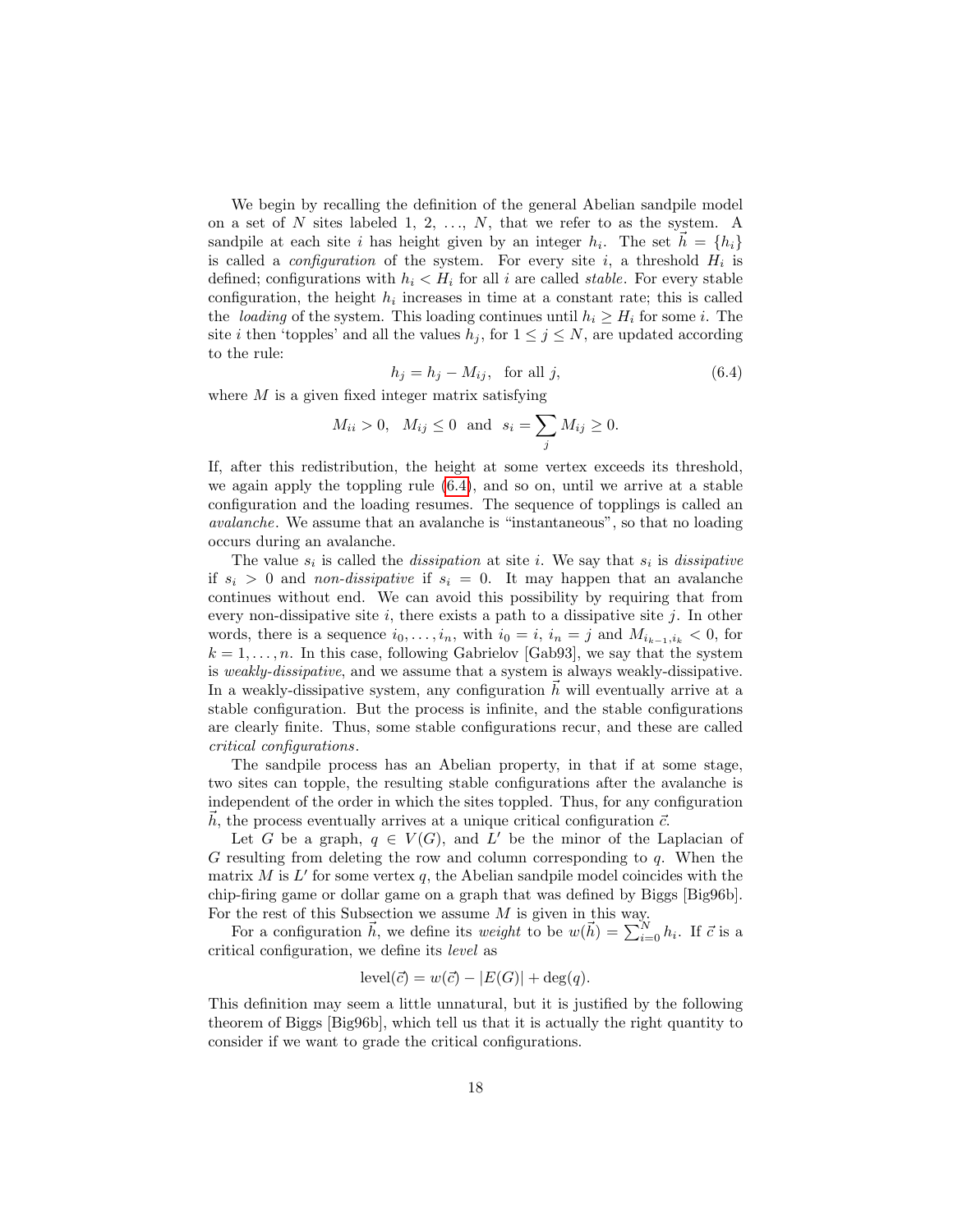We begin by recalling the definition of the general Abelian sandpile model on a set of $N$ sites labeled 1, 2, ..., $N$, that we refer to as the system. A sandpile at each site $i$ has height given by an integer $h_i$. The set $\vec{h} = \{h_i\}$ is called a *configuration* of the system. For every site $i$, a threshold $H_i$ is defined; configurations with $h_i < H_i$ for all $i$ are called *stable*. For every stable configuration, the height $h_i$ increases in time at a constant rate; this is called the *loading* of the system. This loading continues until $h_i \geq H_i$ for some $i$. The site $i$ then 'topples' and all the values $h_j$, for $1 \leq j \leq N$, are updated according to the rule:

$$h_j = h_j - M_{ij}, \quad \text{for all } j, \tag{6.4}$$

where $M$ is a given fixed integer matrix satisfying

$$M_{ii} > 0, \quad M_{ij} \leq 0 \quad \text{and} \quad s_i = \sum_j M_{ij} \geq 0.$$

If, after this redistribution, the height at some vertex exceeds its threshold, we again apply the toppling rule (6.4), and so on, until we arrive at a stable configuration and the loading resumes. The sequence of topplings is called an *avalanche*. We assume that an avalanche is "instantaneous", so that no loading occurs during an avalanche.

The value $s_i$ is called the *dissipation* at site $i$. We say that $s_i$ is *dissipative* if $s_i > 0$ and *non-dissipative* if $s_i = 0$. It may happen that an avalanche continues without end. We can avoid this possibility by requiring that from every non-dissipative site $i$, there exists a path to a dissipative site $j$. In other words, there is a sequence $i_0, \ldots, i_n$, with $i_0 = i$, $i_n = j$ and $M_{i_{k-1}, i_k} < 0$, for $k = 1, \ldots, n$. In this case, following Gabrielov [Gab93], we say that the system is *weakly-dissipative*, and we assume that a system is always weakly-dissipative. In a weakly-dissipative system, any configuration $\vec{h}$ will eventually arrive at a stable configuration. But the process is infinite, and the stable configurations are clearly finite. Thus, some stable configurations recur, and these are called *critical configurations*.

The sandpile process has an Abelian property, in that if at some stage, two sites can topple, the resulting stable configurations after the avalanche is independent of the order in which the sites toppled. Thus, for any configuration $\vec{h}$, the process eventually arrives at a unique critical configuration $\vec{c}$.

Let $G$ be a graph, $q \in V(G)$, and $L'$ be the minor of the Laplacian of $G$ resulting from deleting the row and column corresponding to $q$. When the matrix $M$ is $L'$ for some vertex $q$, the Abelian sandpile model coincides with the chip-firing game or dollar game on a graph that was defined by Biggs [Big96b]. For the rest of this Subsection we assume $M$ is given in this way.

For a configuration $\vec{h}$, we define its *weight* to be $w(\vec{h}) = \sum_{i=0}^{N} h_i$. If $\vec{c}$ is a critical configuration, we define its *level* as

$$\text{level}(\vec{c}) = w(\vec{c}) - |E(G)| + \deg(q).$$

This definition may seem a little unnatural, but it is justified by the following theorem of Biggs [Big96b], which tell us that it is actually the right quantity to consider if we want to grade the critical configurations.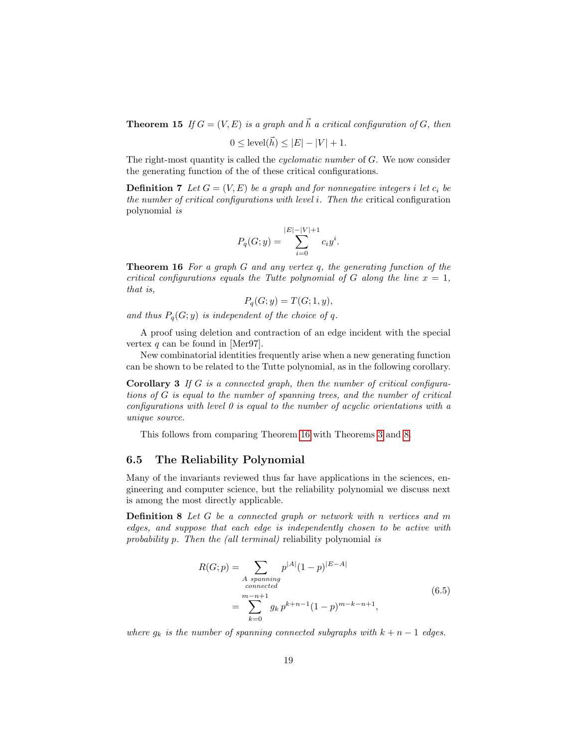**Theorem 15** *If $G = (V, E)$ is a graph and $\vec{h}$ a critical configuration of $G$, then*

$$0 \leq \text{level}(\vec{h}) \leq |E| - |V| + 1.$$

The right-most quantity is called the *cyclomatic number* of $G$. We now consider the generating function of the of these critical configurations.

**Definition 7** *Let $G = (V, E)$ be a graph and for nonnegative integers $i$ let $c_i$ be the number of critical configurations with level $i$. Then the* critical configuration polynomial *is*

$$P_q(G; y) = \sum_{i=0}^{|E|-|V|+1} c_i y^i.$$

**Theorem 16** *For a graph $G$ and any vertex $q$, the generating function of the critical configurations equals the Tutte polynomial of $G$ along the line $x = 1$, that is,*

$$P_q(G; y) = T(G; 1, y),$$

*and thus $P_q(G; y)$ is independent of the choice of $q$.*

A proof using deletion and contraction of an edge incident with the special vertex $q$ can be found in [Mer97].

New combinatorial identities frequently arise when a new generating function can be shown to be related to the Tutte polynomial, as in the following corollary.

**Corollary 3** *If $G$ is a connected graph, then the number of critical configurations of $G$ is equal to the number of spanning trees, and the number of critical configurations with level 0 is equal to the number of acyclic orientations with a unique source.*

This follows from comparing Theorem 16 with Theorems 3 and 8.

## 6.5 The Reliability Polynomial

Many of the invariants reviewed thus far have applications in the sciences, engineering and computer science, but the reliability polynomial we discuss next is among the most directly applicable.

**Definition 8** *Let $G$ be a connected graph or network with $n$ vertices and $m$ edges, and suppose that each edge is independently chosen to be active with probability $p$. Then the (all terminal)* reliability polynomial *is*

$$\begin{aligned}
R(G; p) &= \sum_{\substack{A \text{ spanning} \\ \text{connected}}} p^{|A|}(1-p)^{|E-A|} \\
&= \sum_{k=0}^{m-n+1} g_k \, p^{k+n-1}(1-p)^{m-k-n+1},
\end{aligned} \tag{6.5}$$

*where $g_k$ is the number of spanning connected subgraphs with $k + n - 1$ edges.*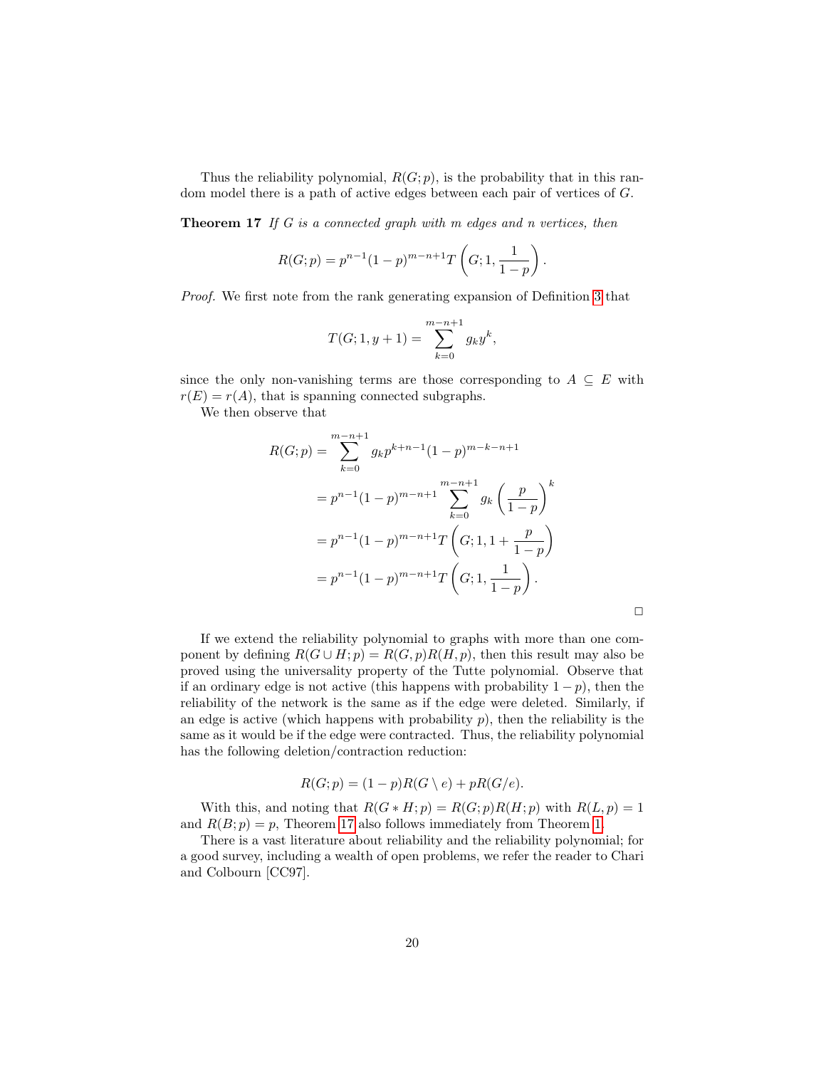Thus the reliability polynomial, $R(G;p)$, is the probability that in this random model there is a path of active edges between each pair of vertices of $G$.

**Theorem 17** *If $G$ is a connected graph with $m$ edges and $n$ vertices, then*

$$R(G;p) = p^{n-1}(1-p)^{m-n+1} T\left(G; 1, \frac{1}{1-p}\right).$$

*Proof.* We first note from the rank generating expansion of Definition 3 that

$$T(G;1,y+1) = \sum_{k=0}^{m-n+1} g_k y^k,$$

since the only non-vanishing terms are those corresponding to $A \subseteq E$ with $r(E) = r(A)$, that is spanning connected subgraphs.

We then observe that

$$\begin{aligned}
R(G;p) &= \sum_{k=0}^{m-n+1} g_k p^{k+n-1}(1-p)^{m-k-n+1} \\
&= p^{n-1}(1-p)^{m-n+1} \sum_{k=0}^{m-n+1} g_k \left(\frac{p}{1-p}\right)^k \\
&= p^{n-1}(1-p)^{m-n+1} T\left(G; 1, 1 + \frac{p}{1-p}\right) \\
&= p^{n-1}(1-p)^{m-n+1} T\left(G; 1, \frac{1}{1-p}\right).
\end{aligned}$$

□

If we extend the reliability polynomial to graphs with more than one component by defining $R(G \cup H; p) = R(G,p)R(H,p)$, then this result may also be proved using the universality property of the Tutte polynomial. Observe that if an ordinary edge is not active (this happens with probability $1-p$), then the reliability of the network is the same as if the edge were deleted. Similarly, if an edge is active (which happens with probability $p$), then the reliability is the same as it would be if the edge were contracted. Thus, the reliability polynomial has the following deletion/contraction reduction:

$$R(G;p) = (1-p)R(G \setminus e) + pR(G/e).$$

With this, and noting that $R(G * H; p) = R(G;p)R(H;p)$ with $R(L,p) = 1$ and $R(B;p) = p$, Theorem 17 also follows immediately from Theorem 1.

There is a vast literature about reliability and the reliability polynomial; for a good survey, including a wealth of open problems, we refer the reader to Chari and Colbourn [CC97].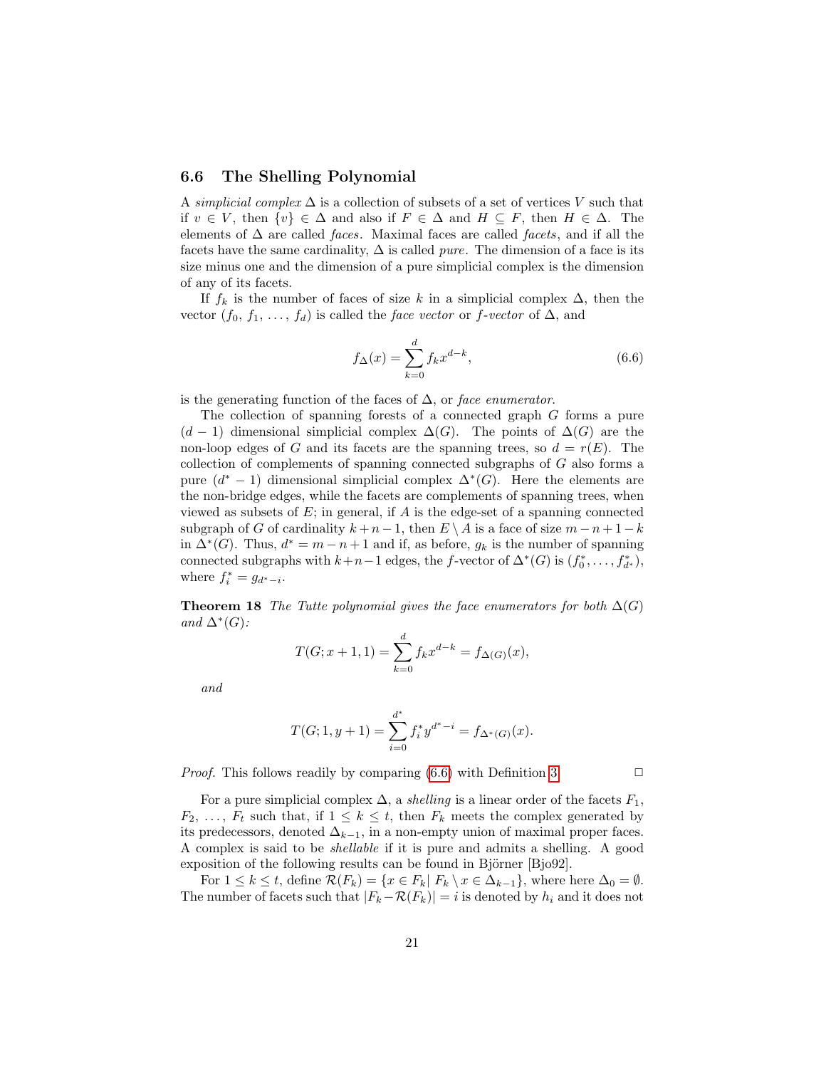### 6.6 The Shelling Polynomial

A *simplicial complex* $\Delta$ is a collection of subsets of a set of vertices $V$ such that if $v \in V$, then $\{v\} \in \Delta$ and also if $F \in \Delta$ and $H \subseteq F$, then $H \in \Delta$. The elements of $\Delta$ are called *faces*. Maximal faces are called *facets*, and if all the facets have the same cardinality, $\Delta$ is called *pure*. The dimension of a face is its size minus one and the dimension of a pure simplicial complex is the dimension of any of its facets.

If $f_k$ is the number of faces of size $k$ in a simplicial complex $\Delta$, then the vector $(f_0, f_1, \ldots, f_d)$ is called the *face vector* or *f-vector* of $\Delta$, and

$$f_\Delta(x) = \sum_{k=0}^{d} f_k x^{d-k}, \tag{6.6}$$

is the generating function of the faces of $\Delta$, or *face enumerator*.

The collection of spanning forests of a connected graph $G$ forms a pure $(d-1)$ dimensional simplicial complex $\Delta(G)$. The points of $\Delta(G)$ are the non-loop edges of $G$ and its facets are the spanning trees, so $d = r(E)$. The collection of complements of spanning connected subgraphs of $G$ also forms a pure $(d^*-1)$ dimensional simplicial complex $\Delta^*(G)$. Here the elements are the non-bridge edges, while the facets are complements of spanning trees, when viewed as subsets of $E$; in general, if $A$ is the edge-set of a spanning connected subgraph of $G$ of cardinality $k+n-1$, then $E \setminus A$ is a face of size $m-n+1-k$ in $\Delta^*(G)$. Thus, $d^* = m-n+1$ and if, as before, $g_k$ is the number of spanning connected subgraphs with $k+n-1$ edges, the $f$-vector of $\Delta^*(G)$ is $(f_0^*, \ldots, f_{d^*}^*)$, where $f_i^* = g_{d^*-i}$.

**Theorem 18** *The Tutte polynomial gives the face enumerators for both $\Delta(G)$ and $\Delta^*(G)$:*

$$T(G; x+1, 1) = \sum_{k=0}^{d} f_k x^{d-k} = f_{\Delta(G)}(x),$$

*and*

$$T(G; 1, y+1) = \sum_{i=0}^{d^*} f_i^* y^{d^*-i} = f_{\Delta^*(G)}(x).$$

*Proof.* This follows readily by comparing (6.6) with Definition 3. □

For a pure simplicial complex $\Delta$, a *shelling* is a linear order of the facets $F_1$, $F_2$, $\ldots$, $F_t$ such that, if $1 \le k \le t$, then $F_k$ meets the complex generated by its predecessors, denoted $\Delta_{k-1}$, in a non-empty union of maximal proper faces. A complex is said to be *shellable* if it is pure and admits a shelling. A good exposition of the following results can be found in Björner [Bjo92].

For $1 \le k \le t$, define $\mathcal{R}(F_k) = \{x \in F_k |\ F_k \setminus x \in \Delta_{k-1}\}$, where here $\Delta_0 = \emptyset$. The number of facets such that $|F_k - \mathcal{R}(F_k)| = i$ is denoted by $h_i$ and it does not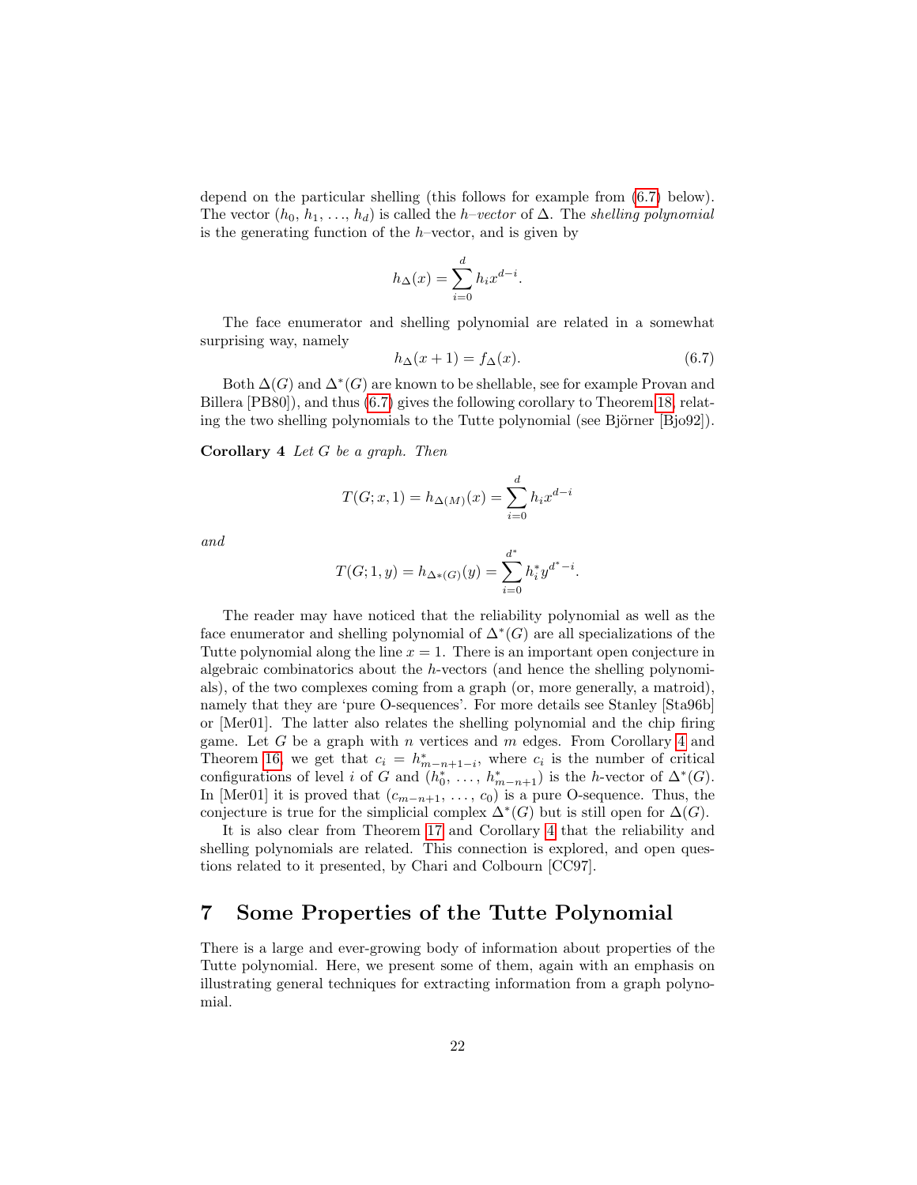depend on the particular shelling (this follows for example from (6.7) below). The vector $(h_0, h_1, \ldots, h_d)$ is called the *h–vector* of $\Delta$. The *shelling polynomial* is the generating function of the $h$–vector, and is given by

$$h_\Delta(x) = \sum_{i=0}^{d} h_i x^{d-i}.$$

The face enumerator and shelling polynomial are related in a somewhat surprising way, namely

$$h_\Delta(x+1) = f_\Delta(x). \tag{6.7}$$

Both $\Delta(G)$ and $\Delta^*(G)$ are known to be shellable, see for example Provan and Billera [PB80]), and thus (6.7) gives the following corollary to Theorem 18, relating the two shelling polynomials to the Tutte polynomial (see Björner [Bjo92]).

**Corollary 4** *Let $G$ be a graph. Then*

$$T(G; x, 1) = h_{\Delta(M)}(x) = \sum_{i=0}^{d} h_i x^{d-i}$$

*and*

$$T(G; 1, y) = h_{\Delta^*(G)}(y) = \sum_{i=0}^{d^*} h_i^* y^{d^*-i}.$$

The reader may have noticed that the reliability polynomial as well as the face enumerator and shelling polynomial of $\Delta^*(G)$ are all specializations of the Tutte polynomial along the line $x = 1$. There is an important open conjecture in algebraic combinatorics about the $h$-vectors (and hence the shelling polynomials), of the two complexes coming from a graph (or, more generally, a matroid), namely that they are 'pure O-sequences'. For more details see Stanley [Sta96b] or [Mer01]. The latter also relates the shelling polynomial and the chip firing game. Let $G$ be a graph with $n$ vertices and $m$ edges. From Corollary 4 and Theorem 16, we get that $c_i = h^*_{m-n+1-i}$, where $c_i$ is the number of critical configurations of level $i$ of $G$ and $(h^*_0, \ldots, h^*_{m-n+1})$ is the $h$-vector of $\Delta^*(G)$. In [Mer01] it is proved that $(c_{m-n+1}, \ldots, c_0)$ is a pure O-sequence. Thus, the conjecture is true for the simplicial complex $\Delta^*(G)$ but is still open for $\Delta(G)$.

It is also clear from Theorem 17 and Corollary 4 that the reliability and shelling polynomials are related. This connection is explored, and open questions related to it presented, by Chari and Colbourn [CC97].

## 7 Some Properties of the Tutte Polynomial

There is a large and ever-growing body of information about properties of the Tutte polynomial. Here, we present some of them, again with an emphasis on illustrating general techniques for extracting information from a graph polynomial.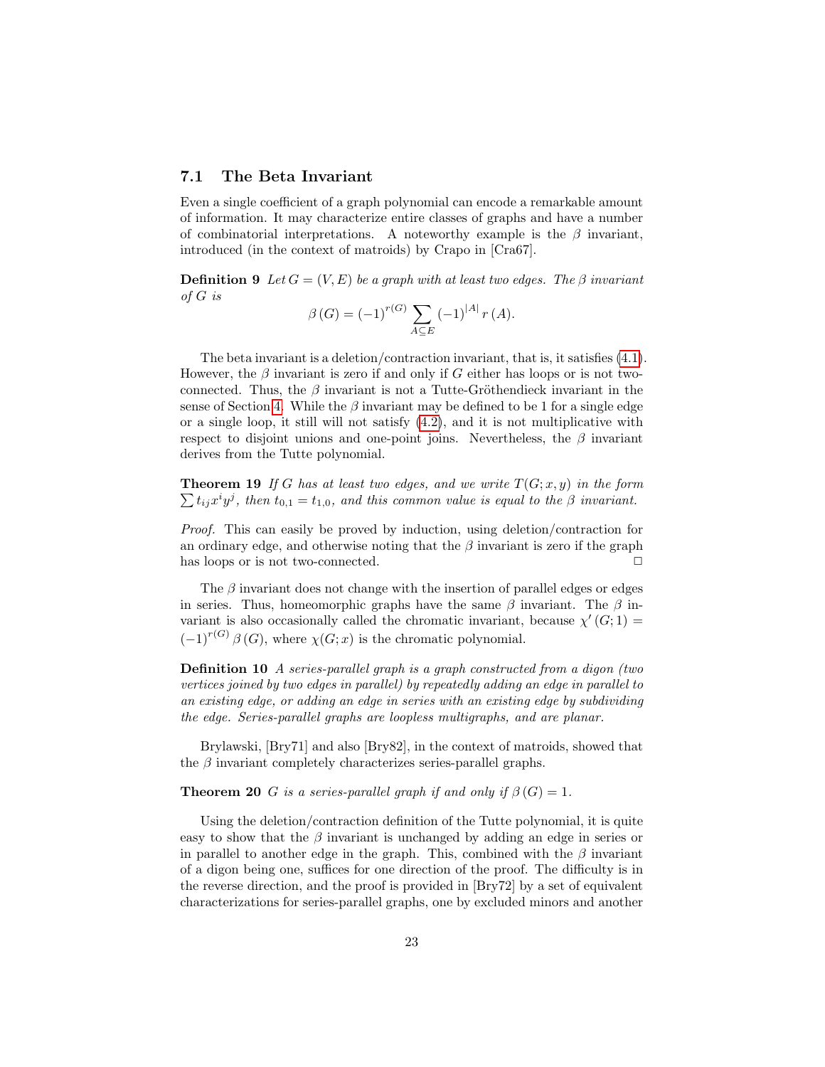### 7.1 The Beta Invariant

Even a single coefficient of a graph polynomial can encode a remarkable amount of information. It may characterize entire classes of graphs and have a number of combinatorial interpretations. A noteworthy example is the $\beta$ invariant, introduced (in the context of matroids) by Crapo in [Cra67].

**Definition 9** *Let $G = (V, E)$ be a graph with at least two edges. The $\beta$ invariant of $G$ is*

$$\beta(G) = (-1)^{r(G)} \sum_{A \subseteq E} (-1)^{|A|} r(A).$$

The beta invariant is a deletion/contraction invariant, that is, it satisfies (4.1). However, the $\beta$ invariant is zero if and only if $G$ either has loops or is not two-connected. Thus, the $\beta$ invariant is not a Tutte-Gröthendieck invariant in the sense of Section 4. While the $\beta$ invariant may be defined to be 1 for a single edge or a single loop, it still will not satisfy (4.2), and it is not multiplicative with respect to disjoint unions and one-point joins. Nevertheless, the $\beta$ invariant derives from the Tutte polynomial.

**Theorem 19** *If $G$ has at least two edges, and we write $T(G; x, y)$ in the form $\sum t_{ij} x^i y^j$, then $t_{0,1} = t_{1,0}$, and this common value is equal to the $\beta$ invariant.*

*Proof.* This can easily be proved by induction, using deletion/contraction for an ordinary edge, and otherwise noting that the $\beta$ invariant is zero if the graph has loops or is not two-connected. □

The $\beta$ invariant does not change with the insertion of parallel edges or edges in series. Thus, homeomorphic graphs have the same $\beta$ invariant. The $\beta$ invariant is also occasionally called the chromatic invariant, because $\chi'(G; 1) = (-1)^{r(G)} \beta(G)$, where $\chi(G; x)$ is the chromatic polynomial.

**Definition 10** *A series-parallel graph is a graph constructed from a digon (two vertices joined by two edges in parallel) by repeatedly adding an edge in parallel to an existing edge, or adding an edge in series with an existing edge by subdividing the edge. Series-parallel graphs are loopless multigraphs, and are planar.*

Brylawski, [Bry71] and also [Bry82], in the context of matroids, showed that the $\beta$ invariant completely characterizes series-parallel graphs.

**Theorem 20** *$G$ is a series-parallel graph if and only if $\beta(G) = 1$.*

Using the deletion/contraction definition of the Tutte polynomial, it is quite easy to show that the $\beta$ invariant is unchanged by adding an edge in series or in parallel to another edge in the graph. This, combined with the $\beta$ invariant of a digon being one, suffices for one direction of the proof. The difficulty is in the reverse direction, and the proof is provided in [Bry72] by a set of equivalent characterizations for series-parallel graphs, one by excluded minors and another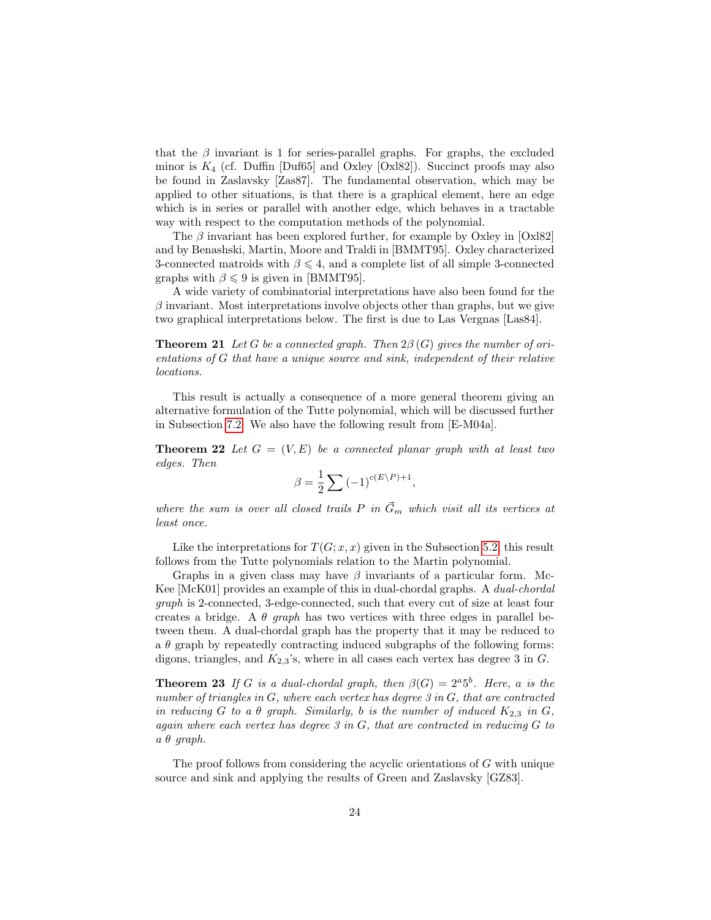that the $\beta$ invariant is 1 for series-parallel graphs. For graphs, the excluded minor is $K_4$ (cf. Duffin [Duf65] and Oxley [Oxl82]). Succinct proofs may also be found in Zaslavsky [Zas87]. The fundamental observation, which may be applied to other situations, is that there is a graphical element, here an edge which is in series or parallel with another edge, which behaves in a tractable way with respect to the computation methods of the polynomial.

The $\beta$ invariant has been explored further, for example by Oxley in [Oxl82] and by Benashski, Martin, Moore and Traldi in [BMMT95]. Oxley characterized 3-connected matroids with $\beta \leqslant 4$, and a complete list of all simple 3-connected graphs with $\beta \leqslant 9$ is given in [BMMT95].

A wide variety of combinatorial interpretations have also been found for the $\beta$ invariant. Most interpretations involve objects other than graphs, but we give two graphical interpretations below. The first is due to Las Vergnas [Las84].

**Theorem 21** *Let $G$ be a connected graph. Then $2\beta(G)$ gives the number of orientations of $G$ that have a unique source and sink, independent of their relative locations.*

This result is actually a consequence of a more general theorem giving an alternative formulation of the Tutte polynomial, which will be discussed further in Subsection 7.2. We also have the following result from [E-M04a].

**Theorem 22** *Let $G = (V, E)$ be a connected planar graph with at least two edges. Then*

$$\beta = \frac{1}{2} \sum (-1)^{c(E \setminus P)+1},$$

*where the sum is over all closed trails $P$ in $\vec{G}_m$ which visit all its vertices at least once.*

Like the interpretations for $T(G; x, x)$ given in the Subsection 5.2, this result follows from the Tutte polynomials relation to the Martin polynomial.

Graphs in a given class may have $\beta$ invariants of a particular form. McKee [McK01] provides an example of this in dual-chordal graphs. A *dual-chordal graph* is 2-connected, 3-edge-connected, such that every cut of size at least four creates a bridge. A *$\theta$ graph* has two vertices with three edges in parallel between them. A dual-chordal graph has the property that it may be reduced to a $\theta$ graph by repeatedly contracting induced subgraphs of the following forms: digons, triangles, and $K_{2,3}$'s, where in all cases each vertex has degree 3 in $G$.

**Theorem 23** *If $G$ is a dual-chordal graph, then $\beta(G) = 2^a 5^b$. Here, $a$ is the number of triangles in $G$, where each vertex has degree 3 in $G$, that are contracted in reducing $G$ to a $\theta$ graph. Similarly, $b$ is the number of induced $K_{2,3}$ in $G$, again where each vertex has degree 3 in $G$, that are contracted in reducing $G$ to a $\theta$ graph.*

The proof follows from considering the acyclic orientations of $G$ with unique source and sink and applying the results of Green and Zaslavsky [GZ83].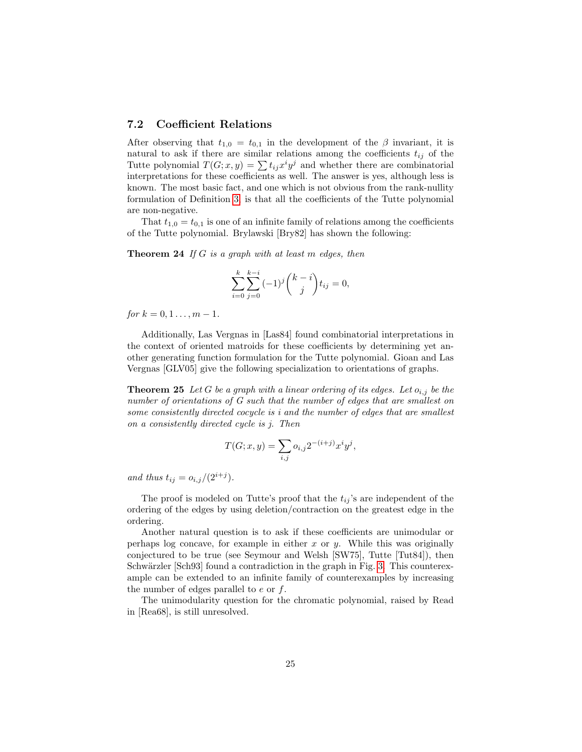## 7.2 Coefficient Relations

After observing that $t_{1,0} = t_{0,1}$ in the development of the $\beta$ invariant, it is natural to ask if there are similar relations among the coefficients $t_{ij}$ of the Tutte polynomial $T(G; x, y) = \sum t_{ij} x^i y^j$ and whether there are combinatorial interpretations for these coefficients as well. The answer is yes, although less is known. The most basic fact, and one which is not obvious from the rank-nullity formulation of Definition 3, is that all the coefficients of the Tutte polynomial are non-negative.

That $t_{1,0} = t_{0,1}$ is one of an infinite family of relations among the coefficients of the Tutte polynomial. Brylawski [Bry82] has shown the following:

**Theorem 24** *If $G$ is a graph with at least $m$ edges, then*

$$\sum_{i=0}^{k} \sum_{j=0}^{k-i} (-1)^j \binom{k-i}{j} t_{ij} = 0,$$

*for $k = 0, 1 \ldots, m-1$.*

Additionally, Las Vergnas in [Las84] found combinatorial interpretations in the context of oriented matroids for these coefficients by determining yet another generating function formulation for the Tutte polynomial. Gioan and Las Vergnas [GLV05] give the following specialization to orientations of graphs.

**Theorem 25** *Let $G$ be a graph with a linear ordering of its edges. Let $o_{i,j}$ be the number of orientations of $G$ such that the number of edges that are smallest on some consistently directed cocycle is $i$ and the number of edges that are smallest on a consistently directed cycle is $j$. Then*

$$T(G; x, y) = \sum_{i,j} o_{i,j} 2^{-(i+j)} x^i y^j,$$

*and thus $t_{ij} = o_{i,j}/(2^{i+j})$.*

The proof is modeled on Tutte's proof that the $t_{ij}$'s are independent of the ordering of the edges by using deletion/contraction on the greatest edge in the ordering.

Another natural question is to ask if these coefficients are unimodular or perhaps log concave, for example in either $x$ or $y$. While this was originally conjectured to be true (see Seymour and Welsh [SW75], Tutte [Tut84]), then Schwärzler [Sch93] found a contradiction in the graph in Fig. 3. This counterexample can be extended to an infinite family of counterexamples by increasing the number of edges parallel to $e$ or $f$.

The unimodularity question for the chromatic polynomial, raised by Read in [Rea68], is still unresolved.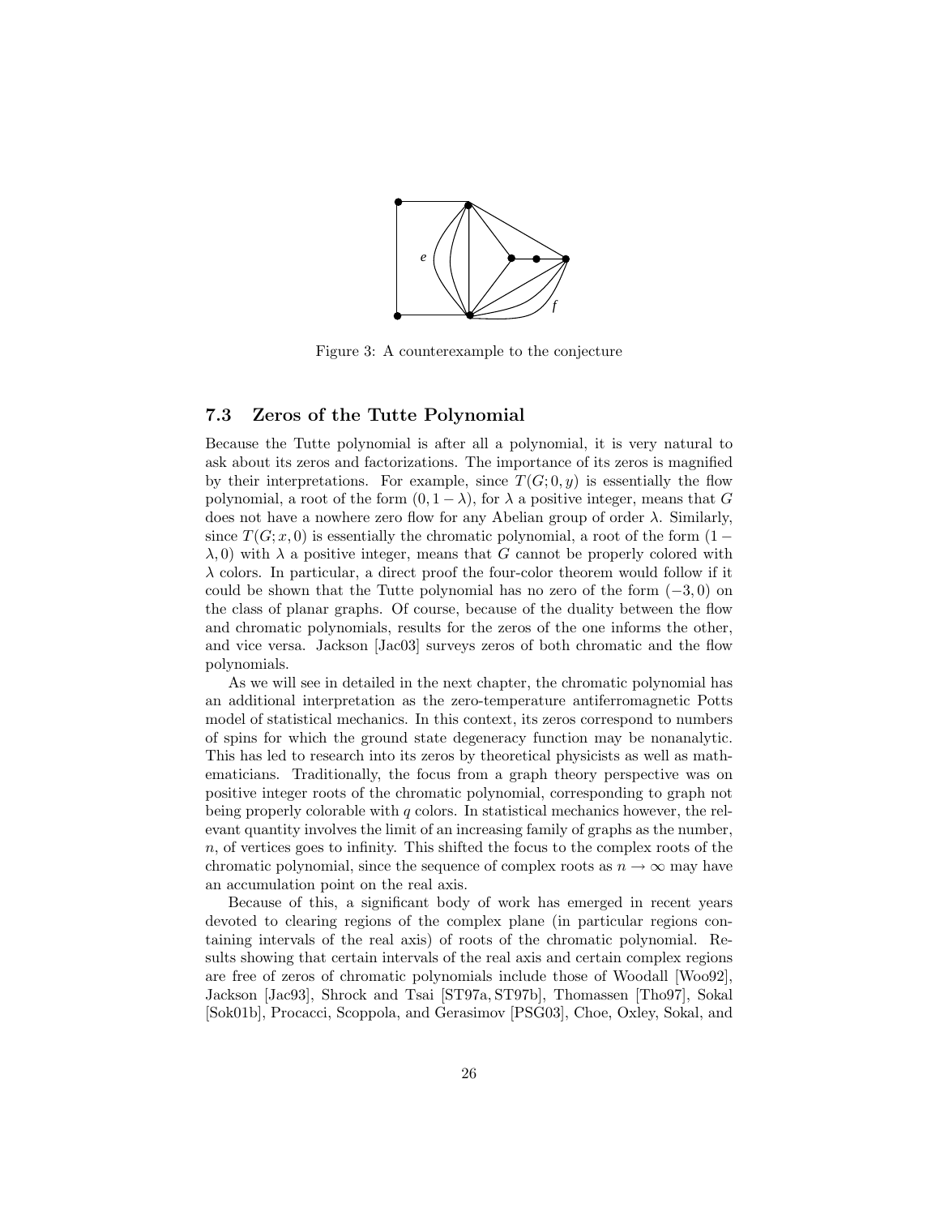Figure 3: A counterexample to the conjecture

### 7.3 Zeros of the Tutte Polynomial

Because the Tutte polynomial is after all a polynomial, it is very natural to ask about its zeros and factorizations. The importance of its zeros is magnified by their interpretations. For example, since $T(G; 0, y)$ is essentially the flow polynomial, a root of the form $(0, 1-\lambda)$, for $\lambda$ a positive integer, means that $G$ does not have a nowhere zero flow for any Abelian group of order $\lambda$. Similarly, since $T(G; x, 0)$ is essentially the chromatic polynomial, a root of the form $(1-\lambda, 0)$ with $\lambda$ a positive integer, means that $G$ cannot be properly colored with $\lambda$ colors. In particular, a direct proof the four-color theorem would follow if it could be shown that the Tutte polynomial has no zero of the form $(-3, 0)$ on the class of planar graphs. Of course, because of the duality between the flow and chromatic polynomials, results for the zeros of the one informs the other, and vice versa. Jackson [Jac03] surveys zeros of both chromatic and the flow polynomials.

As we will see in detailed in the next chapter, the chromatic polynomial has an additional interpretation as the zero-temperature antiferromagnetic Potts model of statistical mechanics. In this context, its zeros correspond to numbers of spins for which the ground state degeneracy function may be nonanalytic. This has led to research into its zeros by theoretical physicists as well as mathematicians. Traditionally, the focus from a graph theory perspective was on positive integer roots of the chromatic polynomial, corresponding to graph not being properly colorable with $q$ colors. In statistical mechanics however, the relevant quantity involves the limit of an increasing family of graphs as the number, $n$, of vertices goes to infinity. This shifted the focus to the complex roots of the chromatic polynomial, since the sequence of complex roots as $n \to \infty$ may have an accumulation point on the real axis.

Because of this, a significant body of work has emerged in recent years devoted to clearing regions of the complex plane (in particular regions containing intervals of the real axis) of roots of the chromatic polynomial. Results showing that certain intervals of the real axis and certain complex regions are free of zeros of chromatic polynomials include those of Woodall [Woo92], Jackson [Jac93], Shrock and Tsai [ST97a, ST97b], Thomassen [Tho97], Sokal [Sok01b], Procacci, Scoppola, and Gerasimov [PSG03], Choe, Oxley, Sokal, and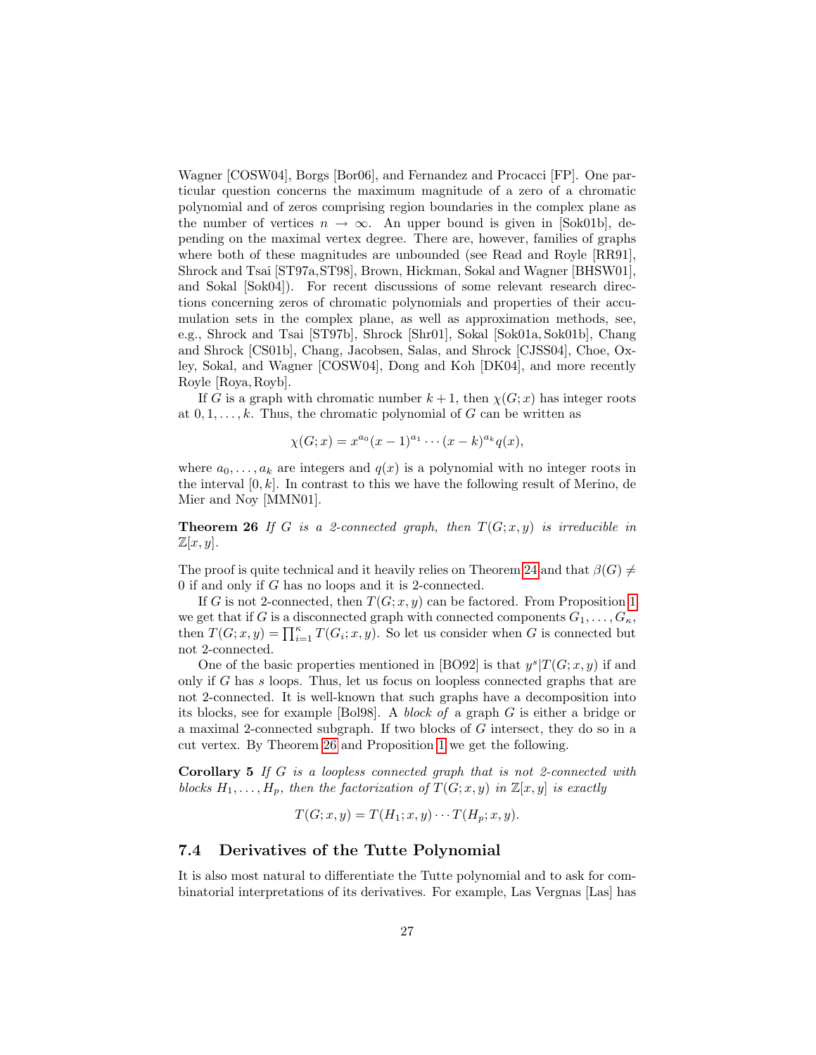Wagner [COSW04], Borgs [Bor06], and Fernandez and Procacci [FP]. One particular question concerns the maximum magnitude of a zero of a chromatic polynomial and of zeros comprising region boundaries in the complex plane as the number of vertices $n \to \infty$. An upper bound is given in [Sok01b], depending on the maximal vertex degree. There are, however, families of graphs where both of these magnitudes are unbounded (see Read and Royle [RR91], Shrock and Tsai [ST97a,ST98], Brown, Hickman, Sokal and Wagner [BHSW01], and Sokal [Sok04]). For recent discussions of some relevant research directions concerning zeros of chromatic polynomials and properties of their accumulation sets in the complex plane, as well as approximation methods, see, e.g., Shrock and Tsai [ST97b], Shrock [Shr01], Sokal [Sok01a, Sok01b], Chang and Shrock [CS01b], Chang, Jacobsen, Salas, and Shrock [CJSS04], Choe, Oxley, Sokal, and Wagner [COSW04], Dong and Koh [DK04], and more recently Royle [Roya, Royb].

If $G$ is a graph with chromatic number $k+1$, then $\chi(G;x)$ has integer roots at $0, 1, \ldots, k$. Thus, the chromatic polynomial of $G$ can be written as

$$\chi(G;x) = x^{a_0}(x-1)^{a_1}\cdots(x-k)^{a_k}q(x),$$

where $a_0, \ldots, a_k$ are integers and $q(x)$ is a polynomial with no integer roots in the interval $[0,k]$. In contrast to this we have the following result of Merino, de Mier and Noy [MMN01].

**Theorem 26** *If $G$ is a 2-connected graph, then $T(G;x,y)$ is irreducible in $\mathbb{Z}[x,y]$.*

The proof is quite technical and it heavily relies on Theorem 24 and that $\beta(G) \neq 0$ if and only if $G$ has no loops and it is 2-connected.

If $G$ is not 2-connected, then $T(G;x,y)$ can be factored. From Proposition 1 we get that if $G$ is a disconnected graph with connected components $G_1, \ldots, G_\kappa$, then $T(G;x,y) = \prod_{i=1}^{\kappa} T(G_i;x,y)$. So let us consider when $G$ is connected but not 2-connected.

One of the basic properties mentioned in [BO92] is that $y^s | T(G;x,y)$ if and only if $G$ has $s$ loops. Thus, let us focus on loopless connected graphs that are not 2-connected. It is well-known that such graphs have a decomposition into its blocks, see for example [Bol98]. A *block of* a graph $G$ is either a bridge or a maximal 2-connected subgraph. If two blocks of $G$ intersect, they do so in a cut vertex. By Theorem 26 and Proposition 1 we get the following.

**Corollary 5** *If $G$ is a loopless connected graph that is not 2-connected with blocks $H_1, \ldots, H_p$, then the factorization of $T(G;x,y)$ in $\mathbb{Z}[x,y]$ is exactly*

$$T(G;x,y) = T(H_1;x,y)\cdots T(H_p;x,y).$$

## 7.4 Derivatives of the Tutte Polynomial

It is also most natural to differentiate the Tutte polynomial and to ask for combinatorial interpretations of its derivatives. For example, Las Vergnas [Las] has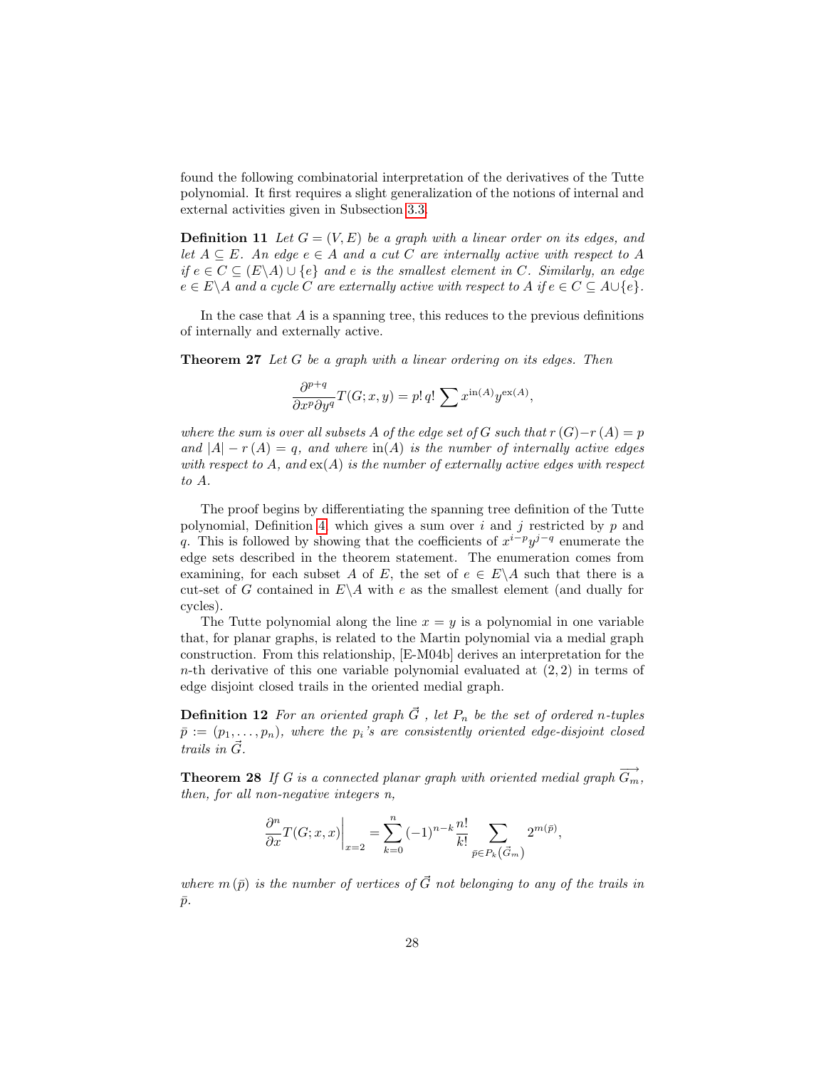found the following combinatorial interpretation of the derivatives of the Tutte polynomial. It first requires a slight generalization of the notions of internal and external activities given in Subsection 3.3.

**Definition 11** *Let $G = (V, E)$ be a graph with a linear order on its edges, and let $A \subseteq E$. An edge $e \in A$ and a cut $C$ are internally active with respect to $A$ if $e \in C \subseteq (E \backslash A) \cup \{e\}$ and $e$ is the smallest element in $C$. Similarly, an edge $e \in E \backslash A$ and a cycle $C$ are externally active with respect to $A$ if $e \in C \subseteq A \cup \{e\}$.*

In the case that $A$ is a spanning tree, this reduces to the previous definitions of internally and externally active.

**Theorem 27** *Let $G$ be a graph with a linear ordering on its edges. Then*

$$\frac{\partial^{p+q}}{\partial x^p \partial y^q} T(G; x, y) = p!\, q! \sum x^{\mathrm{in}(A)} y^{\mathrm{ex}(A)},$$

*where the sum is over all subsets $A$ of the edge set of $G$ such that $r(G) - r(A) = p$ and $|A| - r(A) = q$, and where $\mathrm{in}(A)$ is the number of internally active edges with respect to $A$, and $\mathrm{ex}(A)$ is the number of externally active edges with respect to $A$.*

The proof begins by differentiating the spanning tree definition of the Tutte polynomial, Definition 4, which gives a sum over $i$ and $j$ restricted by $p$ and $q$. This is followed by showing that the coefficients of $x^{i-p}y^{j-q}$ enumerate the edge sets described in the theorem statement. The enumeration comes from examining, for each subset $A$ of $E$, the set of $e \in E \backslash A$ such that there is a cut-set of $G$ contained in $E \backslash A$ with $e$ as the smallest element (and dually for cycles).

The Tutte polynomial along the line $x = y$ is a polynomial in one variable that, for planar graphs, is related to the Martin polynomial via a medial graph construction. From this relationship, [E-M04b] derives an interpretation for the $n$-th derivative of this one variable polynomial evaluated at $(2, 2)$ in terms of edge disjoint closed trails in the oriented medial graph.

**Definition 12** *For an oriented graph $\vec{G}$, let $P_n$ be the set of ordered $n$-tuples $\bar{p} := (p_1, \ldots, p_n)$, where the $p_i$'s are consistently oriented edge-disjoint closed trails in $\vec{G}$.*

**Theorem 28** *If $G$ is a connected planar graph with oriented medial graph $\overrightarrow{G_m}$, then, for all non-negative integers $n$,*

$$\left.\frac{\partial^n}{\partial x} T(G; x, x)\right|_{x=2} = \sum_{k=0}^{n} (-1)^{n-k} \frac{n!}{k!} \sum_{\bar{p} \in P_k\left(\vec{G}_m\right)} 2^{m(\bar{p})},$$

*where $m(\bar{p})$ is the number of vertices of $\vec{G}$ not belonging to any of the trails in $\bar{p}$.*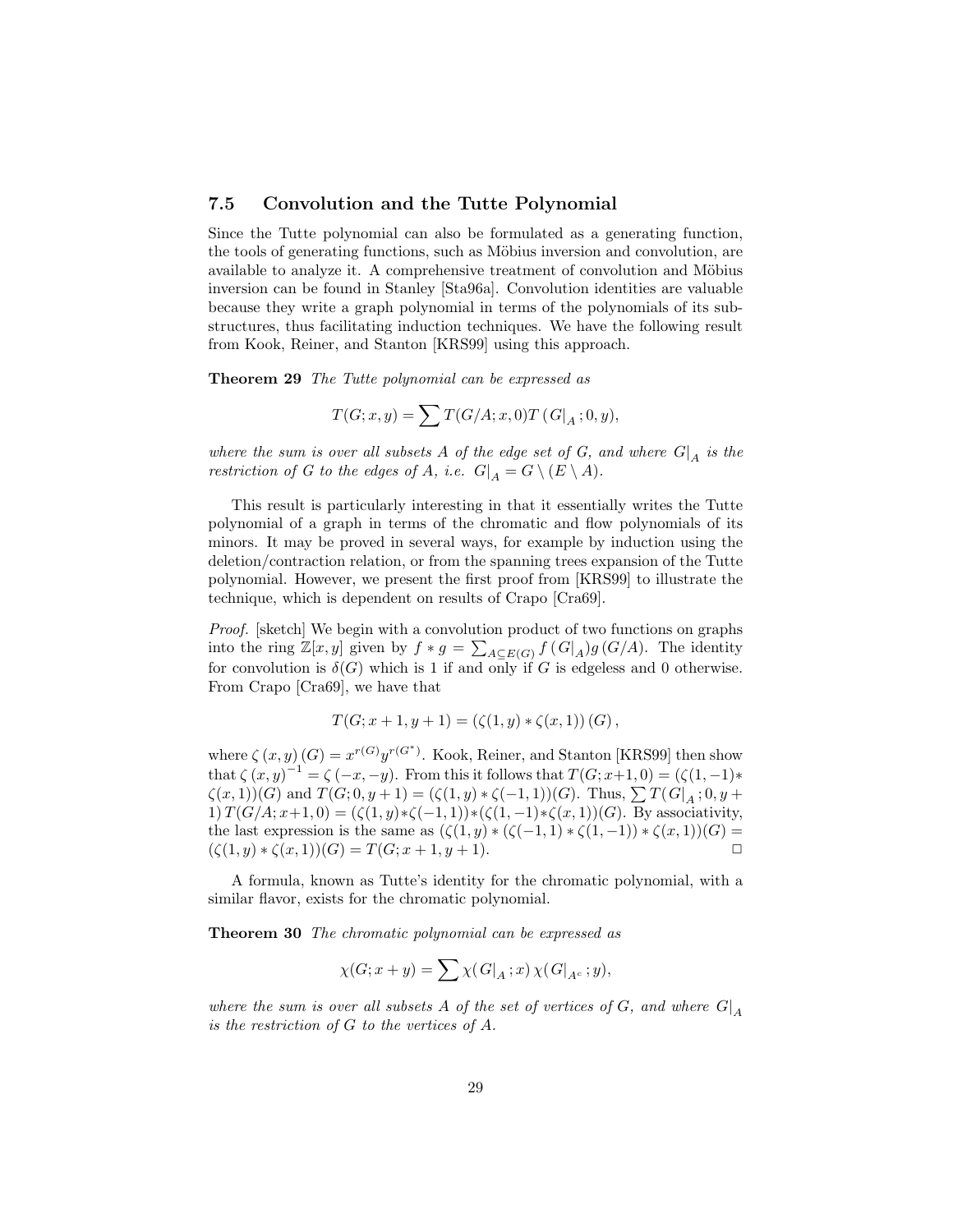### 7.5 Convolution and the Tutte Polynomial

Since the Tutte polynomial can also be formulated as a generating function, the tools of generating functions, such as Möbius inversion and convolution, are available to analyze it. A comprehensive treatment of convolution and Möbius inversion can be found in Stanley [Sta96a]. Convolution identities are valuable because they write a graph polynomial in terms of the polynomials of its substructures, thus facilitating induction techniques. We have the following result from Kook, Reiner, and Stanton [KRS99] using this approach.

**Theorem 29** *The Tutte polynomial can be expressed as*

$$T(G;x,y) = \sum T(G/A;x,0)T\left(G|_A;0,y\right),$$

*where the sum is over all subsets A of the edge set of G, and where $G|_A$ is the restriction of G to the edges of A, i.e. $G|_A = G \setminus (E \setminus A)$.*

This result is particularly interesting in that it essentially writes the Tutte polynomial of a graph in terms of the chromatic and flow polynomials of its minors. It may be proved in several ways, for example by induction using the deletion/contraction relation, or from the spanning trees expansion of the Tutte polynomial. However, we present the first proof from [KRS99] to illustrate the technique, which is dependent on results of Crapo [Cra69].

*Proof.* [sketch] We begin with a convolution product of two functions on graphs into the ring $\mathbb{Z}[x,y]$ given by $f * g = \sum_{A \subseteq E(G)} f\left(G|_A\right) g\left(G/A\right)$. The identity for convolution is $\delta(G)$ which is 1 if and only if $G$ is edgeless and 0 otherwise. From Crapo [Cra69], we have that

$$T(G;x+1,y+1) = \left(\zeta(1,y) * \zeta(x,1)\right)(G),$$

where $\zeta\left(x,y\right)(G) = x^{r(G)}y^{r(G^*)}$. Kook, Reiner, and Stanton [KRS99] then show that $\zeta\left(x,y\right)^{-1} = \zeta\left(-x,-y\right)$. From this it follows that $T(G;x+1,0) = (\zeta(1,-1) * \zeta(x,1))(G)$ and $T(G;0,y+1) = (\zeta(1,y) * \zeta(-1,1))(G)$. Thus, $\sum T(G|_A;0,y+1)\,T(G/A;x+1,0) = (\zeta(1,y) * \zeta(-1,1)) * (\zeta(1,-1) * \zeta(x,1))(G)$. By associativity, the last expression is the same as $(\zeta(1,y) * (\zeta(-1,1) * \zeta(1,-1)) * \zeta(x,1))(G) = (\zeta(1,y) * \zeta(x,1))(G) = T(G;x+1,y+1)$. □

A formula, known as Tutte's identity for the chromatic polynomial, with a similar flavor, exists for the chromatic polynomial.

**Theorem 30** *The chromatic polynomial can be expressed as*

$$\chi(G;x+y) = \sum \chi(G|_A;x)\,\chi(G|_{A^c};y),$$

*where the sum is over all subsets A of the set of vertices of G, and where $G|_A$ is the restriction of G to the vertices of A.*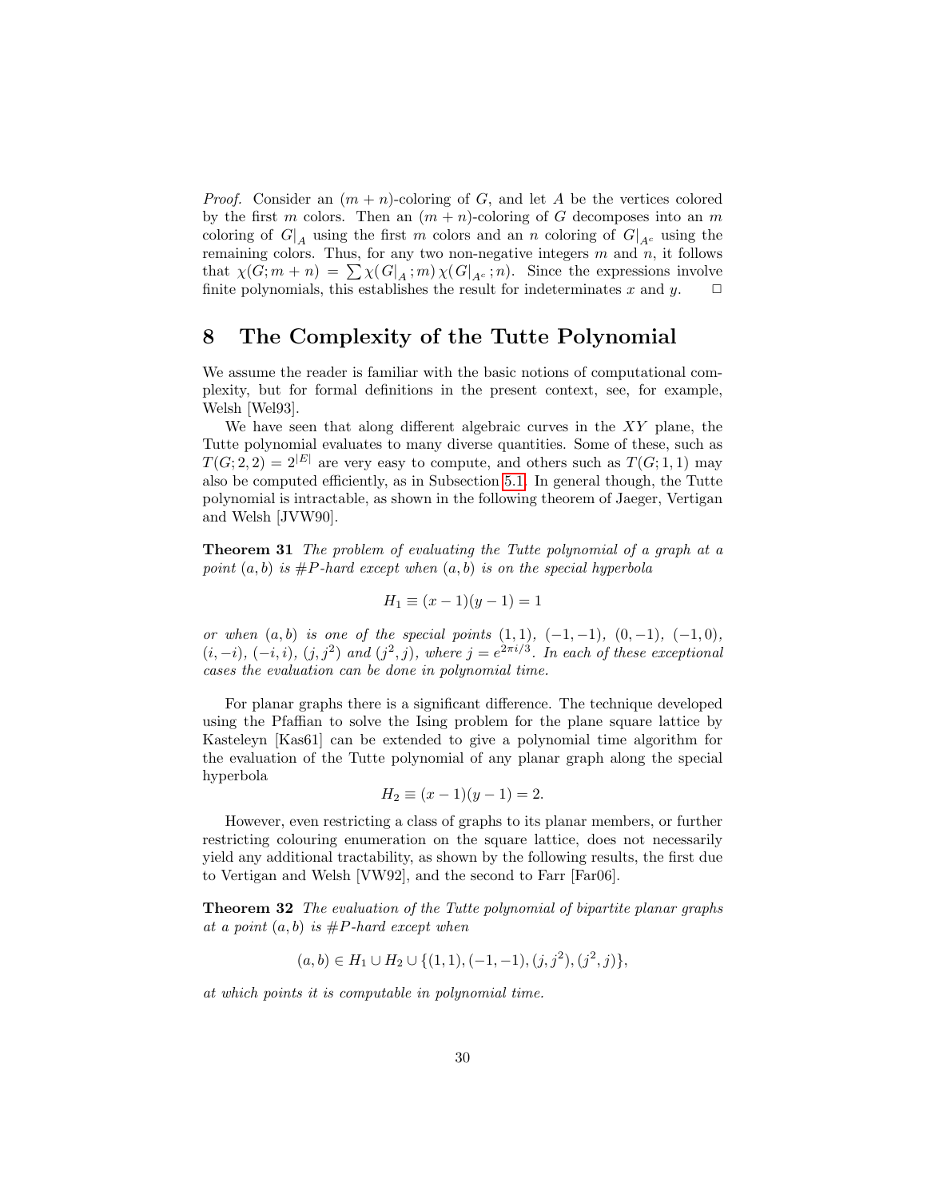*Proof.* Consider an $(m+n)$-coloring of $G$, and let $A$ be the vertices colored by the first $m$ colors. Then an $(m+n)$-coloring of $G$ decomposes into an $m$ coloring of $G|_A$ using the first $m$ colors and an $n$ coloring of $G|_{A^c}$ using the remaining colors. Thus, for any two non-negative integers $m$ and $n$, it follows that $\chi(G; m+n) = \sum \chi(G|_A; m)\, \chi(G|_{A^c}; n)$. Since the expressions involve finite polynomials, this establishes the result for indeterminates $x$ and $y$. $\square$

## 8 The Complexity of the Tutte Polynomial

We assume the reader is familiar with the basic notions of computational complexity, but for formal definitions in the present context, see, for example, Welsh [Wel93].

We have seen that along different algebraic curves in the $XY$ plane, the Tutte polynomial evaluates to many diverse quantities. Some of these, such as $T(G; 2, 2) = 2^{|E|}$ are very easy to compute, and others such as $T(G; 1, 1)$ may also be computed efficiently, as in Subsection 5.1. In general though, the Tutte polynomial is intractable, as shown in the following theorem of Jaeger, Vertigan and Welsh [JVW90].

**Theorem 31** *The problem of evaluating the Tutte polynomial of a graph at a point $(a, b)$ is #P-hard except when $(a, b)$ is on the special hyperbola*

$$H_1 \equiv (x-1)(y-1) = 1$$

*or when $(a, b)$ is one of the special points $(1, 1)$, $(-1, -1)$, $(0, -1)$, $(-1, 0)$, $(i, -i)$, $(-i, i)$, $(j, j^2)$ and $(j^2, j)$, where $j = e^{2\pi i/3}$. In each of these exceptional cases the evaluation can be done in polynomial time.*

For planar graphs there is a significant difference. The technique developed using the Pfaffian to solve the Ising problem for the plane square lattice by Kasteleyn [Kas61] can be extended to give a polynomial time algorithm for the evaluation of the Tutte polynomial of any planar graph along the special hyperbola

$$H_2 \equiv (x-1)(y-1) = 2.$$

However, even restricting a class of graphs to its planar members, or further restricting colouring enumeration on the square lattice, does not necessarily yield any additional tractability, as shown by the following results, the first due to Vertigan and Welsh [VW92], and the second to Farr [Far06].

**Theorem 32** *The evaluation of the Tutte polynomial of bipartite planar graphs at a point $(a, b)$ is #P-hard except when*

$$(a, b) \in H_1 \cup H_2 \cup \{(1, 1), (-1, -1), (j, j^2), (j^2, j)\},$$

*at which points it is computable in polynomial time.*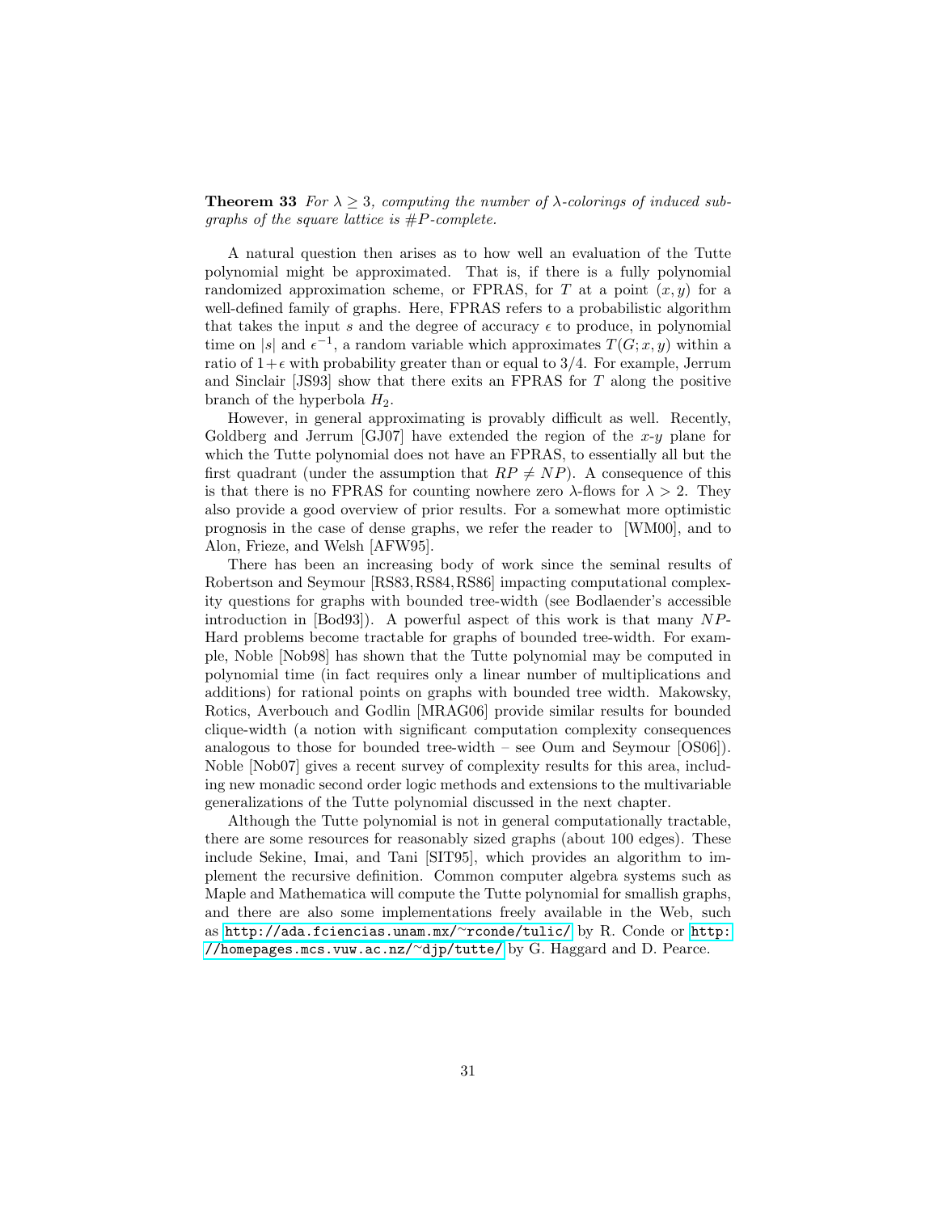**Theorem 33** *For $\lambda \geq 3$, computing the number of $\lambda$-colorings of induced subgraphs of the square lattice is $\#P$-complete.*

A natural question then arises as to how well an evaluation of the Tutte polynomial might be approximated. That is, if there is a fully polynomial randomized approximation scheme, or FPRAS, for $T$ at a point $(x, y)$ for a well-defined family of graphs. Here, FPRAS refers to a probabilistic algorithm that takes the input $s$ and the degree of accuracy $\epsilon$ to produce, in polynomial time on $|s|$ and $\epsilon^{-1}$, a random variable which approximates $T(G; x, y)$ within a ratio of $1+\epsilon$ with probability greater than or equal to $3/4$. For example, Jerrum and Sinclair [JS93] show that there exits an FPRAS for $T$ along the positive branch of the hyperbola $H_2$.

However, in general approximating is provably difficult as well. Recently, Goldberg and Jerrum [GJ07] have extended the region of the $x$-$y$ plane for which the Tutte polynomial does not have an FPRAS, to essentially all but the first quadrant (under the assumption that $RP \neq NP$). A consequence of this is that there is no FPRAS for counting nowhere zero $\lambda$-flows for $\lambda > 2$. They also provide a good overview of prior results. For a somewhat more optimistic prognosis in the case of dense graphs, we refer the reader to [WM00], and to Alon, Frieze, and Welsh [AFW95].

There has been an increasing body of work since the seminal results of Robertson and Seymour [RS83, RS84, RS86] impacting computational complexity questions for graphs with bounded tree-width (see Bodlaender's accessible introduction in [Bod93]). A powerful aspect of this work is that many $NP$-Hard problems become tractable for graphs of bounded tree-width. For example, Noble [Nob98] has shown that the Tutte polynomial may be computed in polynomial time (in fact requires only a linear number of multiplications and additions) for rational points on graphs with bounded tree width. Makowsky, Rotics, Averbouch and Godlin [MRAG06] provide similar results for bounded clique-width (a notion with significant computation complexity consequences analogous to those for bounded tree-width – see Oum and Seymour [OS06]). Noble [Nob07] gives a recent survey of complexity results for this area, including new monadic second order logic methods and extensions to the multivariable generalizations of the Tutte polynomial discussed in the next chapter.

Although the Tutte polynomial is not in general computationally tractable, there are some resources for reasonably sized graphs (about 100 edges). These include Sekine, Imai, and Tani [SIT95], which provides an algorithm to implement the recursive definition. Common computer algebra systems such as Maple and Mathematica will compute the Tutte polynomial for smallish graphs, and there are also some implementations freely available in the Web, such as http://ada.fciencias.unam.mx/~rconde/tulic/ by R. Conde or http://homepages.mcs.vuw.ac.nz/~djp/tutte/ by G. Haggard and D. Pearce.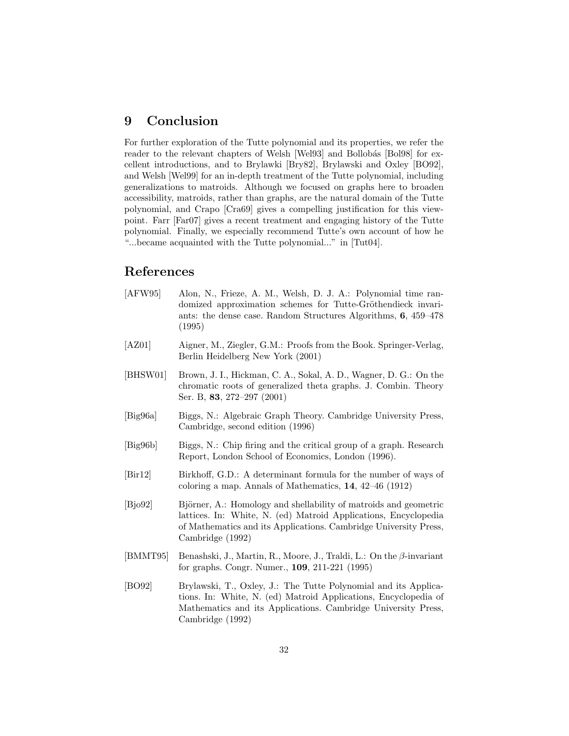## 9 Conclusion

For further exploration of the Tutte polynomial and its properties, we refer the reader to the relevant chapters of Welsh [Wel93] and Bollobás [Bol98] for excellent introductions, and to Brylawki [Bry82], Brylawski and Oxley [BO92], and Welsh [Wel99] for an in-depth treatment of the Tutte polynomial, including generalizations to matroids. Although we focused on graphs here to broaden accessibility, matroids, rather than graphs, are the natural domain of the Tutte polynomial, and Crapo [Cra69] gives a compelling justification for this viewpoint. Farr [Far07] gives a recent treatment and engaging history of the Tutte polynomial. Finally, we especially recommend Tutte's own account of how he "...became acquainted with the Tutte polynomial..." in [Tut04].

## References

[AFW95] Alon, N., Frieze, A. M., Welsh, D. J. A.: Polynomial time randomized approximation schemes for Tutte-Gröthendieck invariants: the dense case. Random Structures Algorithms, **6**, 459–478 (1995)

[AZ01] Aigner, M., Ziegler, G.M.: Proofs from the Book. Springer-Verlag, Berlin Heidelberg New York (2001)

[BHSW01] Brown, J. I., Hickman, C. A., Sokal, A. D., Wagner, D. G.: On the chromatic roots of generalized theta graphs. J. Combin. Theory Ser. B, **83**, 272–297 (2001)

[Big96a] Biggs, N.: Algebraic Graph Theory. Cambridge University Press, Cambridge, second edition (1996)

[Big96b] Biggs, N.: Chip firing and the critical group of a graph. Research Report, London School of Economics, London (1996).

[Bir12] Birkhoff, G.D.: A determinant formula for the number of ways of coloring a map. Annals of Mathematics, **14**, 42–46 (1912)

[Bjo92] Björner, A.: Homology and shellability of matroids and geometric lattices. In: White, N. (ed) Matroid Applications, Encyclopedia of Mathematics and its Applications. Cambridge University Press, Cambridge (1992)

[BMMT95] Benashski, J., Martin, R., Moore, J., Traldi, L.: On the $\beta$-invariant for graphs. Congr. Numer., **109**, 211-221 (1995)

[BO92] Brylawski, T., Oxley, J.: The Tutte Polynomial and its Applications. In: White, N. (ed) Matroid Applications, Encyclopedia of Mathematics and its Applications. Cambridge University Press, Cambridge (1992)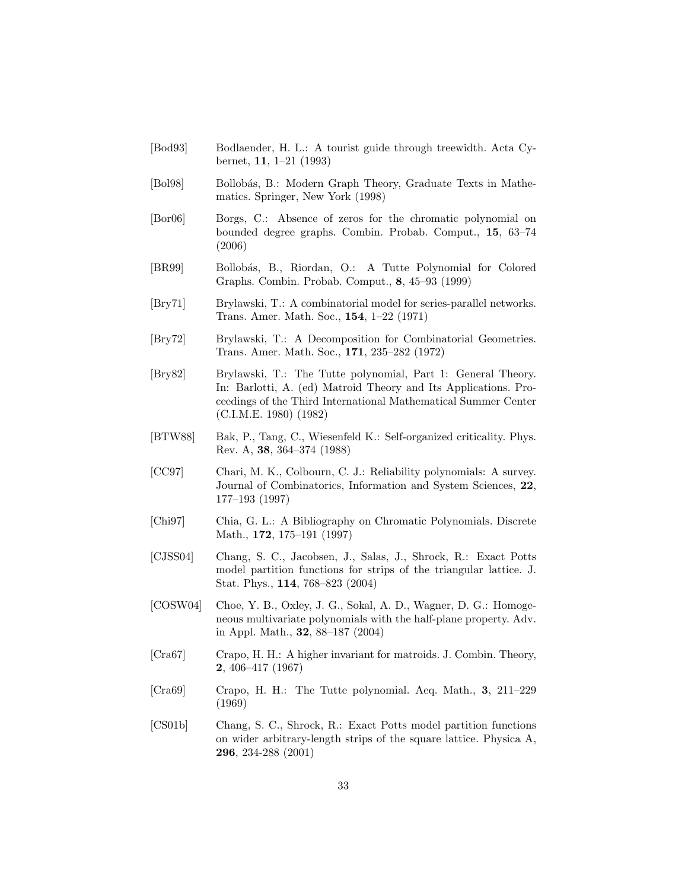[Bod93] Bodlaender, H. L.: A tourist guide through treewidth. Acta Cybernet, **11**, 1–21 (1993)

[Bol98] Bollobás, B.: Modern Graph Theory, Graduate Texts in Mathematics. Springer, New York (1998)

[Bor06] Borgs, C.: Absence of zeros for the chromatic polynomial on bounded degree graphs. Combin. Probab. Comput., **15**, 63–74 (2006)

[BR99] Bollobás, B., Riordan, O.: A Tutte Polynomial for Colored Graphs. Combin. Probab. Comput., **8**, 45–93 (1999)

[Bry71] Brylawski, T.: A combinatorial model for series-parallel networks. Trans. Amer. Math. Soc., **154**, 1–22 (1971)

[Bry72] Brylawski, T.: A Decomposition for Combinatorial Geometries. Trans. Amer. Math. Soc., **171**, 235–282 (1972)

[Bry82] Brylawski, T.: The Tutte polynomial, Part 1: General Theory. In: Barlotti, A. (ed) Matroid Theory and Its Applications. Proceedings of the Third International Mathematical Summer Center (C.I.M.E. 1980) (1982)

[BTW88] Bak, P., Tang, C., Wiesenfeld K.: Self-organized criticality. Phys. Rev. A, **38**, 364–374 (1988)

[CC97] Chari, M. K., Colbourn, C. J.: Reliability polynomials: A survey. Journal of Combinatorics, Information and System Sciences, **22**, 177–193 (1997)

[Chi97] Chia, G. L.: A Bibliography on Chromatic Polynomials. Discrete Math., **172**, 175–191 (1997)

[CJSS04] Chang, S. C., Jacobsen, J., Salas, J., Shrock, R.: Exact Potts model partition functions for strips of the triangular lattice. J. Stat. Phys., **114**, 768–823 (2004)

[COSW04] Choe, Y. B., Oxley, J. G., Sokal, A. D., Wagner, D. G.: Homogeneous multivariate polynomials with the half-plane property. Adv. in Appl. Math., **32**, 88–187 (2004)

[Cra67] Crapo, H. H.: A higher invariant for matroids. J. Combin. Theory, **2**, 406–417 (1967)

[Cra69] Crapo, H. H.: The Tutte polynomial. Aeq. Math., **3**, 211–229 (1969)

[CS01b] Chang, S. C., Shrock, R.: Exact Potts model partition functions on wider arbitrary-length strips of the square lattice. Physica A, **296**, 234-288 (2001)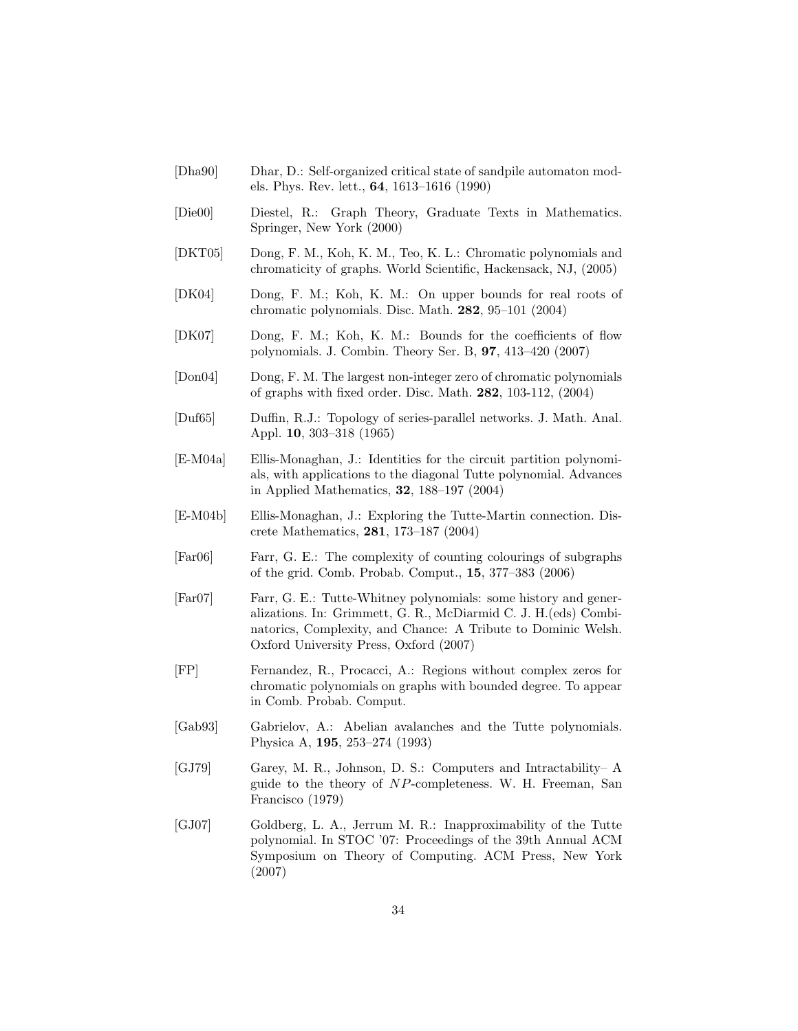[Dha90] Dhar, D.: Self-organized critical state of sandpile automaton models. Phys. Rev. lett., **64**, 1613–1616 (1990)

[Die00] Diestel, R.: Graph Theory, Graduate Texts in Mathematics. Springer, New York (2000)

[DKT05] Dong, F. M., Koh, K. M., Teo, K. L.: Chromatic polynomials and chromaticity of graphs. World Scientific, Hackensack, NJ, (2005)

[DK04] Dong, F. M.; Koh, K. M.: On upper bounds for real roots of chromatic polynomials. Disc. Math. **282**, 95–101 (2004)

[DK07] Dong, F. M.; Koh, K. M.: Bounds for the coefficients of flow polynomials. J. Combin. Theory Ser. B, **97**, 413–420 (2007)

[Don04] Dong, F. M. The largest non-integer zero of chromatic polynomials of graphs with fixed order. Disc. Math. **282**, 103-112, (2004)

[Duf65] Duffin, R.J.: Topology of series-parallel networks. J. Math. Anal. Appl. **10**, 303–318 (1965)

[E-M04a] Ellis-Monaghan, J.: Identities for the circuit partition polynomials, with applications to the diagonal Tutte polynomial. Advances in Applied Mathematics, **32**, 188–197 (2004)

[E-M04b] Ellis-Monaghan, J.: Exploring the Tutte-Martin connection. Discrete Mathematics, **281**, 173–187 (2004)

[Far06] Farr, G. E.: The complexity of counting colourings of subgraphs of the grid. Comb. Probab. Comput., **15**, 377–383 (2006)

[Far07] Farr, G. E.: Tutte-Whitney polynomials: some history and generalizations. In: Grimmett, G. R., McDiarmid C. J. H.(eds) Combinatorics, Complexity, and Chance: A Tribute to Dominic Welsh. Oxford University Press, Oxford (2007)

[FP] Fernandez, R., Procacci, A.: Regions without complex zeros for chromatic polynomials on graphs with bounded degree. To appear in Comb. Probab. Comput.

[Gab93] Gabrielov, A.: Abelian avalanches and the Tutte polynomials. Physica A, **195**, 253–274 (1993)

[GJ79] Garey, M. R., Johnson, D. S.: Computers and Intractability– A guide to the theory of $NP$-completeness. W. H. Freeman, San Francisco (1979)

[GJ07] Goldberg, L. A., Jerrum M. R.: Inapproximability of the Tutte polynomial. In STOC '07: Proceedings of the 39th Annual ACM Symposium on Theory of Computing. ACM Press, New York (2007)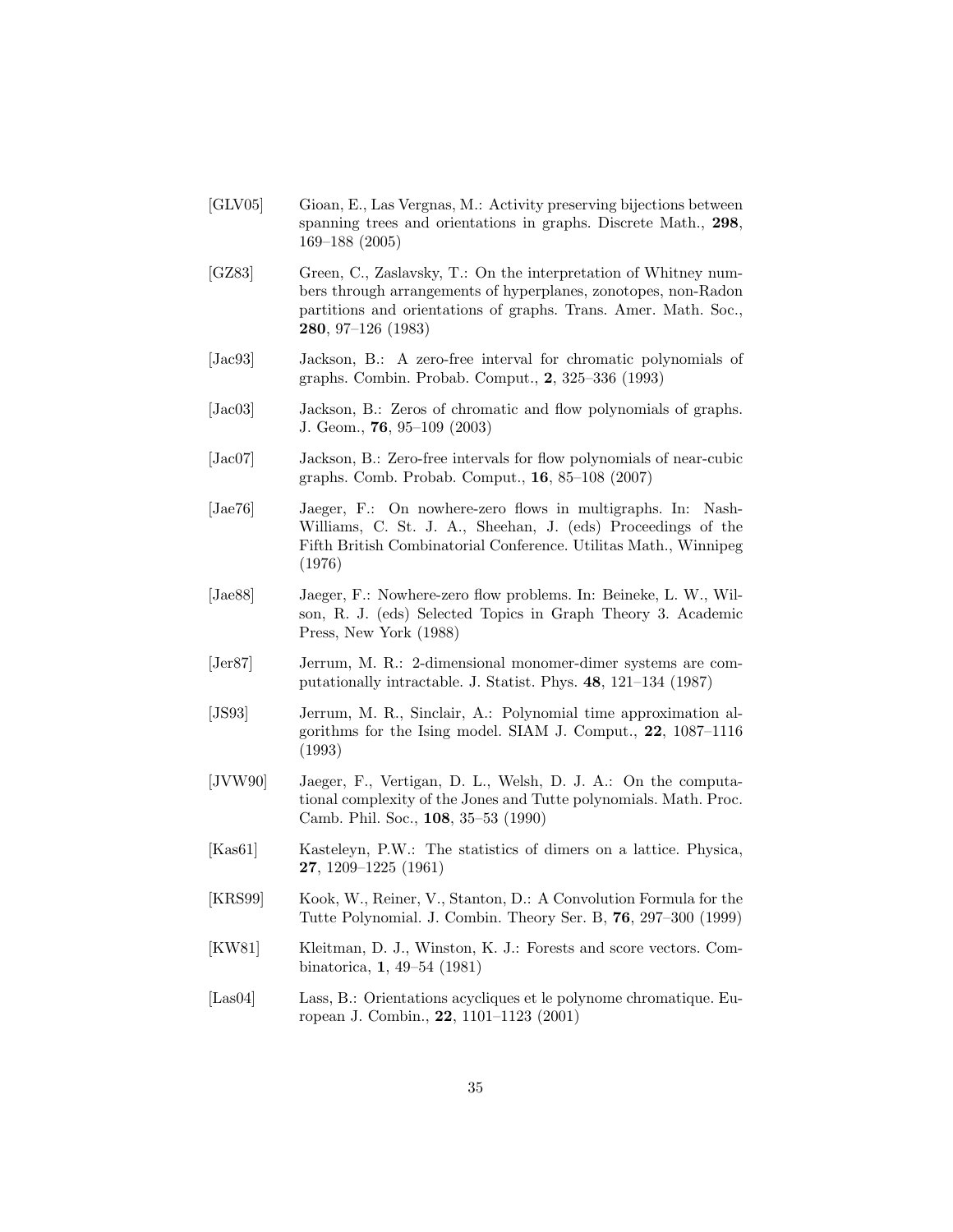[GLV05] Gioan, E., Las Vergnas, M.: Activity preserving bijections between spanning trees and orientations in graphs. Discrete Math., **298**, 169–188 (2005)

[GZ83] Green, C., Zaslavsky, T.: On the interpretation of Whitney numbers through arrangements of hyperplanes, zonotopes, non-Radon partitions and orientations of graphs. Trans. Amer. Math. Soc., **280**, 97–126 (1983)

[Jac93] Jackson, B.: A zero-free interval for chromatic polynomials of graphs. Combin. Probab. Comput., **2**, 325–336 (1993)

[Jac03] Jackson, B.: Zeros of chromatic and flow polynomials of graphs. J. Geom., **76**, 95–109 (2003)

[Jac07] Jackson, B.: Zero-free intervals for flow polynomials of near-cubic graphs. Comb. Probab. Comput., **16**, 85–108 (2007)

[Jae76] Jaeger, F.: On nowhere-zero flows in multigraphs. In: Nash-Williams, C. St. J. A., Sheehan, J. (eds) Proceedings of the Fifth British Combinatorial Conference. Utilitas Math., Winnipeg (1976)

[Jae88] Jaeger, F.: Nowhere-zero flow problems. In: Beineke, L. W., Wilson, R. J. (eds) Selected Topics in Graph Theory 3. Academic Press, New York (1988)

[Jer87] Jerrum, M. R.: 2-dimensional monomer-dimer systems are computationally intractable. J. Statist. Phys. **48**, 121–134 (1987)

[JS93] Jerrum, M. R., Sinclair, A.: Polynomial time approximation algorithms for the Ising model. SIAM J. Comput., **22**, 1087–1116 (1993)

[JVW90] Jaeger, F., Vertigan, D. L., Welsh, D. J. A.: On the computational complexity of the Jones and Tutte polynomials. Math. Proc. Camb. Phil. Soc., **108**, 35–53 (1990)

[Kas61] Kasteleyn, P.W.: The statistics of dimers on a lattice. Physica, **27**, 1209–1225 (1961)

[KRS99] Kook, W., Reiner, V., Stanton, D.: A Convolution Formula for the Tutte Polynomial. J. Combin. Theory Ser. B, **76**, 297–300 (1999)

[KW81] Kleitman, D. J., Winston, K. J.: Forests and score vectors. Combinatorica, **1**, 49–54 (1981)

[Las04] Lass, B.: Orientations acycliques et le polynome chromatique. European J. Combin., **22**, 1101–1123 (2001)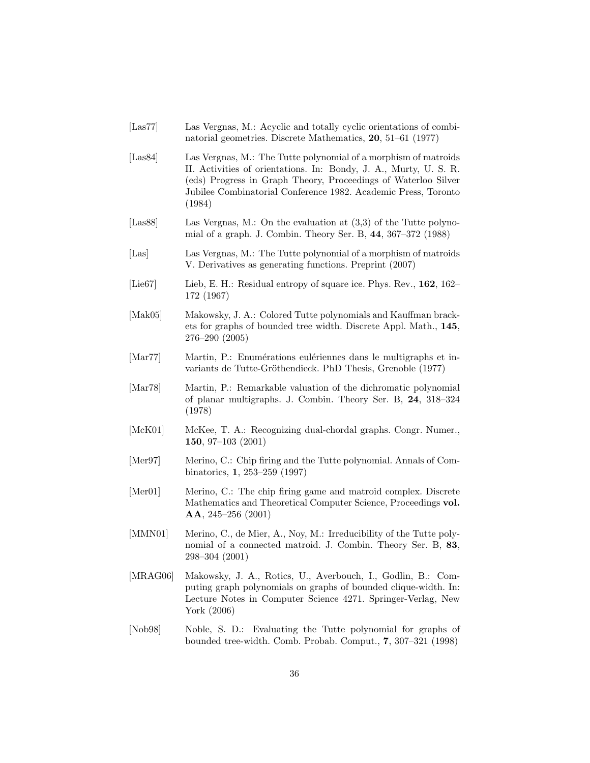[Las77] Las Vergnas, M.: Acyclic and totally cyclic orientations of combinatorial geometries. Discrete Mathematics, **20**, 51–61 (1977)

[Las84] Las Vergnas, M.: The Tutte polynomial of a morphism of matroids II. Activities of orientations. In: Bondy, J. A., Murty, U. S. R. (eds) Progress in Graph Theory, Proceedings of Waterloo Silver Jubilee Combinatorial Conference 1982. Academic Press, Toronto (1984)

[Las88] Las Vergnas, M.: On the evaluation at (3,3) of the Tutte polynomial of a graph. J. Combin. Theory Ser. B, **44**, 367–372 (1988)

[Las] Las Vergnas, M.: The Tutte polynomial of a morphism of matroids V. Derivatives as generating functions. Preprint (2007)

[Lie67] Lieb, E. H.: Residual entropy of square ice. Phys. Rev., **162**, 162–172 (1967)

[Mak05] Makowsky, J. A.: Colored Tutte polynomials and Kauffman brackets for graphs of bounded tree width. Discrete Appl. Math., **145**, 276–290 (2005)

[Mar77] Martin, P.: Enumérations eulériennes dans le multigraphs et invariants de Tutte-Gröthendieck. PhD Thesis, Grenoble (1977)

[Mar78] Martin, P.: Remarkable valuation of the dichromatic polynomial of planar multigraphs. J. Combin. Theory Ser. B, **24**, 318–324 (1978)

[McK01] McKee, T. A.: Recognizing dual-chordal graphs. Congr. Numer., **150**, 97–103 (2001)

[Mer97] Merino, C.: Chip firing and the Tutte polynomial. Annals of Combinatorics, **1**, 253–259 (1997)

[Mer01] Merino, C.: The chip firing game and matroid complex. Discrete Mathematics and Theoretical Computer Science, Proceedings **vol. AA**, 245–256 (2001)

[MMN01] Merino, C., de Mier, A., Noy, M.: Irreducibility of the Tutte polynomial of a connected matroid. J. Combin. Theory Ser. B, **83**, 298–304 (2001)

[MRAG06] Makowsky, J. A., Rotics, U., Averbouch, I., Godlin, B.: Computing graph polynomials on graphs of bounded clique-width. In: Lecture Notes in Computer Science 4271. Springer-Verlag, New York (2006)

[Nob98] Noble, S. D.: Evaluating the Tutte polynomial for graphs of bounded tree-width. Comb. Probab. Comput., **7**, 307–321 (1998)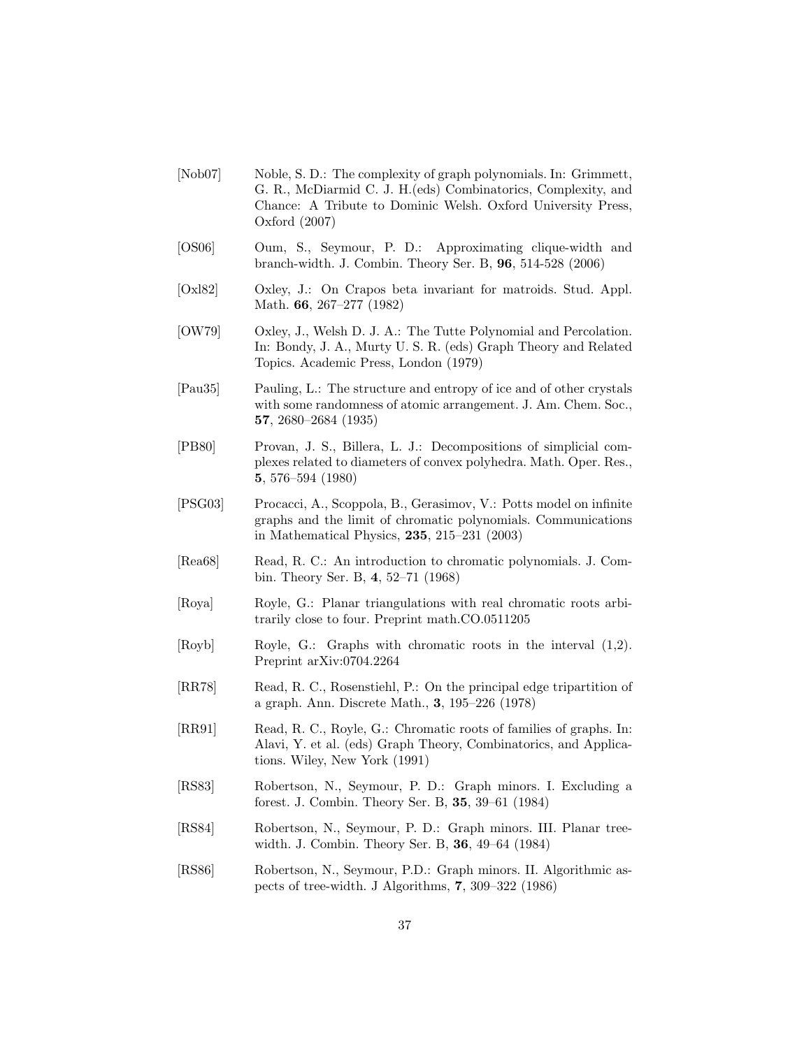[Nob07] Noble, S. D.: The complexity of graph polynomials. In: Grimmett, G. R., McDiarmid C. J. H.(eds) Combinatorics, Complexity, and Chance: A Tribute to Dominic Welsh. Oxford University Press, Oxford (2007)

[OS06] Oum, S., Seymour, P. D.: Approximating clique-width and branch-width. J. Combin. Theory Ser. B, **96**, 514-528 (2006)

[Oxl82] Oxley, J.: On Crapos beta invariant for matroids. Stud. Appl. Math. **66**, 267–277 (1982)

[OW79] Oxley, J., Welsh D. J. A.: The Tutte Polynomial and Percolation. In: Bondy, J. A., Murty U. S. R. (eds) Graph Theory and Related Topics. Academic Press, London (1979)

[Pau35] Pauling, L.: The structure and entropy of ice and of other crystals with some randomness of atomic arrangement. J. Am. Chem. Soc., **57**, 2680–2684 (1935)

[PB80] Provan, J. S., Billera, L. J.: Decompositions of simplicial complexes related to diameters of convex polyhedra. Math. Oper. Res., **5**, 576–594 (1980)

[PSG03] Procacci, A., Scoppola, B., Gerasimov, V.: Potts model on infinite graphs and the limit of chromatic polynomials. Communications in Mathematical Physics, **235**, 215–231 (2003)

[Rea68] Read, R. C.: An introduction to chromatic polynomials. J. Combin. Theory Ser. B, **4**, 52–71 (1968)

[Roya] Royle, G.: Planar triangulations with real chromatic roots arbitrarily close to four. Preprint math.CO.0511205

[Royb] Royle, G.: Graphs with chromatic roots in the interval (1,2). Preprint arXiv:0704.2264

[RR78] Read, R. C., Rosenstiehl, P.: On the principal edge tripartition of a graph. Ann. Discrete Math., **3**, 195–226 (1978)

[RR91] Read, R. C., Royle, G.: Chromatic roots of families of graphs. In: Alavi, Y. et al. (eds) Graph Theory, Combinatorics, and Applications. Wiley, New York (1991)

[RS83] Robertson, N., Seymour, P. D.: Graph minors. I. Excluding a forest. J. Combin. Theory Ser. B, **35**, 39–61 (1984)

[RS84] Robertson, N., Seymour, P. D.: Graph minors. III. Planar tree-width. J. Combin. Theory Ser. B, **36**, 49–64 (1984)

[RS86] Robertson, N., Seymour, P.D.: Graph minors. II. Algorithmic aspects of tree-width. J Algorithms, **7**, 309–322 (1986)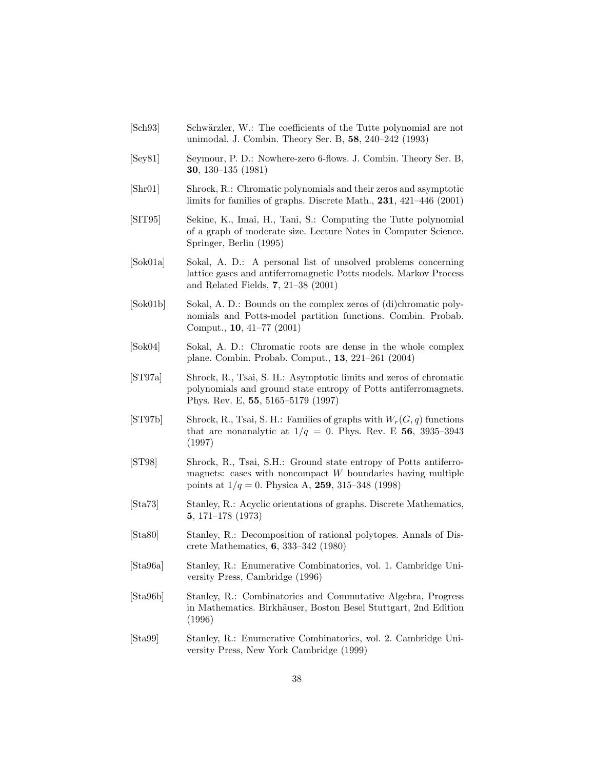[Sch93] Schwärzler, W.: The coefficients of the Tutte polynomial are not unimodal. J. Combin. Theory Ser. B, **58**, 240–242 (1993)

[Sey81] Seymour, P. D.: Nowhere-zero 6-flows. J. Combin. Theory Ser. B, **30**, 130–135 (1981)

[Shr01] Shrock, R.: Chromatic polynomials and their zeros and asymptotic limits for families of graphs. Discrete Math., **231**, 421–446 (2001)

[SIT95] Sekine, K., Imai, H., Tani, S.: Computing the Tutte polynomial of a graph of moderate size. Lecture Notes in Computer Science. Springer, Berlin (1995)

[Sok01a] Sokal, A. D.: A personal list of unsolved problems concerning lattice gases and antiferromagnetic Potts models. Markov Process and Related Fields, **7**, 21–38 (2001)

[Sok01b] Sokal, A. D.: Bounds on the complex zeros of (di)chromatic polynomials and Potts-model partition functions. Combin. Probab. Comput., **10**, 41–77 (2001)

[Sok04] Sokal, A. D.: Chromatic roots are dense in the whole complex plane. Combin. Probab. Comput., **13**, 221–261 (2004)

[ST97a] Shrock, R., Tsai, S. H.: Asymptotic limits and zeros of chromatic polynomials and ground state entropy of Potts antiferromagnets. Phys. Rev. E, **55**, 5165–5179 (1997)

[ST97b] Shrock, R., Tsai, S. H.: Families of graphs with $W_r(G, q)$ functions that are nonanalytic at $1/q = 0$. Phys. Rev. E **56**, 3935–3943 (1997)

[ST98] Shrock, R., Tsai, S.H.: Ground state entropy of Potts antiferromagnets: cases with noncompact $W$ boundaries having multiple points at $1/q = 0$. Physica A, **259**, 315–348 (1998)

[Sta73] Stanley, R.: Acyclic orientations of graphs. Discrete Mathematics, **5**, 171–178 (1973)

[Sta80] Stanley, R.: Decomposition of rational polytopes. Annals of Discrete Mathematics, **6**, 333–342 (1980)

[Sta96a] Stanley, R.: Enumerative Combinatorics, vol. 1. Cambridge University Press, Cambridge (1996)

[Sta96b] Stanley, R.: Combinatorics and Commutative Algebra, Progress in Mathematics. Birkhäuser, Boston Besel Stuttgart, 2nd Edition (1996)

[Sta99] Stanley, R.: Enumerative Combinatorics, vol. 2. Cambridge University Press, New York Cambridge (1999)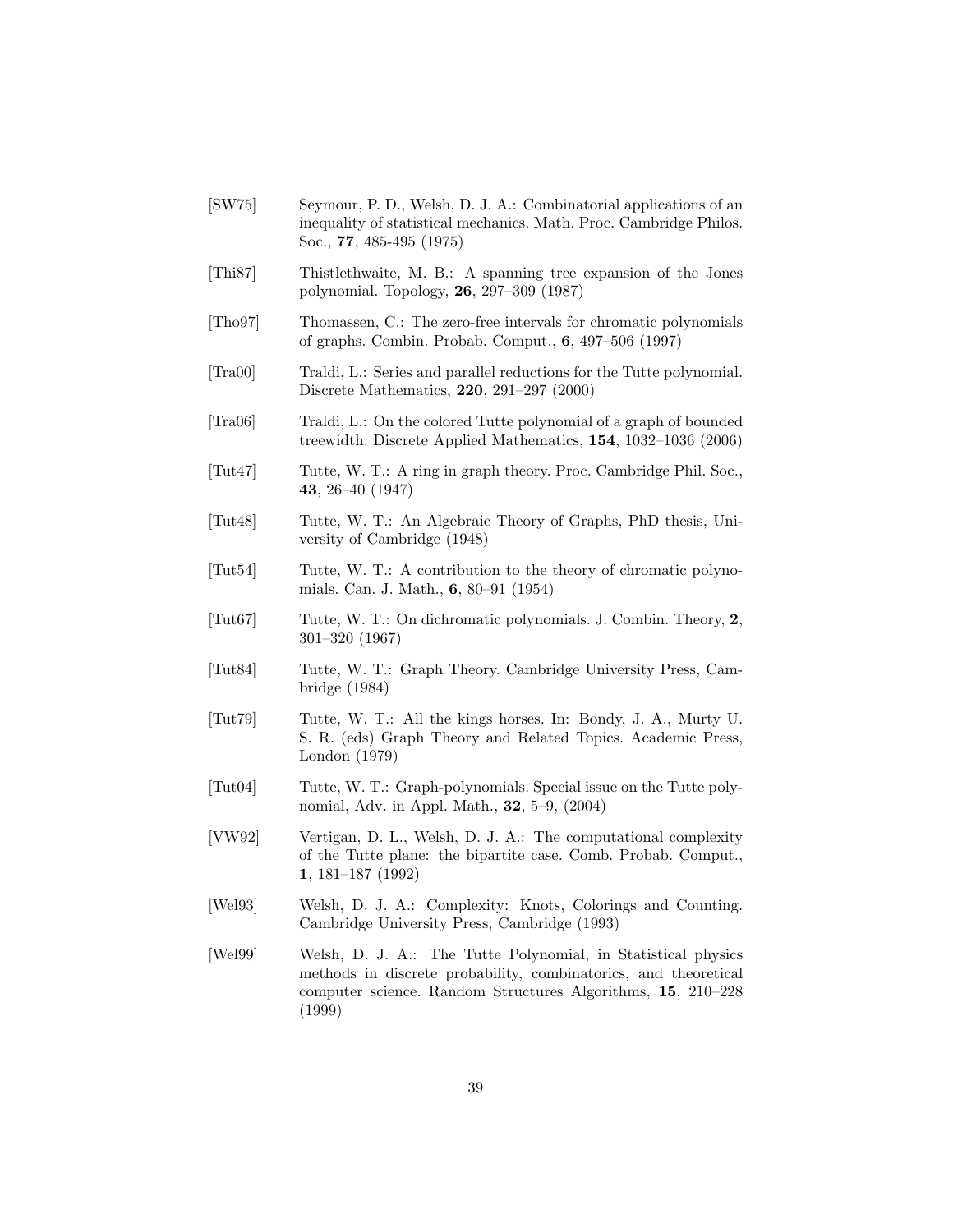[SW75] Seymour, P. D., Welsh, D. J. A.: Combinatorial applications of an inequality of statistical mechanics. Math. Proc. Cambridge Philos. Soc., **77**, 485-495 (1975)

[Thi87] Thistlethwaite, M. B.: A spanning tree expansion of the Jones polynomial. Topology, **26**, 297–309 (1987)

[Tho97] Thomassen, C.: The zero-free intervals for chromatic polynomials of graphs. Combin. Probab. Comput., **6**, 497–506 (1997)

[Tra00] Traldi, L.: Series and parallel reductions for the Tutte polynomial. Discrete Mathematics, **220**, 291–297 (2000)

[Tra06] Traldi, L.: On the colored Tutte polynomial of a graph of bounded treewidth. Discrete Applied Mathematics, **154**, 1032–1036 (2006)

[Tut47] Tutte, W. T.: A ring in graph theory. Proc. Cambridge Phil. Soc., **43**, 26–40 (1947)

[Tut48] Tutte, W. T.: An Algebraic Theory of Graphs, PhD thesis, University of Cambridge (1948)

[Tut54] Tutte, W. T.: A contribution to the theory of chromatic polynomials. Can. J. Math., **6**, 80–91 (1954)

[Tut67] Tutte, W. T.: On dichromatic polynomials. J. Combin. Theory, **2**, 301–320 (1967)

[Tut84] Tutte, W. T.: Graph Theory. Cambridge University Press, Cambridge (1984)

[Tut79] Tutte, W. T.: All the kings horses. In: Bondy, J. A., Murty U. S. R. (eds) Graph Theory and Related Topics. Academic Press, London (1979)

[Tut04] Tutte, W. T.: Graph-polynomials. Special issue on the Tutte polynomial, Adv. in Appl. Math., **32**, 5–9, (2004)

[VW92] Vertigan, D. L., Welsh, D. J. A.: The computational complexity of the Tutte plane: the bipartite case. Comb. Probab. Comput., **1**, 181–187 (1992)

[Wel93] Welsh, D. J. A.: Complexity: Knots, Colorings and Counting. Cambridge University Press, Cambridge (1993)

[Wel99] Welsh, D. J. A.: The Tutte Polynomial, in Statistical physics methods in discrete probability, combinatorics, and theoretical computer science. Random Structures Algorithms, **15**, 210–228 (1999)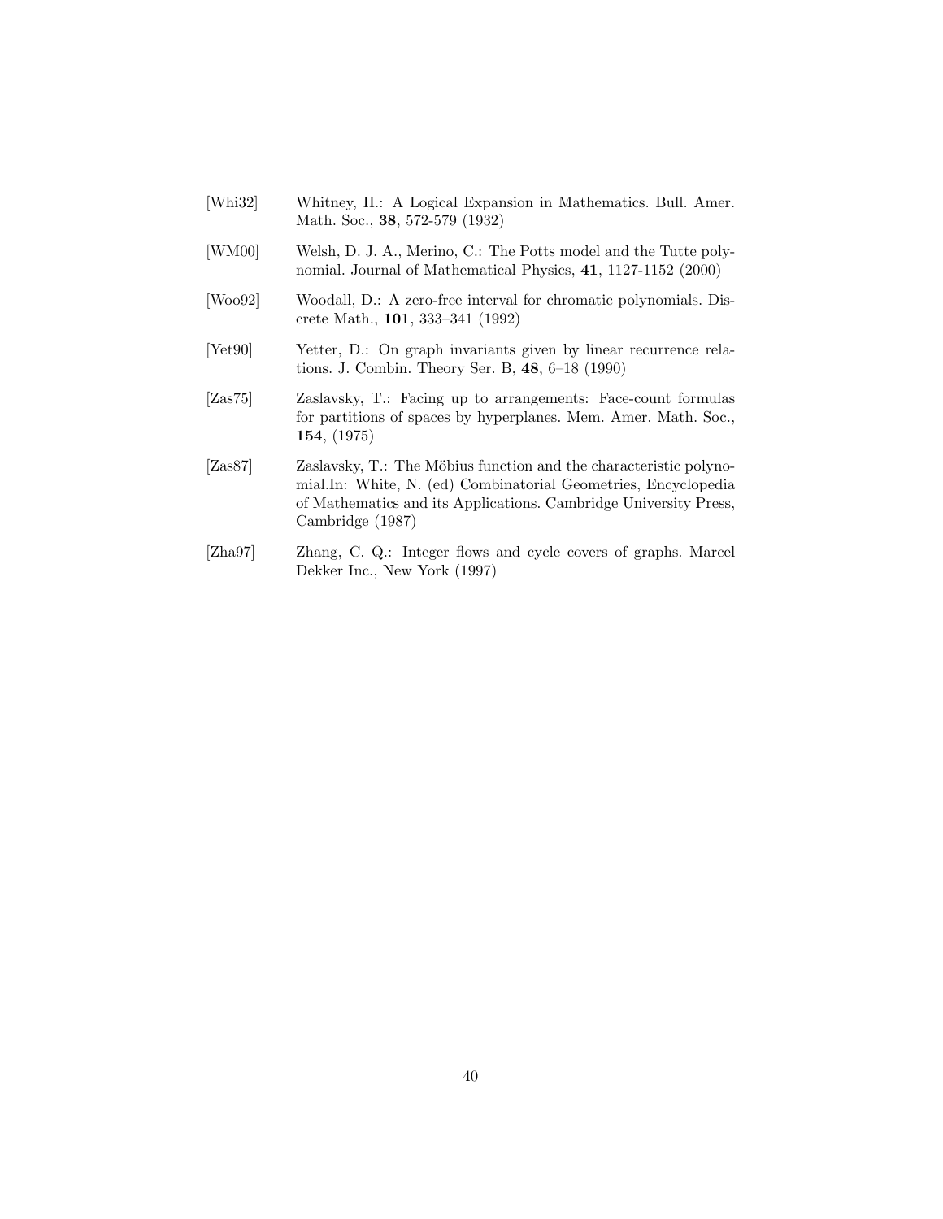[Whi32] Whitney, H.: A Logical Expansion in Mathematics. Bull. Amer. Math. Soc., **38**, 572-579 (1932)

[WM00] Welsh, D. J. A., Merino, C.: The Potts model and the Tutte polynomial. Journal of Mathematical Physics, **41**, 1127-1152 (2000)

[Woo92] Woodall, D.: A zero-free interval for chromatic polynomials. Discrete Math., **101**, 333–341 (1992)

[Yet90] Yetter, D.: On graph invariants given by linear recurrence relations. J. Combin. Theory Ser. B, **48**, 6–18 (1990)

[Zas75] Zaslavsky, T.: Facing up to arrangements: Face-count formulas for partitions of spaces by hyperplanes. Mem. Amer. Math. Soc., **154**, (1975)

[Zas87] Zaslavsky, T.: The Möbius function and the characteristic polynomial.In: White, N. (ed) Combinatorial Geometries, Encyclopedia of Mathematics and its Applications. Cambridge University Press, Cambridge (1987)

[Zha97] Zhang, C. Q.: Integer flows and cycle covers of graphs. Marcel Dekker Inc., New York (1997)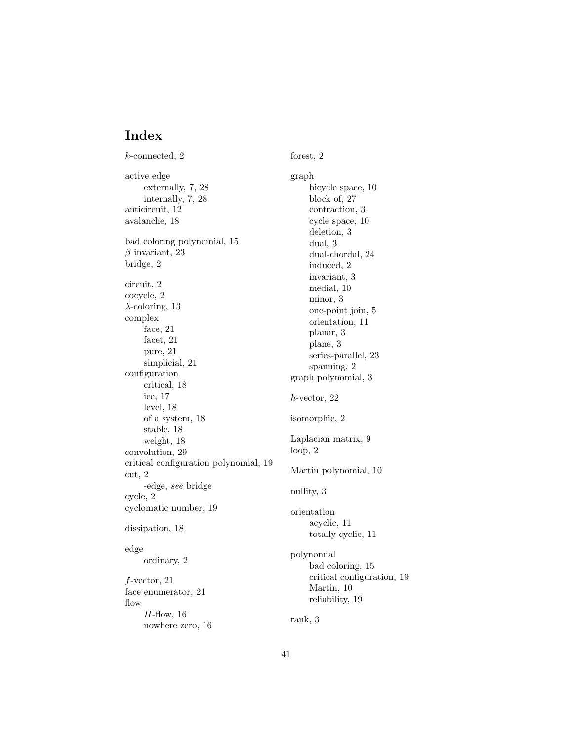# Index

$k$-connected, 2

active edge
- externally, 7, 28
- internally, 7, 28

anticircuit, 12
avalanche, 18

bad coloring polynomial, 15
$\beta$ invariant, 23
bridge, 2

circuit, 2
cocycle, 2
$\lambda$-coloring, 13
complex
- face, 21
- facet, 21
- pure, 21
- simplicial, 21

configuration
- critical, 18
- ice, 17
- level, 18
- of a system, 18
- stable, 18
- weight, 18

convolution, 29
critical configuration polynomial, 19
cut, 2
- -edge, *see* bridge

cycle, 2
cyclomatic number, 19

dissipation, 18

edge
- ordinary, 2

$f$-vector, 21
face enumerator, 21
flow
- $H$-flow, 16
- nowhere zero, 16

forest, 2

graph
- bicycle space, 10
- block of, 27
- contraction, 3
- cycle space, 10
- deletion, 3
- dual, 3
- dual-chordal, 24
- induced, 2
- invariant, 3
- medial, 10
- minor, 3
- one-point join, 5
- orientation, 11
- planar, 3
- plane, 3
- series-parallel, 23
- spanning, 2

graph polynomial, 3

$h$-vector, 22

isomorphic, 2

Laplacian matrix, 9
loop, 2

Martin polynomial, 10

nullity, 3

orientation
- acyclic, 11
- totally cyclic, 11

polynomial
- bad coloring, 15
- critical configuration, 19
- Martin, 10
- reliability, 19

rank, 3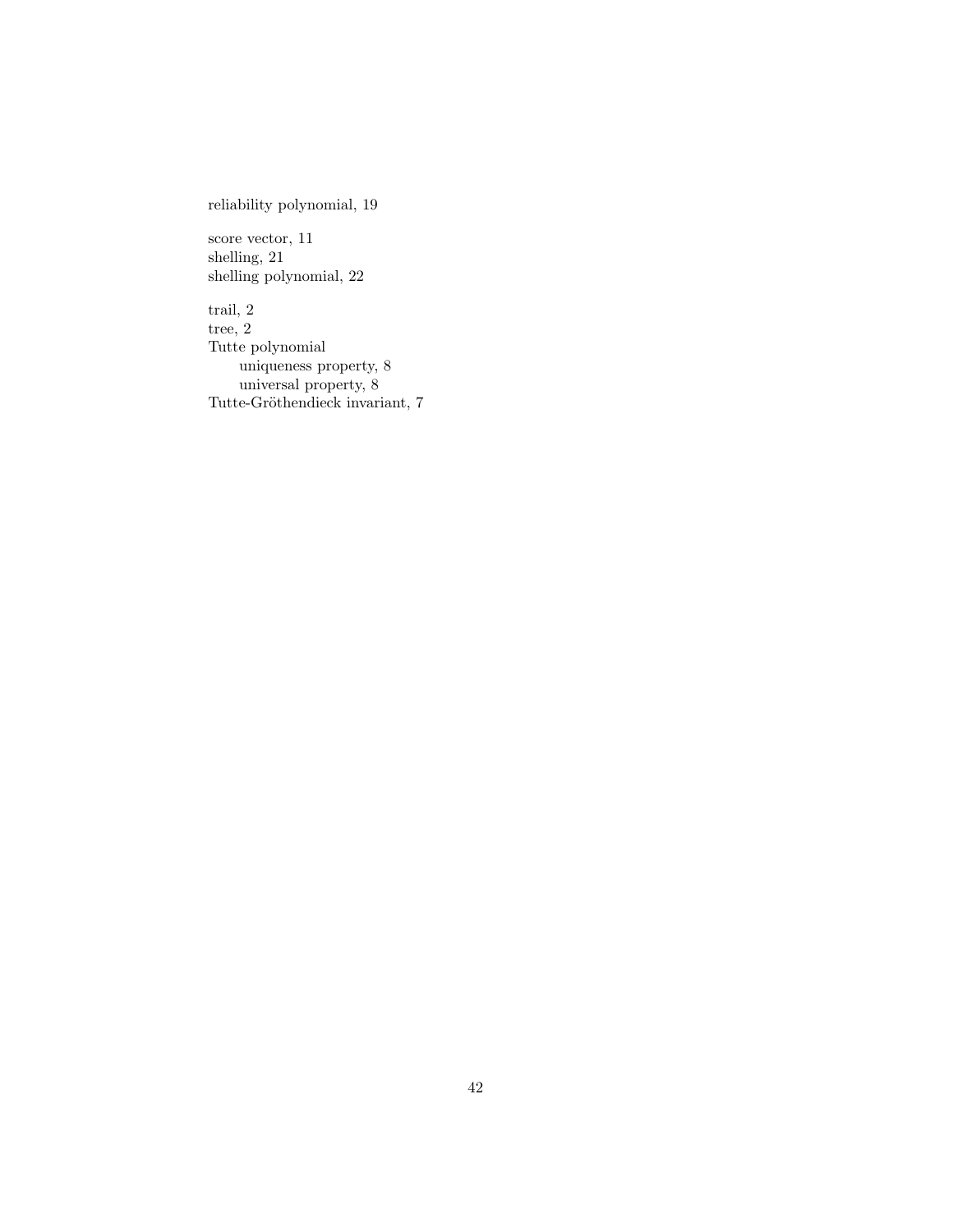reliability polynomial, 19

score vector, 11
shelling, 21
shelling polynomial, 22

trail, 2
tree, 2
Tutte polynomial
    uniqueness property, 8
    universal property, 8
Tutte-Gröthendieck invariant, 7